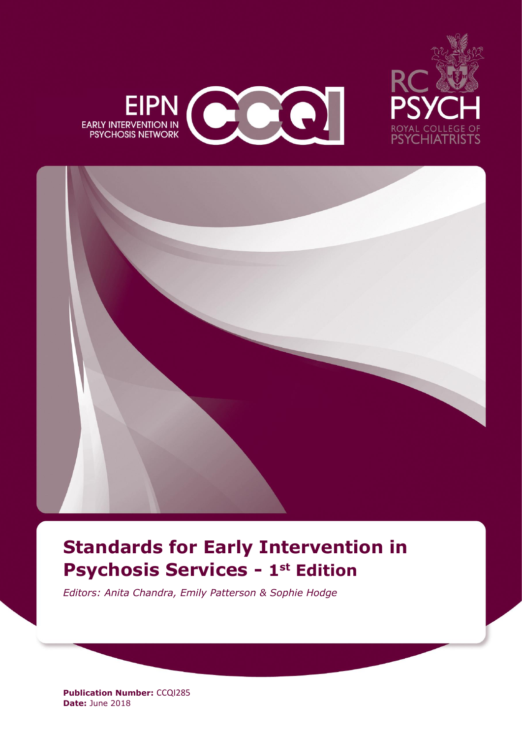EIPN

EARLY INTERVENTION IN PSYCHOSIS NETWORK

CCQI

RC PSYCH

ROYAL COLLEGE OF PSYCHIATRISTS

# Standards for Early Intervention in Psychosis Services - 1st Edition

*Editors: Anita Chandra, Emily Patterson & Sophie Hodge*

**Publication Number:** CCQI285
**Date:** June 2018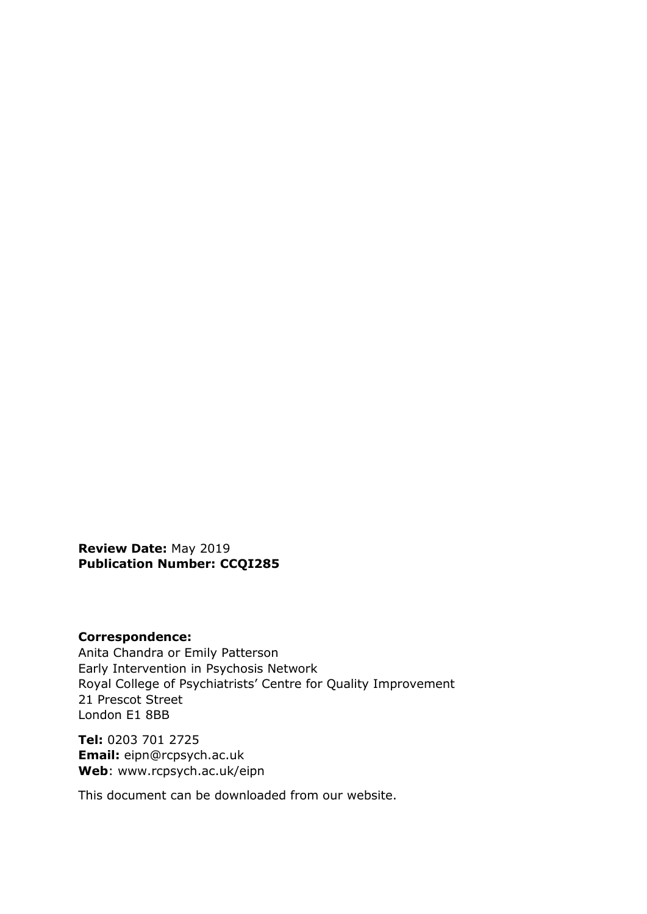**Review Date:** May 2019
**Publication Number: CCQI285**

**Correspondence:**
Anita Chandra or Emily Patterson
Early Intervention in Psychosis Network
Royal College of Psychiatrists' Centre for Quality Improvement
21 Prescot Street
London E1 8BB

**Tel:** 0203 701 2725
**Email:** eipn@rcpsych.ac.uk
**Web**: www.rcpsych.ac.uk/eipn

This document can be downloaded from our website.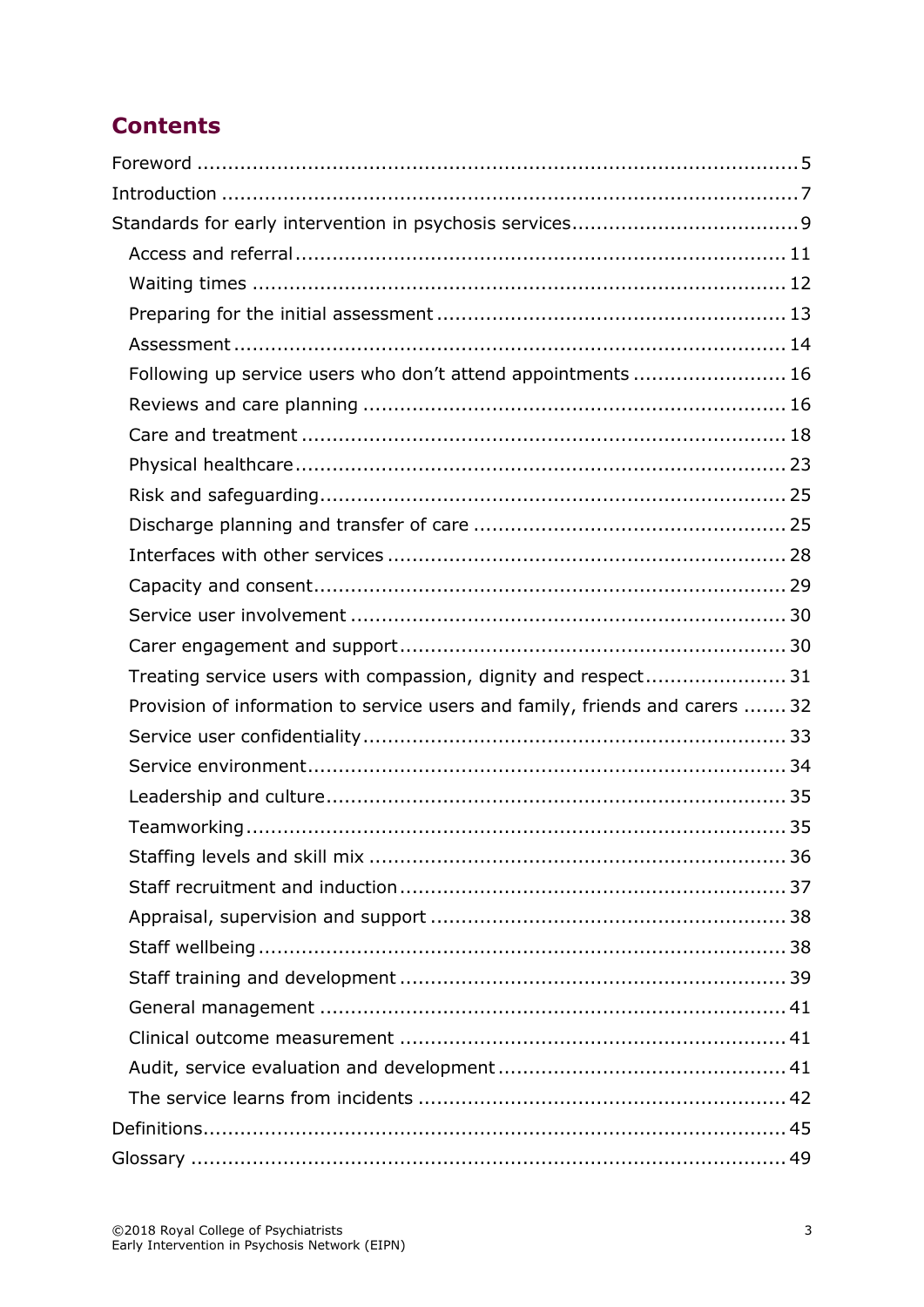## Contents

- Foreword ........................................................................................ 5
- Introduction .................................................................................... 7
- Standards for early intervention in psychosis services ................................. 9
  - Access and referral ...................................................................... 11
  - Waiting times ............................................................................. 12
  - Preparing for the initial assessment ................................................ 13
  - Assessment ................................................................................ 14
  - Following up service users who don't attend appointments ........................ 16
  - Reviews and care planning ........................................................... 16
  - Care and treatment ...................................................................... 18
  - Physical healthcare ...................................................................... 23
  - Risk and safeguarding .................................................................. 25
  - Discharge planning and transfer of care .......................................... 25
  - Interfaces with other services ........................................................ 28
  - Capacity and consent ................................................................... 29
  - Service user involvement .............................................................. 30
  - Carer engagement and support ....................................................... 30
  - Treating service users with compassion, dignity and respect ...................... 31
  - Provision of information to service users and family, friends and carers ....... 32
  - Service user confidentiality ........................................................... 33
  - Service environment ..................................................................... 34
  - Leadership and culture .................................................................. 35
  - Teamworking .............................................................................. 35
  - Staffing levels and skill mix ........................................................... 36
  - Staff recruitment and induction ...................................................... 37
  - Appraisal, supervision and support ................................................. 38
  - Staff wellbeing ............................................................................ 38
  - Staff training and development ...................................................... 39
  - General management ................................................................... 41
  - Clinical outcome measurement ...................................................... 41
  - Audit, service evaluation and development ....................................... 41
  - The service learns from incidents ................................................... 42
- Definitions ...................................................................................... 45
- Glossary ........................................................................................ 49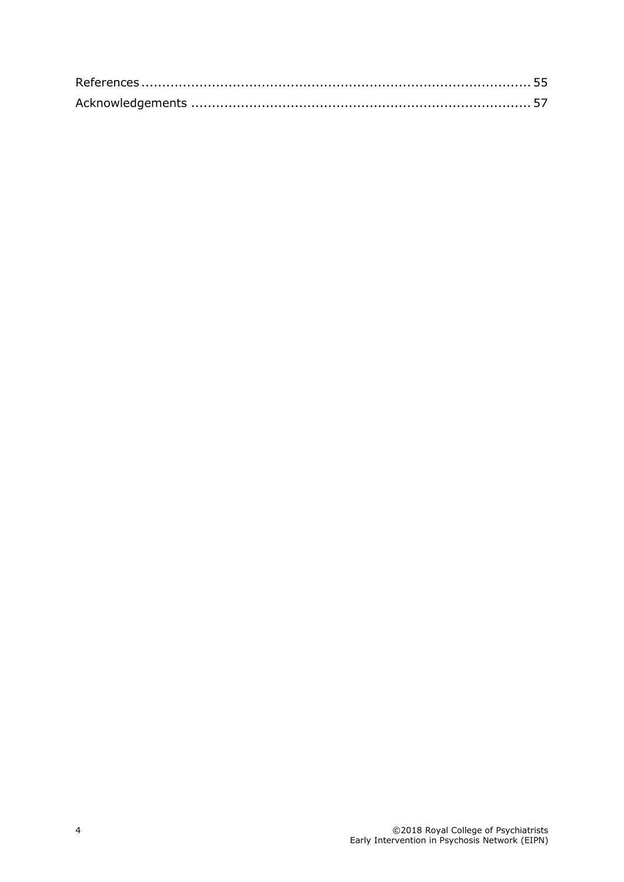References ..................................................................................... 55

Acknowledgements ......................................................................... 57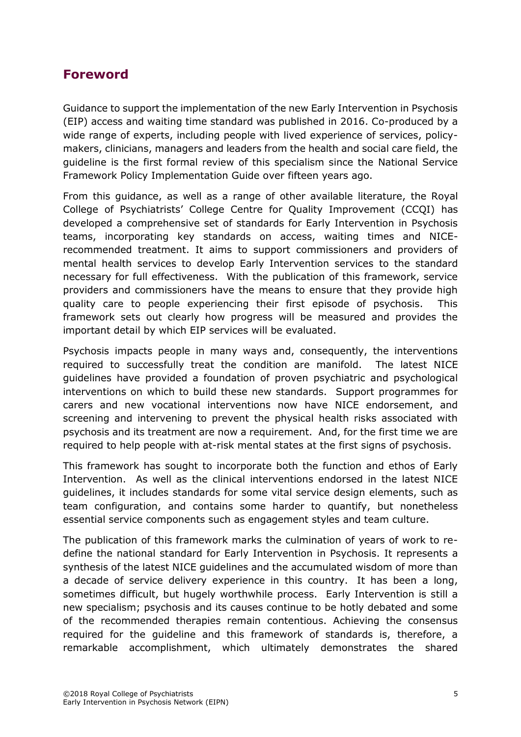## Foreword

Guidance to support the implementation of the new Early Intervention in Psychosis (EIP) access and waiting time standard was published in 2016. Co-produced by a wide range of experts, including people with lived experience of services, policy-makers, clinicians, managers and leaders from the health and social care field, the guideline is the first formal review of this specialism since the National Service Framework Policy Implementation Guide over fifteen years ago.

From this guidance, as well as a range of other available literature, the Royal College of Psychiatrists' College Centre for Quality Improvement (CCQI) has developed a comprehensive set of standards for Early Intervention in Psychosis teams, incorporating key standards on access, waiting times and NICE-recommended treatment. It aims to support commissioners and providers of mental health services to develop Early Intervention services to the standard necessary for full effectiveness. With the publication of this framework, service providers and commissioners have the means to ensure that they provide high quality care to people experiencing their first episode of psychosis. This framework sets out clearly how progress will be measured and provides the important detail by which EIP services will be evaluated.

Psychosis impacts people in many ways and, consequently, the interventions required to successfully treat the condition are manifold. The latest NICE guidelines have provided a foundation of proven psychiatric and psychological interventions on which to build these new standards. Support programmes for carers and new vocational interventions now have NICE endorsement, and screening and intervening to prevent the physical health risks associated with psychosis and its treatment are now a requirement. And, for the first time we are required to help people with at-risk mental states at the first signs of psychosis.

This framework has sought to incorporate both the function and ethos of Early Intervention. As well as the clinical interventions endorsed in the latest NICE guidelines, it includes standards for some vital service design elements, such as team configuration, and contains some harder to quantify, but nonetheless essential service components such as engagement styles and team culture.

The publication of this framework marks the culmination of years of work to re-define the national standard for Early Intervention in Psychosis. It represents a synthesis of the latest NICE guidelines and the accumulated wisdom of more than a decade of service delivery experience in this country. It has been a long, sometimes difficult, but hugely worthwhile process. Early Intervention is still a new specialism; psychosis and its causes continue to be hotly debated and some of the recommended therapies remain contentious. Achieving the consensus required for the guideline and this framework of standards is, therefore, a remarkable accomplishment, which ultimately demonstrates the shared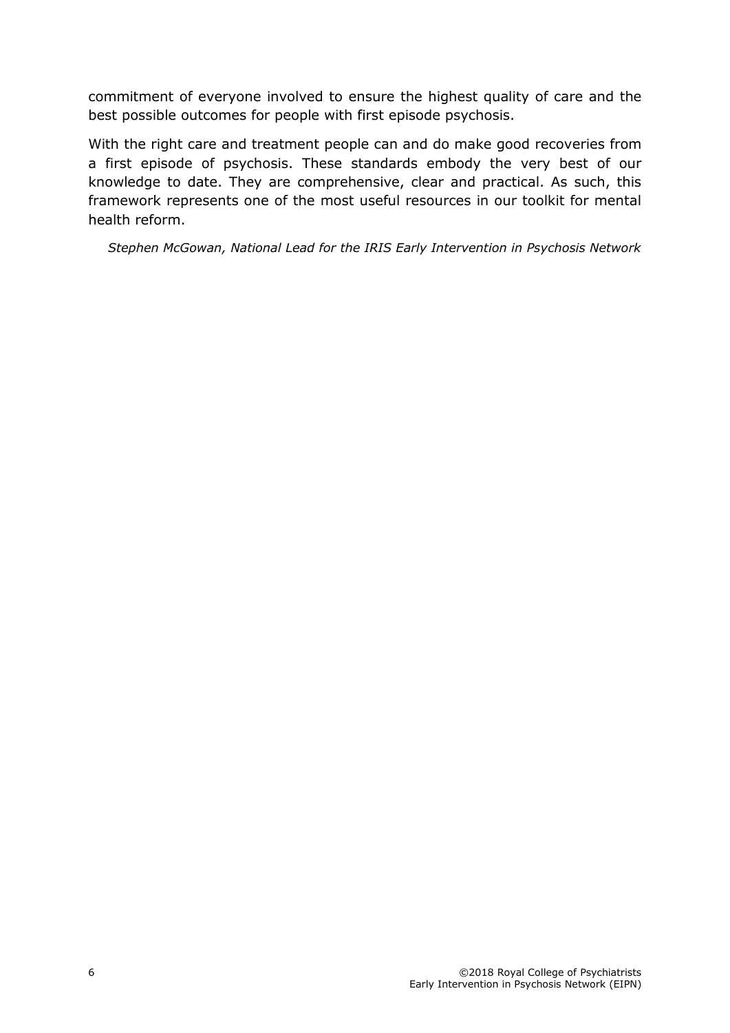commitment of everyone involved to ensure the highest quality of care and the best possible outcomes for people with first episode psychosis.

With the right care and treatment people can and do make good recoveries from a first episode of psychosis. These standards embody the very best of our knowledge to date. They are comprehensive, clear and practical. As such, this framework represents one of the most useful resources in our toolkit for mental health reform.

*Stephen McGowan, National Lead for the IRIS Early Intervention in Psychosis Network*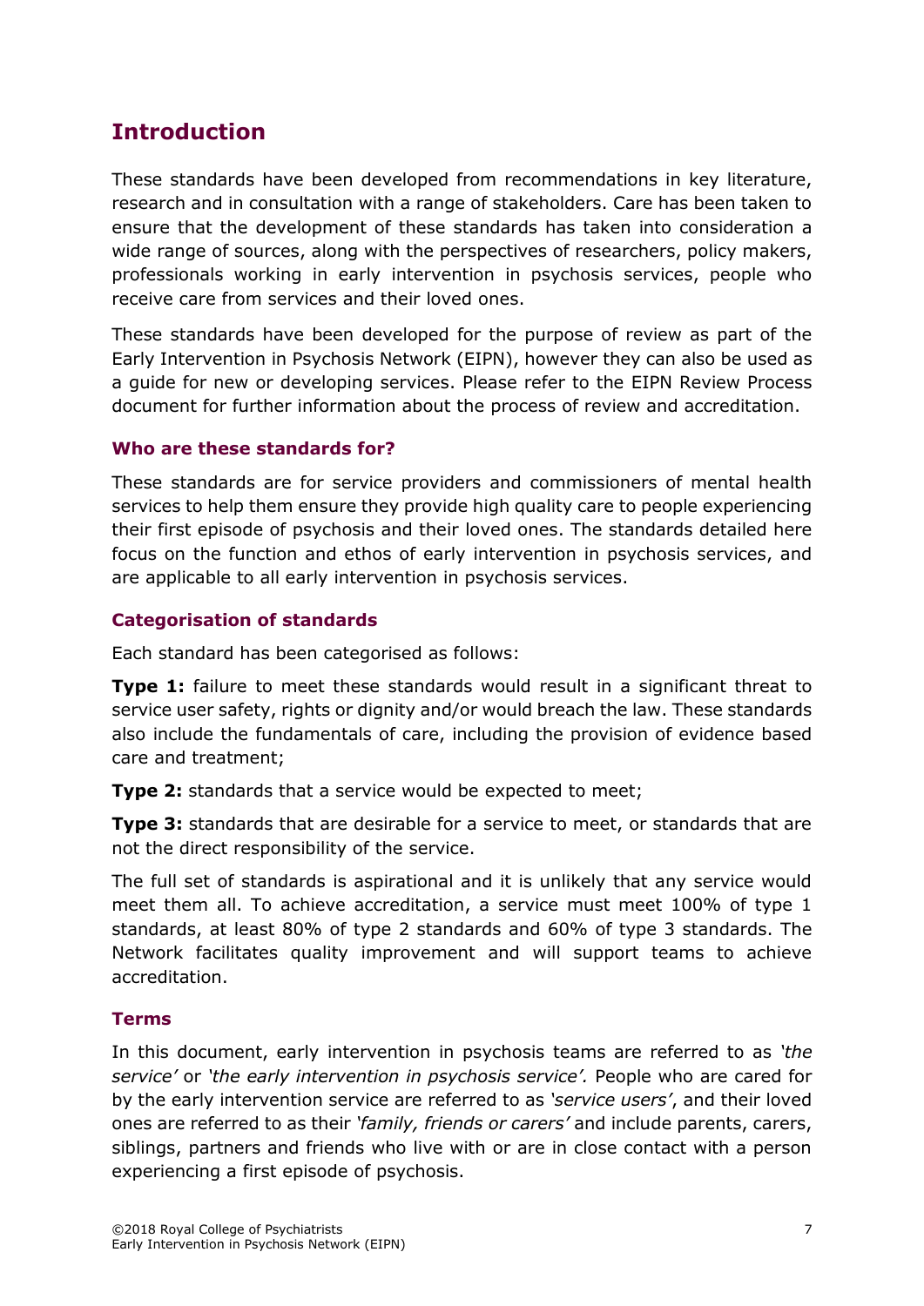## Introduction

These standards have been developed from recommendations in key literature, research and in consultation with a range of stakeholders. Care has been taken to ensure that the development of these standards has taken into consideration a wide range of sources, along with the perspectives of researchers, policy makers, professionals working in early intervention in psychosis services, people who receive care from services and their loved ones.

These standards have been developed for the purpose of review as part of the Early Intervention in Psychosis Network (EIPN), however they can also be used as a guide for new or developing services. Please refer to the EIPN Review Process document for further information about the process of review and accreditation.

### Who are these standards for?

These standards are for service providers and commissioners of mental health services to help them ensure they provide high quality care to people experiencing their first episode of psychosis and their loved ones. The standards detailed here focus on the function and ethos of early intervention in psychosis services, and are applicable to all early intervention in psychosis services.

### Categorisation of standards

Each standard has been categorised as follows:

**Type 1:** failure to meet these standards would result in a significant threat to service user safety, rights or dignity and/or would breach the law. These standards also include the fundamentals of care, including the provision of evidence based care and treatment;

**Type 2:** standards that a service would be expected to meet;

**Type 3:** standards that are desirable for a service to meet, or standards that are not the direct responsibility of the service.

The full set of standards is aspirational and it is unlikely that any service would meet them all. To achieve accreditation, a service must meet 100% of type 1 standards, at least 80% of type 2 standards and 60% of type 3 standards. The Network facilitates quality improvement and will support teams to achieve accreditation.

### Terms

In this document, early intervention in psychosis teams are referred to as *'the service'* or *'the early intervention in psychosis service'.* People who are cared for by the early intervention service are referred to as *'service users'*, and their loved ones are referred to as their *'family, friends or carers'* and include parents, carers, siblings, partners and friends who live with or are in close contact with a person experiencing a first episode of psychosis.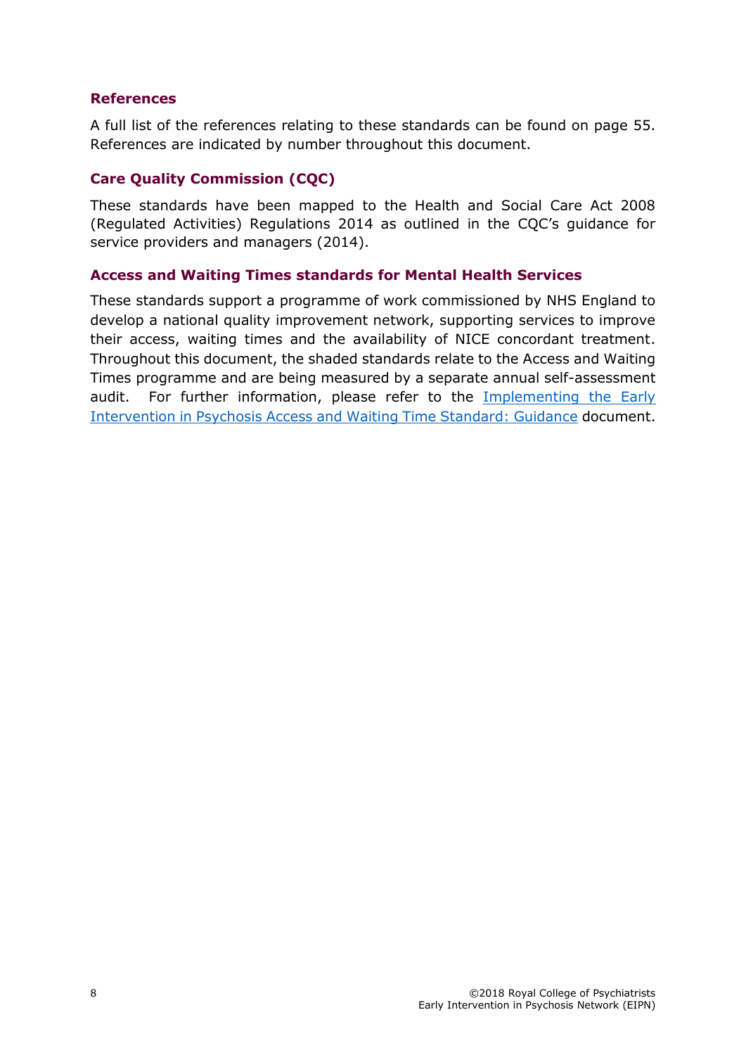### References

A full list of the references relating to these standards can be found on page 55. References are indicated by number throughout this document.

### Care Quality Commission (CQC)

These standards have been mapped to the Health and Social Care Act 2008 (Regulated Activities) Regulations 2014 as outlined in the CQC's guidance for service providers and managers (2014).

### Access and Waiting Times standards for Mental Health Services

These standards support a programme of work commissioned by NHS England to develop a national quality improvement network, supporting services to improve their access, waiting times and the availability of NICE concordant treatment. Throughout this document, the shaded standards relate to the Access and Waiting Times programme and are being measured by a separate annual self-assessment audit. For further information, please refer to the Implementing the Early Intervention in Psychosis Access and Waiting Time Standard: Guidance document.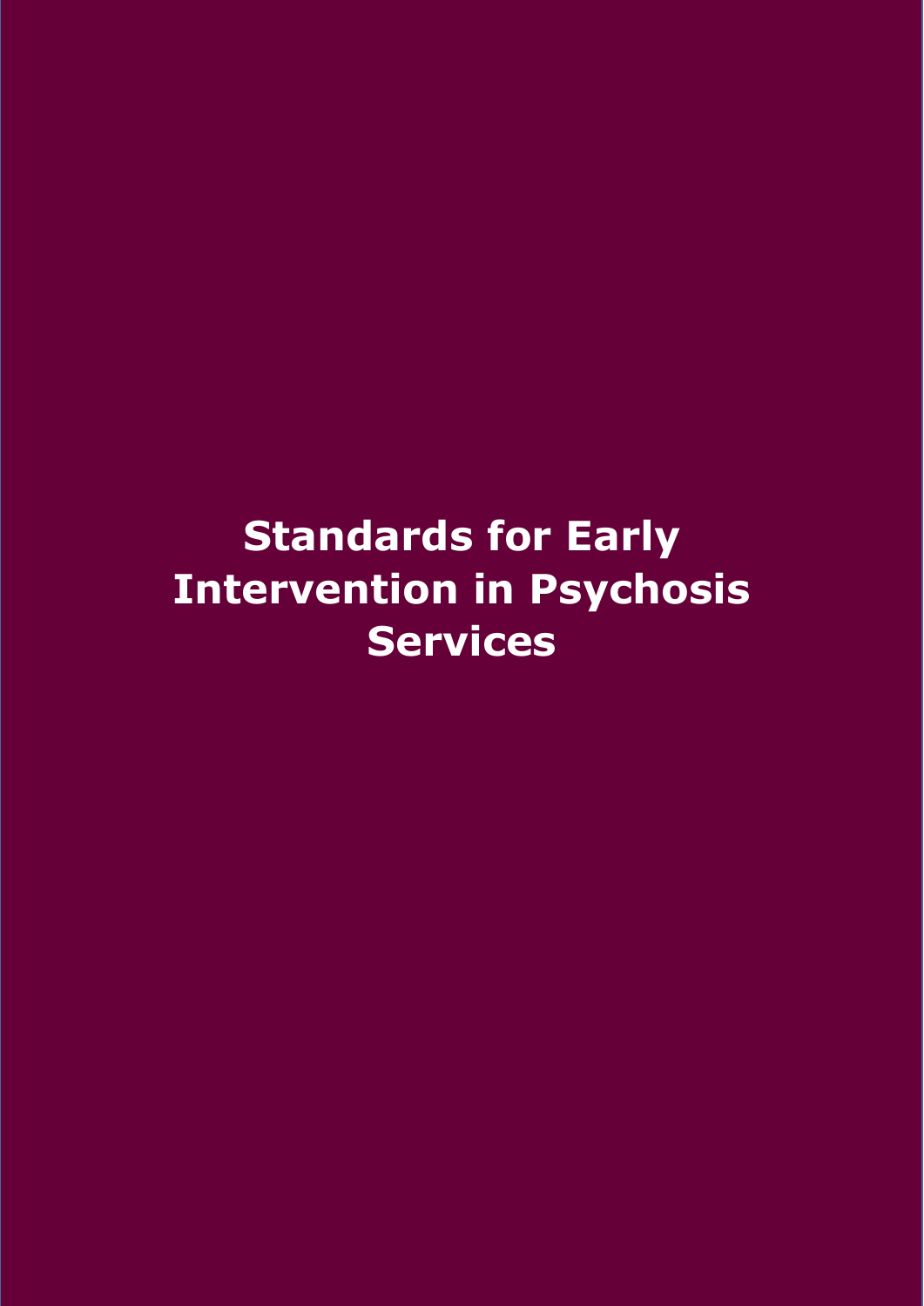# Standards for Early Intervention in Psychosis Services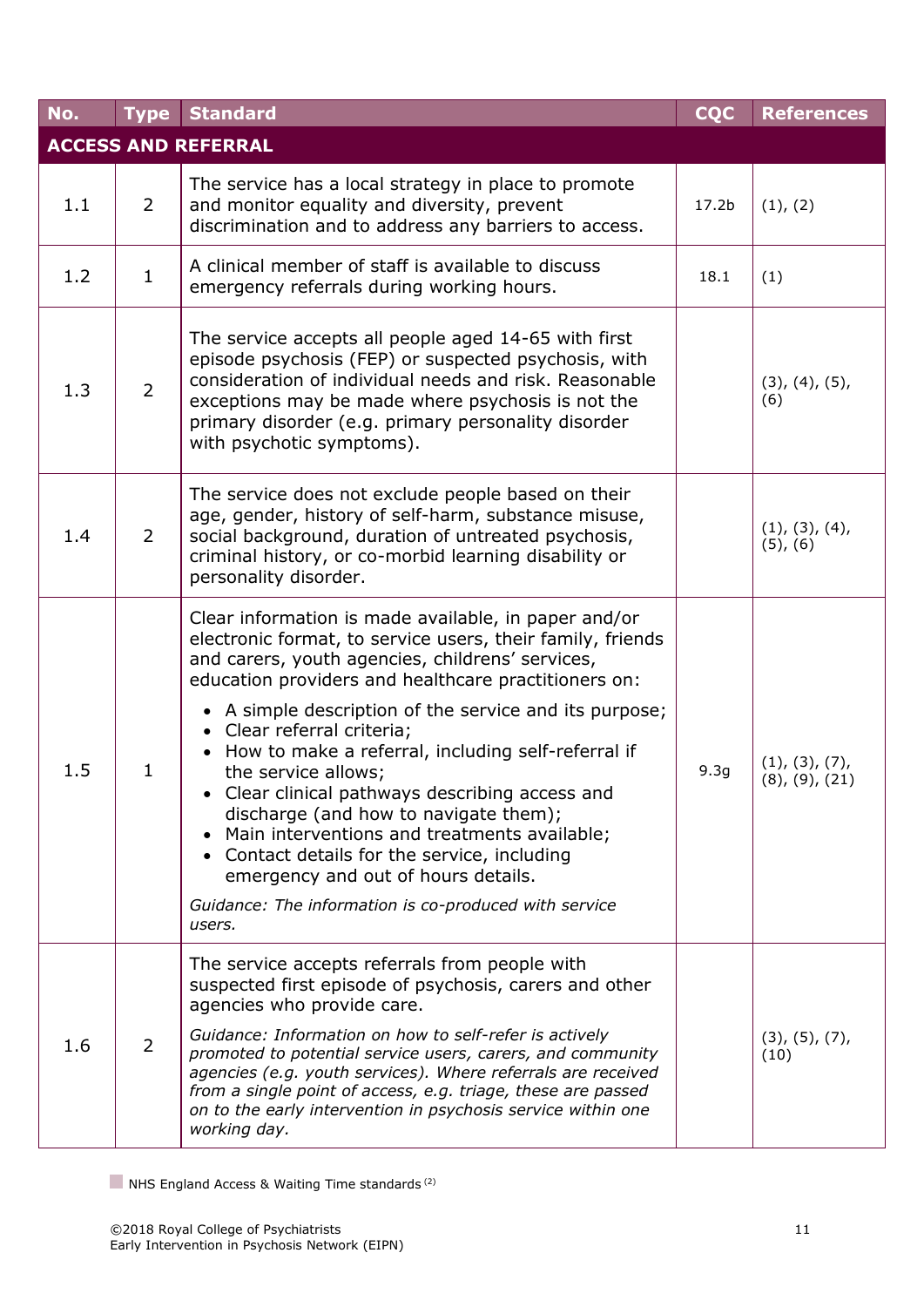| No. | Type | Standard | CQC | References |
|---|---|---|---|---|
| **ACCESS AND REFERRAL** | | | | |
| 1.1 | 2 | The service has a local strategy in place to promote and monitor equality and diversity, prevent discrimination and to address any barriers to access. | 17.2b | (1), (2) |
| 1.2 | 1 | A clinical member of staff is available to discuss emergency referrals during working hours. | 18.1 | (1) |
| 1.3 | 2 | The service accepts all people aged 14-65 with first episode psychosis (FEP) or suspected psychosis, with consideration of individual needs and risk. Reasonable exceptions may be made where psychosis is not the primary disorder (e.g. primary personality disorder with psychotic symptoms). | | (3), (4), (5), (6) |
| 1.4 | 2 | The service does not exclude people based on their age, gender, history of self-harm, substance misuse, social background, duration of untreated psychosis, criminal history, or co-morbid learning disability or personality disorder. | | (1), (3), (4), (5), (6) |
| 1.5 | 1 | Clear information is made available, in paper and/or electronic format, to service users, their family, friends and carers, youth agencies, childrens' services, education providers and healthcare practitioners on:<br>• A simple description of the service and its purpose;<br>• Clear referral criteria;<br>• How to make a referral, including self-referral if the service allows;<br>• Clear clinical pathways describing access and discharge (and how to navigate them);<br>• Main interventions and treatments available;<br>• Contact details for the service, including emergency and out of hours details.<br>*Guidance: The information is co-produced with service users.* | 9.3g | (1), (3), (7), (8), (9), (21) |
| 1.6 | 2 | The service accepts referrals from people with suspected first episode of psychosis, carers and other agencies who provide care.<br>*Guidance: Information on how to self-refer is actively promoted to potential service users, carers, and community agencies (e.g. youth services). Where referrals are received from a single point of access, e.g. triage, these are passed on to the early intervention in psychosis service within one working day.* | | (3), (5), (7), (10) |

NHS England Access & Waiting Time standards [2]

©2018 Royal College of Psychiatrists
Early Intervention in Psychosis Network (EIPN)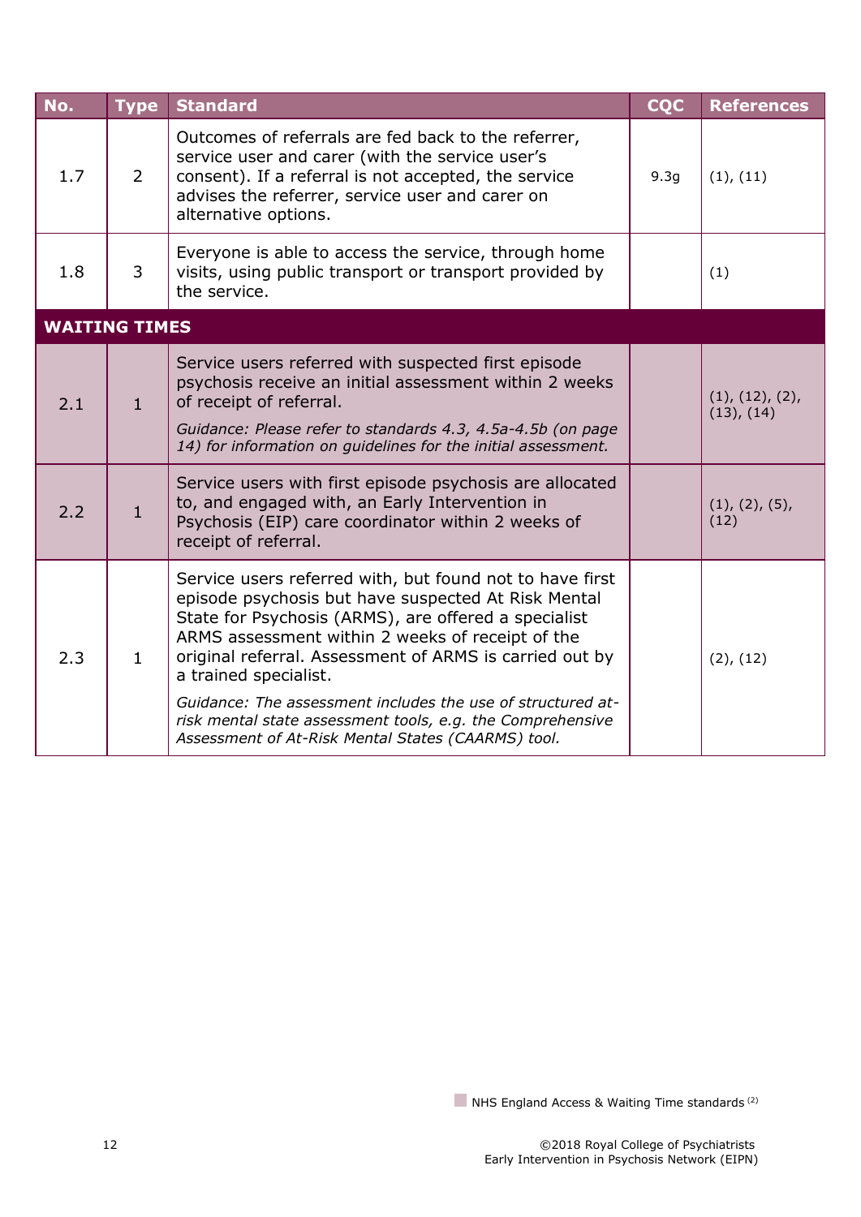| No. | Type | Standard | CQC | References |
|---|---|---|---|---|
| 1.7 | 2 | Outcomes of referrals are fed back to the referrer, service user and carer (with the service user's consent). If a referral is not accepted, the service advises the referrer, service user and carer on alternative options. | 9.3g | (1), (11) |
| 1.8 | 3 | Everyone is able to access the service, through home visits, using public transport or transport provided by the service. | | (1) |
| **WAITING TIMES** | | | | |
| 2.1 | 1 | Service users referred with suspected first episode psychosis receive an initial assessment within 2 weeks of receipt of referral. *Guidance: Please refer to standards 4.3, 4.5a-4.5b (on page 14) for information on guidelines for the initial assessment.* | | (1), (12), (2), (13), (14) |
| 2.2 | 1 | Service users with first episode psychosis are allocated to, and engaged with, an Early Intervention in Psychosis (EIP) care coordinator within 2 weeks of receipt of referral. | | (1), (2), (5), (12) |
| 2.3 | 1 | Service users referred with, but found not to have first episode psychosis but have suspected At Risk Mental State for Psychosis (ARMS), are offered a specialist ARMS assessment within 2 weeks of receipt of the original referral. Assessment of ARMS is carried out by a trained specialist. *Guidance: The assessment includes the use of structured at-risk mental state assessment tools, e.g. the Comprehensive Assessment of At-Risk Mental States (CAARMS) tool.* | | (2), (12) |

NHS England Access & Waiting Time standards [2]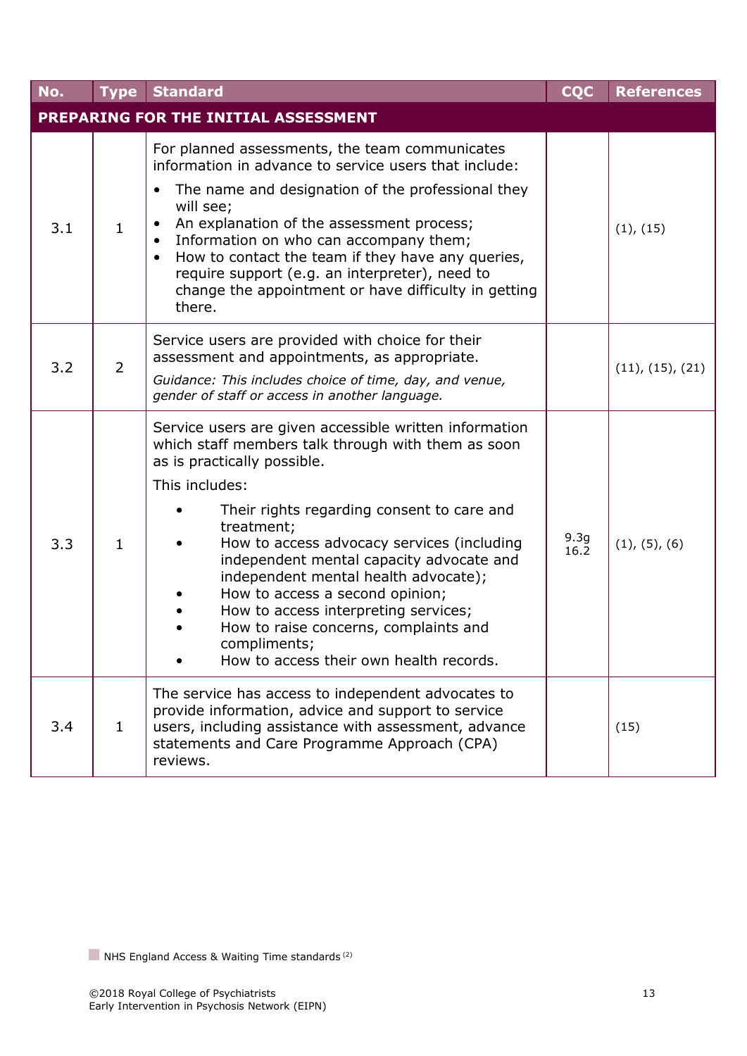| No. | Type | Standard | CQC | References |
|---|---|---|---|---|
| **PREPARING FOR THE INITIAL ASSESSMENT** | | | | |
| 3.1 | 1 | For planned assessments, the team communicates information in advance to service users that include:<br>• The name and designation of the professional they will see;<br>• An explanation of the assessment process;<br>• Information on who can accompany them;<br>• How to contact the team if they have any queries, require support (e.g. an interpreter), need to change the appointment or have difficulty in getting there. | | (1), (15) |
| 3.2 | 2 | Service users are provided with choice for their assessment and appointments, as appropriate.<br>*Guidance: This includes choice of time, day, and venue, gender of staff or access in another language.* | | (11), (15), (21) |
| 3.3 | 1 | Service users are given accessible written information which staff members talk through with them as soon as is practically possible.<br>This includes:<br>• Their rights regarding consent to care and treatment;<br>• How to access advocacy services (including independent mental capacity advocate and independent mental health advocate);<br>• How to access a second opinion;<br>• How to access interpreting services;<br>• How to raise concerns, complaints and compliments;<br>• How to access their own health records. | 9.3g<br>16.2 | (1), (5), (6) |
| 3.4 | 1 | The service has access to independent advocates to provide information, advice and support to service users, including assistance with assessment, advance statements and Care Programme Approach (CPA) reviews. | | (15) |

NHS England Access & Waiting Time standards [2]

©2018 Royal College of Psychiatrists
Early Intervention in Psychosis Network (EIPN)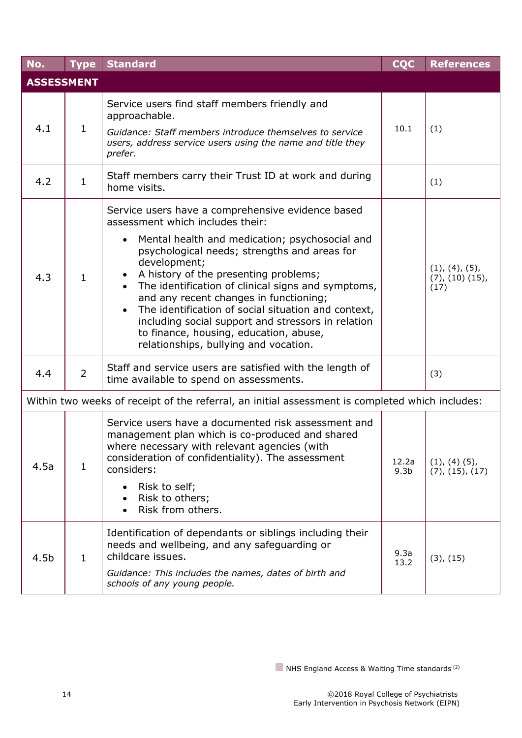| No. | Type | Standard | CQC | References |
|---|---|---|---|---|
| **ASSESSMENT** | | | | |
| 4.1 | 1 | Service users find staff members friendly and approachable. *Guidance: Staff members introduce themselves to service users, address service users using the name and title they prefer.* | 10.1 | (1) |
| 4.2 | 1 | Staff members carry their Trust ID at work and during home visits. | | (1) |
| 4.3 | 1 | Service users have a comprehensive evidence based assessment which includes their: <br>• Mental health and medication; psychosocial and psychological needs; strengths and areas for development; <br>• A history of the presenting problems; <br>• The identification of clinical signs and symptoms, and any recent changes in functioning; <br>• The identification of social situation and context, including social support and stressors in relation to finance, housing, education, abuse, relationships, bullying and vocation. | | (1), (4), (5), (7), (10) (15), (17) |
| 4.4 | 2 | Staff and service users are satisfied with the length of time available to spend on assessments. | | (3) |
| Within two weeks of receipt of the referral, an initial assessment is completed which includes: | | | | |
| 4.5a | 1 | Service users have a documented risk assessment and management plan which is co-produced and shared where necessary with relevant agencies (with consideration of confidentiality). The assessment considers: <br>• Risk to self; <br>• Risk to others; <br>• Risk from others. | 12.2a 9.3b | (1), (4) (5), (7), (15), (17) |
| 4.5b | 1 | Identification of dependants or siblings including their needs and wellbeing, and any safeguarding or childcare issues. *Guidance: This includes the names, dates of birth and schools of any young people.* | 9.3a 13.2 | (3), (15) |

NHS England Access & Waiting Time standards [2]

©2018 Royal College of Psychiatrists
Early Intervention in Psychosis Network (EIPN)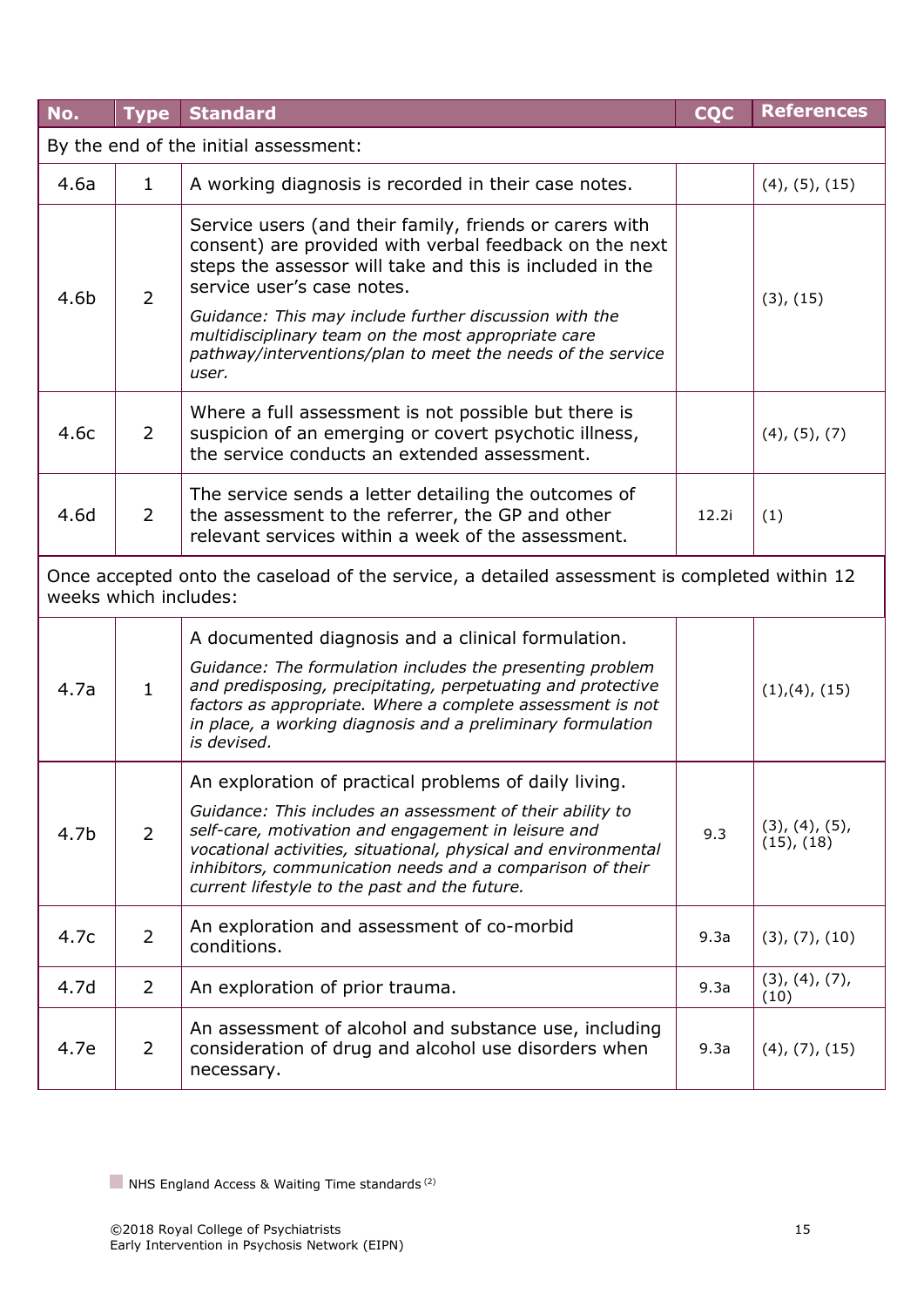| No. | Type | Standard | CQC | References |
|---|---|---|---|---|
| By the end of the initial assessment: | | | | |
| 4.6a | 1 | A working diagnosis is recorded in their case notes. | | (4), (5), (15) |
| 4.6b | 2 | Service users (and their family, friends or carers with consent) are provided with verbal feedback on the next steps the assessor will take and this is included in the service user's case notes.<br>*Guidance: This may include further discussion with the multidisciplinary team on the most appropriate care pathway/interventions/plan to meet the needs of the service user.* | | (3), (15) |
| 4.6c | 2 | Where a full assessment is not possible but there is suspicion of an emerging or covert psychotic illness, the service conducts an extended assessment. | | (4), (5), (7) |
| 4.6d | 2 | The service sends a letter detailing the outcomes of the assessment to the referrer, the GP and other relevant services within a week of the assessment. | 12.2i | (1) |
| Once accepted onto the caseload of the service, a detailed assessment is completed within 12 weeks which includes: | | | | |
| 4.7a | 1 | A documented diagnosis and a clinical formulation.<br>*Guidance: The formulation includes the presenting problem and predisposing, precipitating, perpetuating and protective factors as appropriate. Where a complete assessment is not in place, a working diagnosis and a preliminary formulation is devised.* | | (1),(4), (15) |
| 4.7b | 2 | An exploration of practical problems of daily living.<br>*Guidance: This includes an assessment of their ability to self-care, motivation and engagement in leisure and vocational activities, situational, physical and environmental inhibitors, communication needs and a comparison of their current lifestyle to the past and the future.* | 9.3 | (3), (4), (5), (15), (18) |
| 4.7c | 2 | An exploration and assessment of co-morbid conditions. | 9.3a | (3), (7), (10) |
| 4.7d | 2 | An exploration of prior trauma. | 9.3a | (3), (4), (7), (10) |
| 4.7e | 2 | An assessment of alcohol and substance use, including consideration of drug and alcohol use disorders when necessary. | 9.3a | (4), (7), (15) |

NHS England Access & Waiting Time standards [2]

©2018 Royal College of Psychiatrists
Early Intervention in Psychosis Network (EIPN)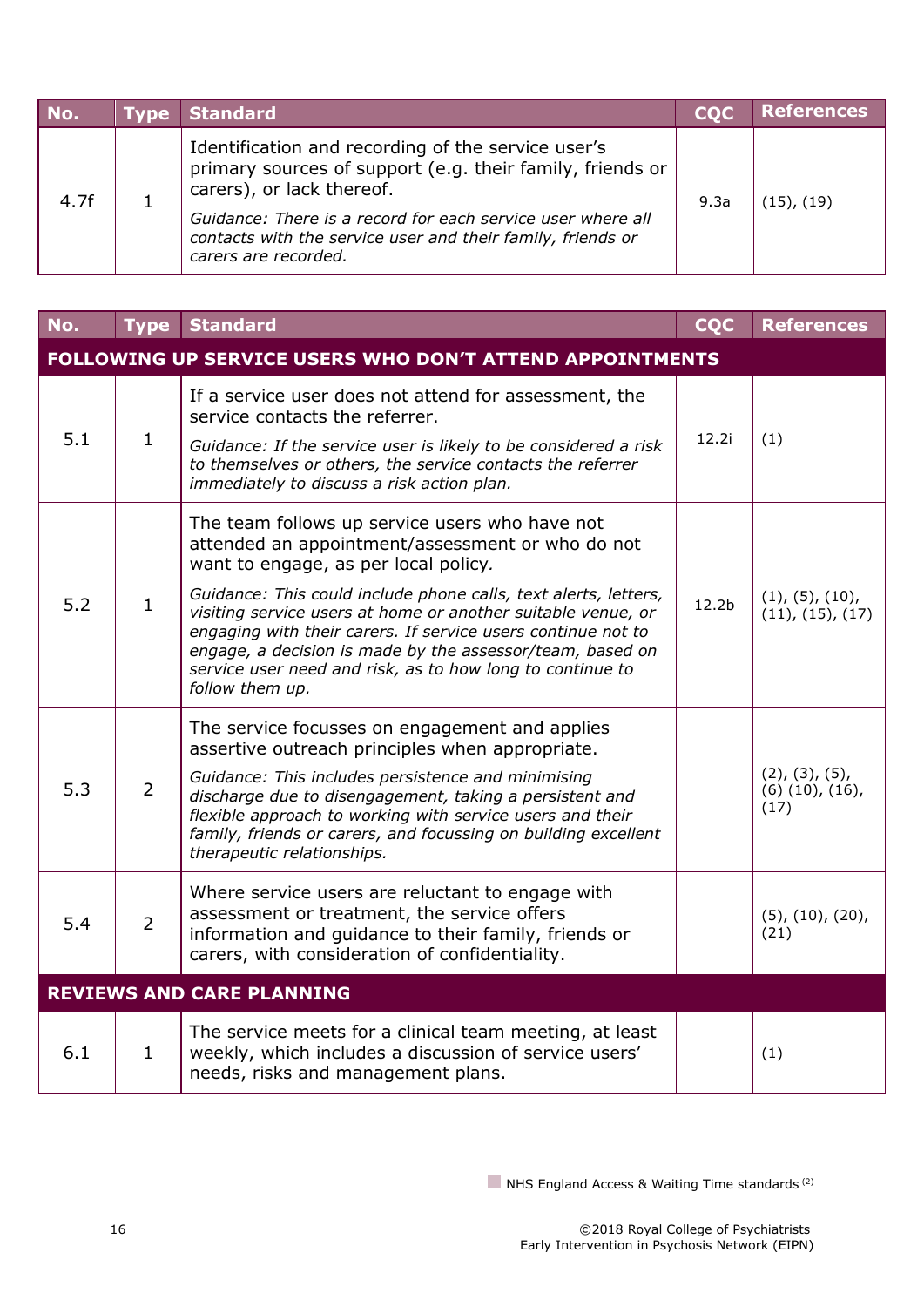| No. | Type | Standard | CQC | References |
|---|---|---|---|---|
| 4.7f | 1 | Identification and recording of the service user's primary sources of support (e.g. their family, friends or carers), or lack thereof.<br>*Guidance: There is a record for each service user where all contacts with the service user and their family, friends or carers are recorded.* | 9.3a | (15), (19) |

| No. | Type | Standard | CQC | References |
|---|---|---|---|---|
| **FOLLOWING UP SERVICE USERS WHO DON'T ATTEND APPOINTMENTS** | | | | |
| 5.1 | 1 | If a service user does not attend for assessment, the service contacts the referrer.<br>*Guidance: If the service user is likely to be considered a risk to themselves or others, the service contacts the referrer immediately to discuss a risk action plan.* | 12.2i | (1) |
| 5.2 | 1 | The team follows up service users who have not attended an appointment/assessment or who do not want to engage, as per local policy.<br>*Guidance: This could include phone calls, text alerts, letters, visiting service users at home or another suitable venue, or engaging with their carers. If service users continue not to engage, a decision is made by the assessor/team, based on service user need and risk, as to how long to continue to follow them up.* | 12.2b | (1), (5), (10), (11), (15), (17) |
| 5.3 | 2 | The service focusses on engagement and applies assertive outreach principles when appropriate.<br>*Guidance: This includes persistence and minimising discharge due to disengagement, taking a persistent and flexible approach to working with service users and their family, friends or carers, and focussing on building excellent therapeutic relationships.* | | (2), (3), (5), (6) (10), (16), (17) |
| 5.4 | 2 | Where service users are reluctant to engage with assessment or treatment, the service offers information and guidance to their family, friends or carers, with consideration of confidentiality. | | (5), (10), (20), (21) |
| **REVIEWS AND CARE PLANNING** | | | | |
| 6.1 | 1 | The service meets for a clinical team meeting, at least weekly, which includes a discussion of service users' needs, risks and management plans. | | (1) |

NHS England Access & Waiting Time standards [2]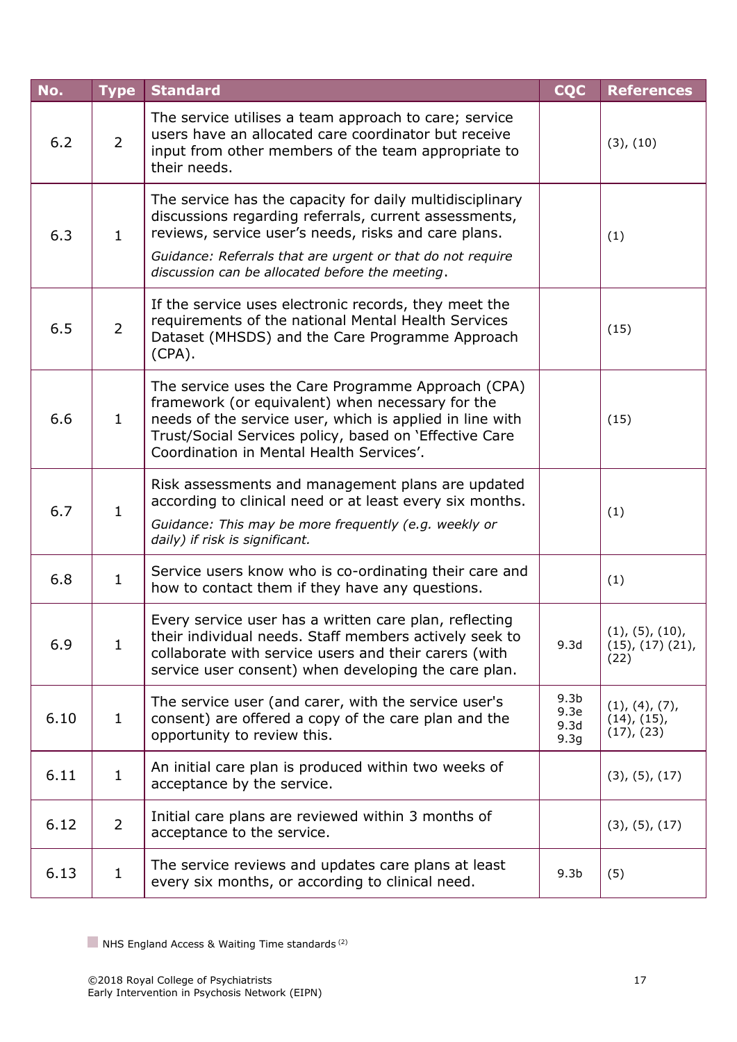| No. | Type | Standard | CQC | References |
|---|---|---|---|---|
| 6.2 | 2 | The service utilises a team approach to care; service users have an allocated care coordinator but receive input from other members of the team appropriate to their needs. | | (3), (10) |
| 6.3 | 1 | The service has the capacity for daily multidisciplinary discussions regarding referrals, current assessments, reviews, service user's needs, risks and care plans. *Guidance: Referrals that are urgent or that do not require discussion can be allocated before the meeting*. | | (1) |
| 6.5 | 2 | If the service uses electronic records, they meet the requirements of the national Mental Health Services Dataset (MHSDS) and the Care Programme Approach (CPA). | | (15) |
| 6.6 | 1 | The service uses the Care Programme Approach (CPA) framework (or equivalent) when necessary for the needs of the service user, which is applied in line with Trust/Social Services policy, based on 'Effective Care Coordination in Mental Health Services'. | | (15) |
| 6.7 | 1 | Risk assessments and management plans are updated according to clinical need or at least every six months. *Guidance: This may be more frequently (e.g. weekly or daily) if risk is significant.* | | (1) |
| 6.8 | 1 | Service users know who is co-ordinating their care and how to contact them if they have any questions. | | (1) |
| 6.9 | 1 | Every service user has a written care plan, reflecting their individual needs. Staff members actively seek to collaborate with service users and their carers (with service user consent) when developing the care plan. | 9.3d | (1), (5), (10), (15), (17) (21), (22) |
| 6.10 | 1 | The service user (and carer, with the service user's consent) are offered a copy of the care plan and the opportunity to review this. | 9.3b 9.3e 9.3d 9.3g | (1), (4), (7), (14), (15), (17), (23) |
| 6.11 | 1 | An initial care plan is produced within two weeks of acceptance by the service. | | (3), (5), (17) |
| 6.12 | 2 | Initial care plans are reviewed within 3 months of acceptance to the service. | | (3), (5), (17) |
| 6.13 | 1 | The service reviews and updates care plans at least every six months, or according to clinical need. | 9.3b | (5) |

NHS England Access & Waiting Time standards [2]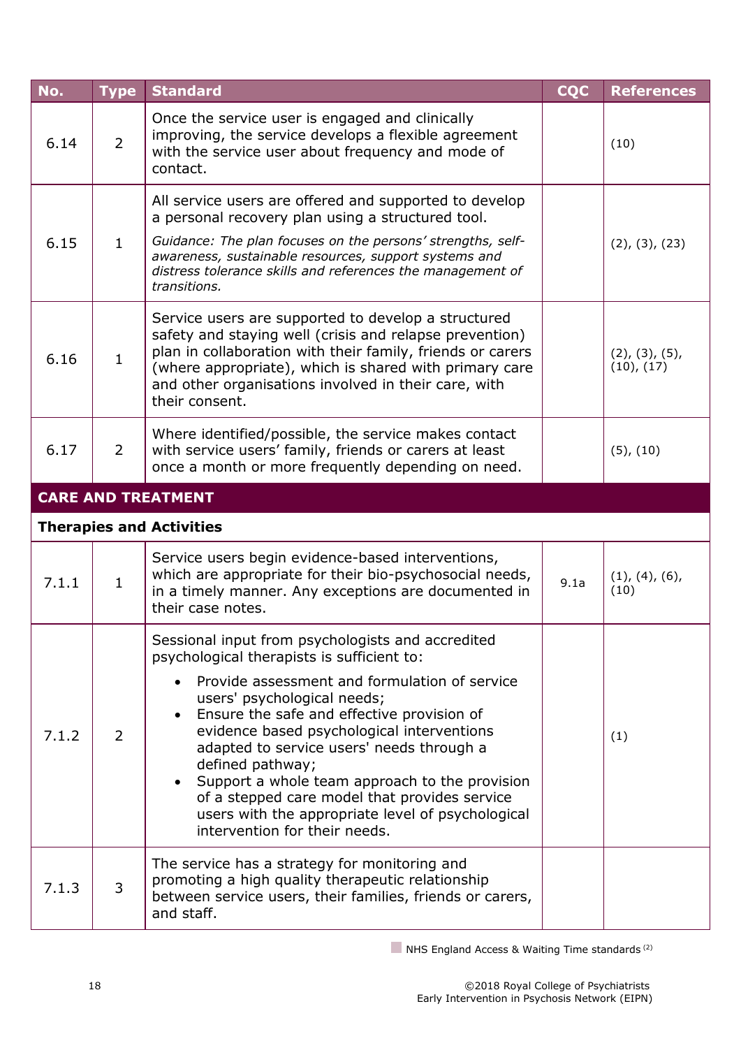| No. | Type | Standard | CQC | References |
|---|---|---|---|---|
| 6.14 | 2 | Once the service user is engaged and clinically improving, the service develops a flexible agreement with the service user about frequency and mode of contact. | | (10) |
| 6.15 | 1 | All service users are offered and supported to develop a personal recovery plan using a structured tool. *Guidance: The plan focuses on the persons' strengths, self-awareness, sustainable resources, support systems and distress tolerance skills and references the management of transitions.* | | (2), (3), (23) |
| 6.16 | 1 | Service users are supported to develop a structured safety and staying well (crisis and relapse prevention) plan in collaboration with their family, friends or carers (where appropriate), which is shared with primary care and other organisations involved in their care, with their consent. | | (2), (3), (5), (10), (17) |
| 6.17 | 2 | Where identified/possible, the service makes contact with service users' family, friends or carers at least once a month or more frequently depending on need. | | (5), (10) |
| **CARE AND TREATMENT** | | | | |
| **Therapies and Activities** | | | | |
| 7.1.1 | 1 | Service users begin evidence-based interventions, which are appropriate for their bio-psychosocial needs, in a timely manner. Any exceptions are documented in their case notes. | 9.1a | (1), (4), (6), (10) |
| 7.1.2 | 2 | Sessional input from psychologists and accredited psychological therapists is sufficient to: <br>• Provide assessment and formulation of service users' psychological needs; <br>• Ensure the safe and effective provision of evidence based psychological interventions adapted to service users' needs through a defined pathway; <br>• Support a whole team approach to the provision of a stepped care model that provides service users with the appropriate level of psychological intervention for their needs. | | (1) |
| 7.1.3 | 3 | The service has a strategy for monitoring and promoting a high quality therapeutic relationship between service users, their families, friends or carers, and staff. | | |

NHS England Access & Waiting Time standards [2]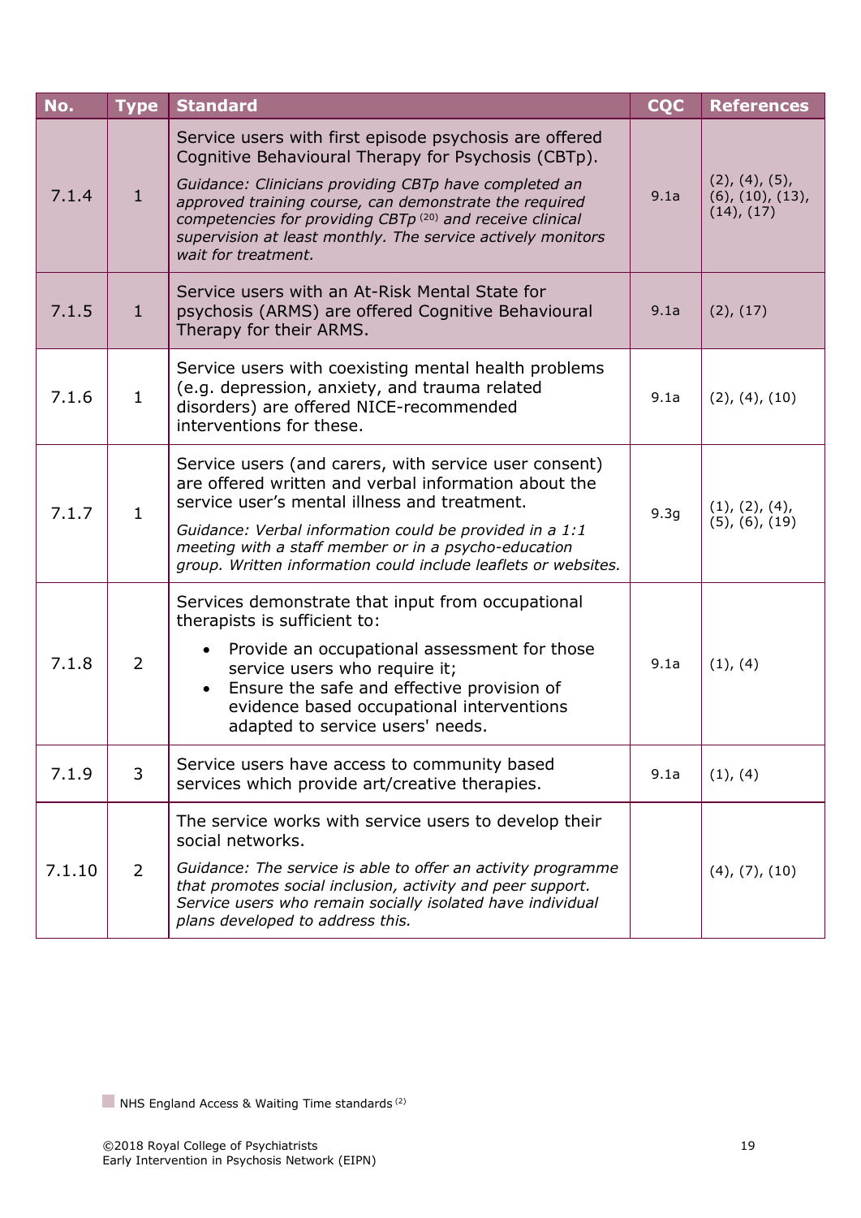| No. | Type | Standard | CQC | References |
| --- | --- | --- | --- | --- |
| 7.1.4 | 1 | Service users with first episode psychosis are offered Cognitive Behavioural Therapy for Psychosis (CBTp).<br><br>*Guidance: Clinicians providing CBTp have completed an approved training course, can demonstrate the required competencies for providing CBTp* [20] *and receive clinical supervision at least monthly. The service actively monitors wait for treatment.* | 9.1a | (2), (4), (5), (6), (10), (13), (14), (17) |
| 7.1.5 | 1 | Service users with an At-Risk Mental State for psychosis (ARMS) are offered Cognitive Behavioural Therapy for their ARMS. | 9.1a | (2), (17) |
| 7.1.6 | 1 | Service users with coexisting mental health problems (e.g. depression, anxiety, and trauma related disorders) are offered NICE-recommended interventions for these. | 9.1a | (2), (4), (10) |
| 7.1.7 | 1 | Service users (and carers, with service user consent) are offered written and verbal information about the service user's mental illness and treatment.<br><br>*Guidance: Verbal information could be provided in a 1:1 meeting with a staff member or in a psycho-education group. Written information could include leaflets or websites.* | 9.3g | (1), (2), (4), (5), (6), (19) |
| 7.1.8 | 2 | Services demonstrate that input from occupational therapists is sufficient to:<br>• Provide an occupational assessment for those service users who require it;<br>• Ensure the safe and effective provision of evidence based occupational interventions adapted to service users' needs. | 9.1a | (1), (4) |
| 7.1.9 | 3 | Service users have access to community based services which provide art/creative therapies. | 9.1a | (1), (4) |
| 7.1.10 | 2 | The service works with service users to develop their social networks.<br><br>*Guidance: The service is able to offer an activity programme that promotes social inclusion, activity and peer support. Service users who remain socially isolated have individual plans developed to address this.* | | (4), (7), (10) |

NHS England Access & Waiting Time standards [2]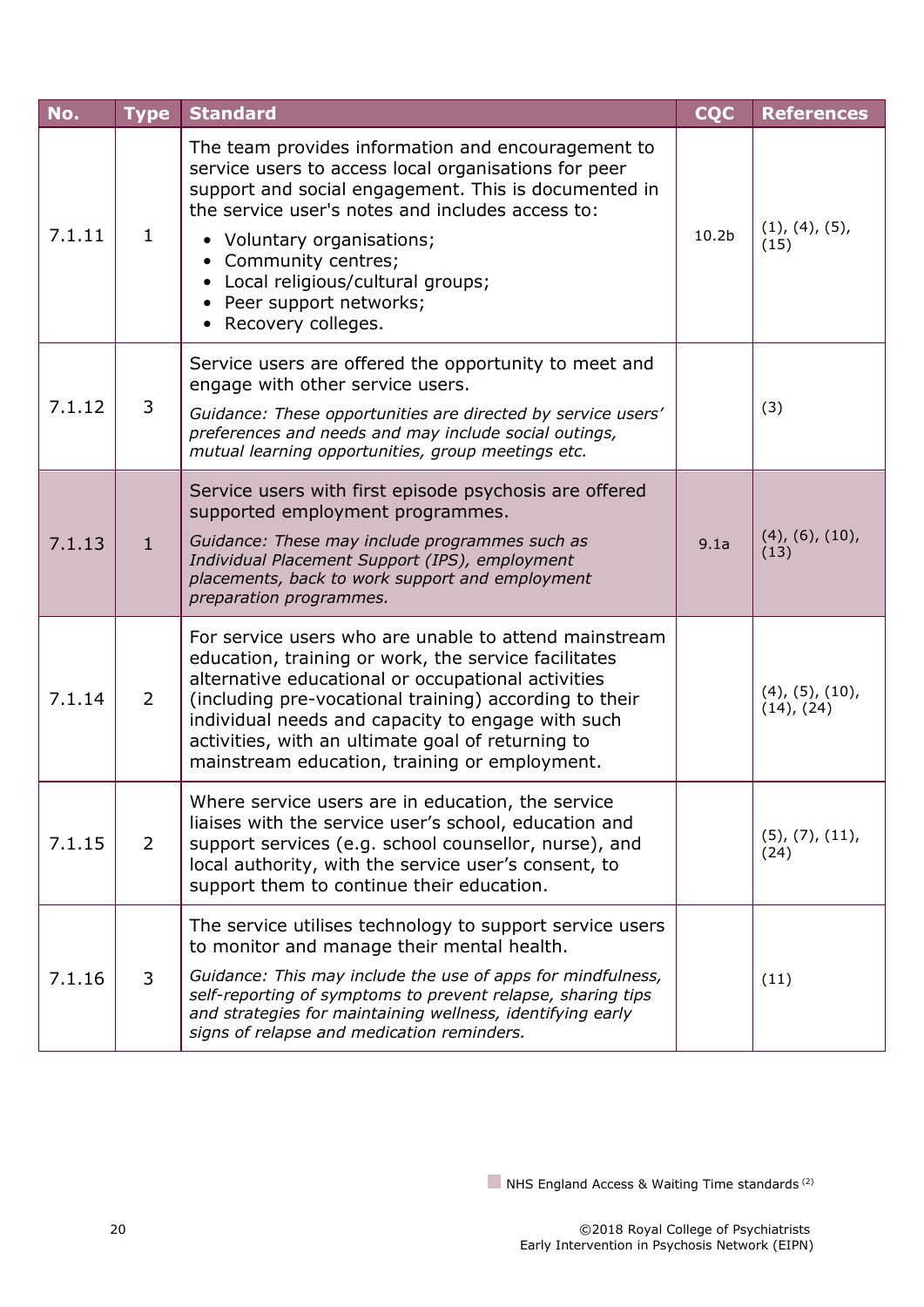| No. | Type | Standard | CQC | References |
|---|---|---|---|---|
| 7.1.11 | 1 | The team provides information and encouragement to service users to access local organisations for peer support and social engagement. This is documented in the service user's notes and includes access to:<br>• Voluntary organisations;<br>• Community centres;<br>• Local religious/cultural groups;<br>• Peer support networks;<br>• Recovery colleges. | 10.2b | (1), (4), (5), (15) |
| 7.1.12 | 3 | Service users are offered the opportunity to meet and engage with other service users.<br>*Guidance: These opportunities are directed by service users' preferences and needs and may include social outings, mutual learning opportunities, group meetings etc.* | | (3) |
| 7.1.13 | 1 | Service users with first episode psychosis are offered supported employment programmes.<br>*Guidance: These may include programmes such as Individual Placement Support (IPS), employment placements, back to work support and employment preparation programmes.* | 9.1a | (4), (6), (10), (13) |
| 7.1.14 | 2 | For service users who are unable to attend mainstream education, training or work, the service facilitates alternative educational or occupational activities (including pre-vocational training) according to their individual needs and capacity to engage with such activities, with an ultimate goal of returning to mainstream education, training or employment. | | (4), (5), (10), (14), (24) |
| 7.1.15 | 2 | Where service users are in education, the service liaises with the service user's school, education and support services (e.g. school counsellor, nurse), and local authority, with the service user's consent, to support them to continue their education. | | (5), (7), (11), (24) |
| 7.1.16 | 3 | The service utilises technology to support service users to monitor and manage their mental health.<br>*Guidance: This may include the use of apps for mindfulness, self-reporting of symptoms to prevent relapse, sharing tips and strategies for maintaining wellness, identifying early signs of relapse and medication reminders.* | | (11) |

NHS England Access & Waiting Time standards [2]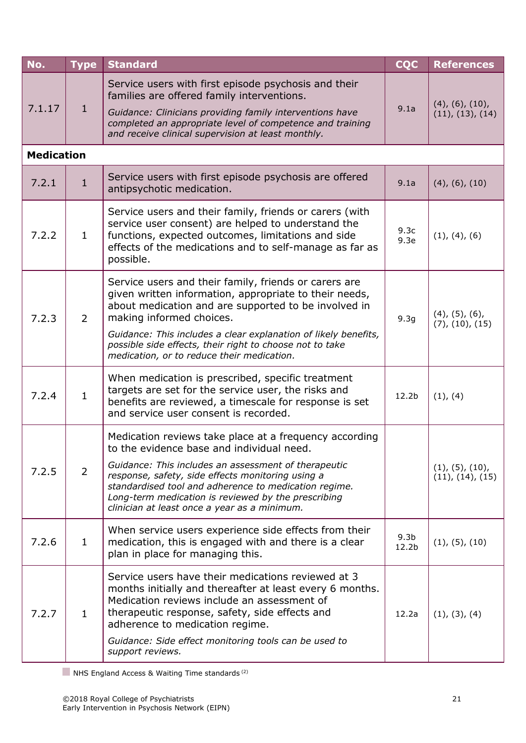| No. | Type | Standard | CQC | References |
|---|---|---|---|---|
| 7.1.17 | 1 | Service users with first episode psychosis and their families are offered family interventions.<br>*Guidance: Clinicians providing family interventions have completed an appropriate level of competence and training and receive clinical supervision at least monthly.* | 9.1a | (4), (6), (10), (11), (13), (14) |
| **Medication** | | | | |
| 7.2.1 | 1 | Service users with first episode psychosis are offered antipsychotic medication. | 9.1a | (4), (6), (10) |
| 7.2.2 | 1 | Service users and their family, friends or carers (with service user consent) are helped to understand the functions, expected outcomes, limitations and side effects of the medications and to self-manage as far as possible. | 9.3c<br>9.3e | (1), (4), (6) |
| 7.2.3 | 2 | Service users and their family, friends or carers are given written information, appropriate to their needs, about medication and are supported to be involved in making informed choices.<br>*Guidance: This includes a clear explanation of likely benefits, possible side effects, their right to choose not to take medication, or to reduce their medication.* | 9.3g | (4), (5), (6), (7), (10), (15) |
| 7.2.4 | 1 | When medication is prescribed, specific treatment targets are set for the service user, the risks and benefits are reviewed, a timescale for response is set and service user consent is recorded. | 12.2b | (1), (4) |
| 7.2.5 | 2 | Medication reviews take place at a frequency according to the evidence base and individual need.<br>*Guidance: This includes an assessment of therapeutic response, safety, side effects monitoring using a standardised tool and adherence to medication regime. Long-term medication is reviewed by the prescribing clinician at least once a year as a minimum.* | | (1), (5), (10), (11), (14), (15) |
| 7.2.6 | 1 | When service users experience side effects from their medication, this is engaged with and there is a clear plan in place for managing this. | 9.3b<br>12.2b | (1), (5), (10) |
| 7.2.7 | 1 | Service users have their medications reviewed at 3 months initially and thereafter at least every 6 months. Medication reviews include an assessment of therapeutic response, safety, side effects and adherence to medication regime.<br>*Guidance: Side effect monitoring tools can be used to support reviews.* | 12.2a | (1), (3), (4) |

NHS England Access & Waiting Time standards [2]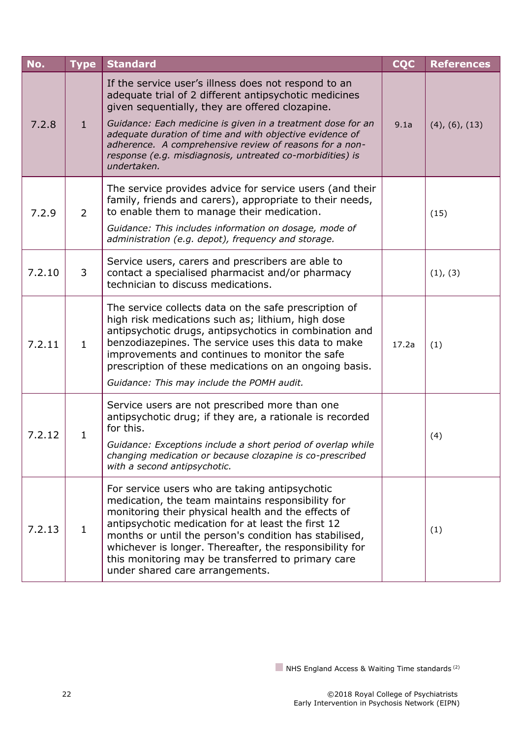| No. | Type | Standard | CQC | References |
|---|---|---|---|---|
| 7.2.8 | 1 | If the service user's illness does not respond to an adequate trial of 2 different antipsychotic medicines given sequentially, they are offered clozapine. *Guidance: Each medicine is given in a treatment dose for an adequate duration of time and with objective evidence of adherence. A comprehensive review of reasons for a non-response (e.g. misdiagnosis, untreated co-morbidities) is undertaken.* | 9.1a | (4), (6), (13) |
| 7.2.9 | 2 | The service provides advice for service users (and their family, friends and carers), appropriate to their needs, to enable them to manage their medication. *Guidance: This includes information on dosage, mode of administration (e.g. depot), frequency and storage.* | | (15) |
| 7.2.10 | 3 | Service users, carers and prescribers are able to contact a specialised pharmacist and/or pharmacy technician to discuss medications. | | (1), (3) |
| 7.2.11 | 1 | The service collects data on the safe prescription of high risk medications such as; lithium, high dose antipsychotic drugs, antipsychotics in combination and benzodiazepines. The service uses this data to make improvements and continues to monitor the safe prescription of these medications on an ongoing basis. *Guidance: This may include the POMH audit.* | 17.2a | (1) |
| 7.2.12 | 1 | Service users are not prescribed more than one antipsychotic drug; if they are, a rationale is recorded for this. *Guidance: Exceptions include a short period of overlap while changing medication or because clozapine is co-prescribed with a second antipsychotic.* | | (4) |
| 7.2.13 | 1 | For service users who are taking antipsychotic medication, the team maintains responsibility for monitoring their physical health and the effects of antipsychotic medication for at least the first 12 months or until the person's condition has stabilised, whichever is longer. Thereafter, the responsibility for this monitoring may be transferred to primary care under shared care arrangements. | | (1) |

NHS England Access & Waiting Time standards [2]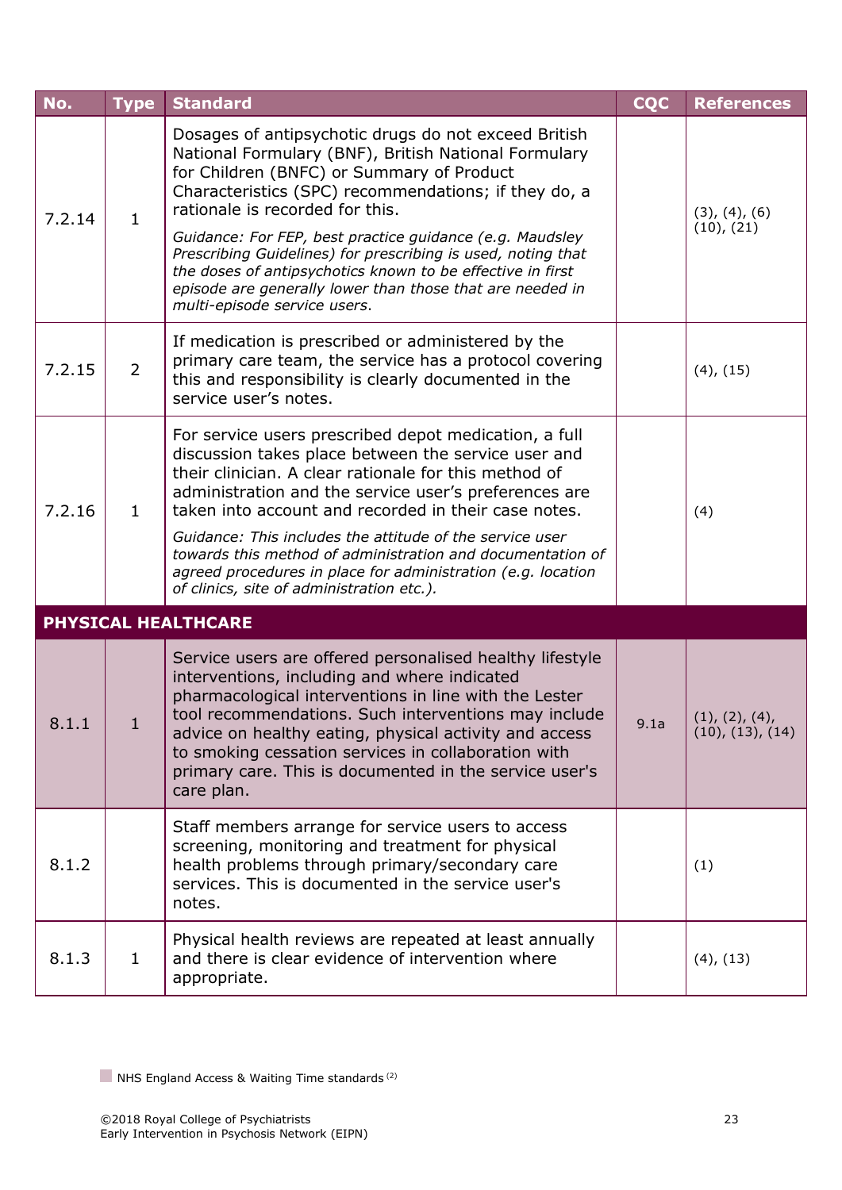| No. | Type | Standard | CQC | References |
|---|---|---|---|---|
| 7.2.14 | 1 | Dosages of antipsychotic drugs do not exceed British National Formulary (BNF), British National Formulary for Children (BNFC) or Summary of Product Characteristics (SPC) recommendations; if they do, a rationale is recorded for this.<br>*Guidance: For FEP, best practice guidance (e.g. Maudsley Prescribing Guidelines) for prescribing is used, noting that the doses of antipsychotics known to be effective in first episode are generally lower than those that are needed in multi-episode service users.* | | (3), (4), (6) (10), (21) |
| 7.2.15 | 2 | If medication is prescribed or administered by the primary care team, the service has a protocol covering this and responsibility is clearly documented in the service user's notes. | | (4), (15) |
| 7.2.16 | 1 | For service users prescribed depot medication, a full discussion takes place between the service user and their clinician. A clear rationale for this method of administration and the service user's preferences are taken into account and recorded in their case notes.<br>*Guidance: This includes the attitude of the service user towards this method of administration and documentation of agreed procedures in place for administration (e.g. location of clinics, site of administration etc.).* | | (4) |
| **PHYSICAL HEALTHCARE** | | | | |
| 8.1.1 | 1 | Service users are offered personalised healthy lifestyle interventions, including and where indicated pharmacological interventions in line with the Lester tool recommendations. Such interventions may include advice on healthy eating, physical activity and access to smoking cessation services in collaboration with primary care. This is documented in the service user's care plan. | 9.1a | (1), (2), (4), (10), (13), (14) |
| 8.1.2 | | Staff members arrange for service users to access screening, monitoring and treatment for physical health problems through primary/secondary care services. This is documented in the service user's notes. | | (1) |
| 8.1.3 | 1 | Physical health reviews are repeated at least annually and there is clear evidence of intervention where appropriate. | | (4), (13) |

NHS England Access & Waiting Time standards [(2)]

©2018 Royal College of Psychiatrists
Early Intervention in Psychosis Network (EIPN)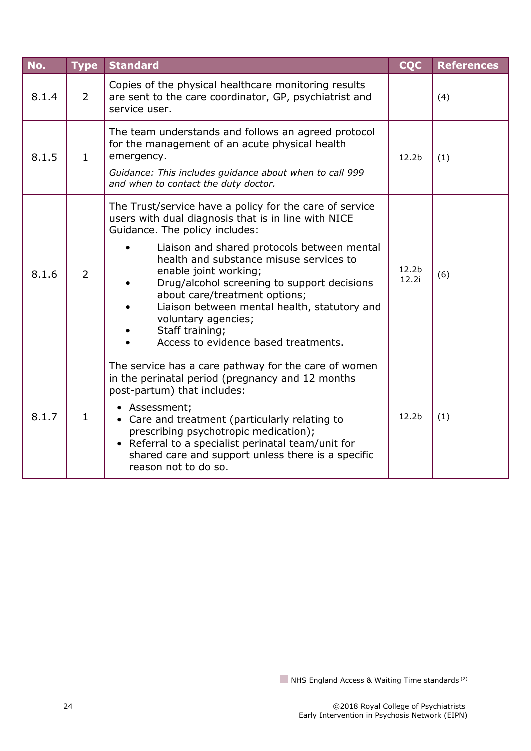| No. | Type | Standard | CQC | References |
|---|---|---|---|---|
| 8.1.4 | 2 | Copies of the physical healthcare monitoring results are sent to the care coordinator, GP, psychiatrist and service user. | | (4) |
| 8.1.5 | 1 | The team understands and follows an agreed protocol for the management of an acute physical health emergency.<br>*Guidance: This includes guidance about when to call 999 and when to contact the duty doctor.* | 12.2b | (1) |
| 8.1.6 | 2 | The Trust/service have a policy for the care of service users with dual diagnosis that is in line with NICE Guidance. The policy includes:<br>• Liaison and shared protocols between mental health and substance misuse services to enable joint working;<br>• Drug/alcohol screening to support decisions about care/treatment options;<br>• Liaison between mental health, statutory and voluntary agencies;<br>• Staff training;<br>• Access to evidence based treatments. | 12.2b<br>12.2i | (6) |
| 8.1.7 | 1 | The service has a care pathway for the care of women in the perinatal period (pregnancy and 12 months post-partum) that includes:<br>• Assessment;<br>• Care and treatment (particularly relating to prescribing psychotropic medication);<br>• Referral to a specialist perinatal team/unit for shared care and support unless there is a specific reason not to do so. | 12.2b | (1) |

NHS England Access & Waiting Time standards [2]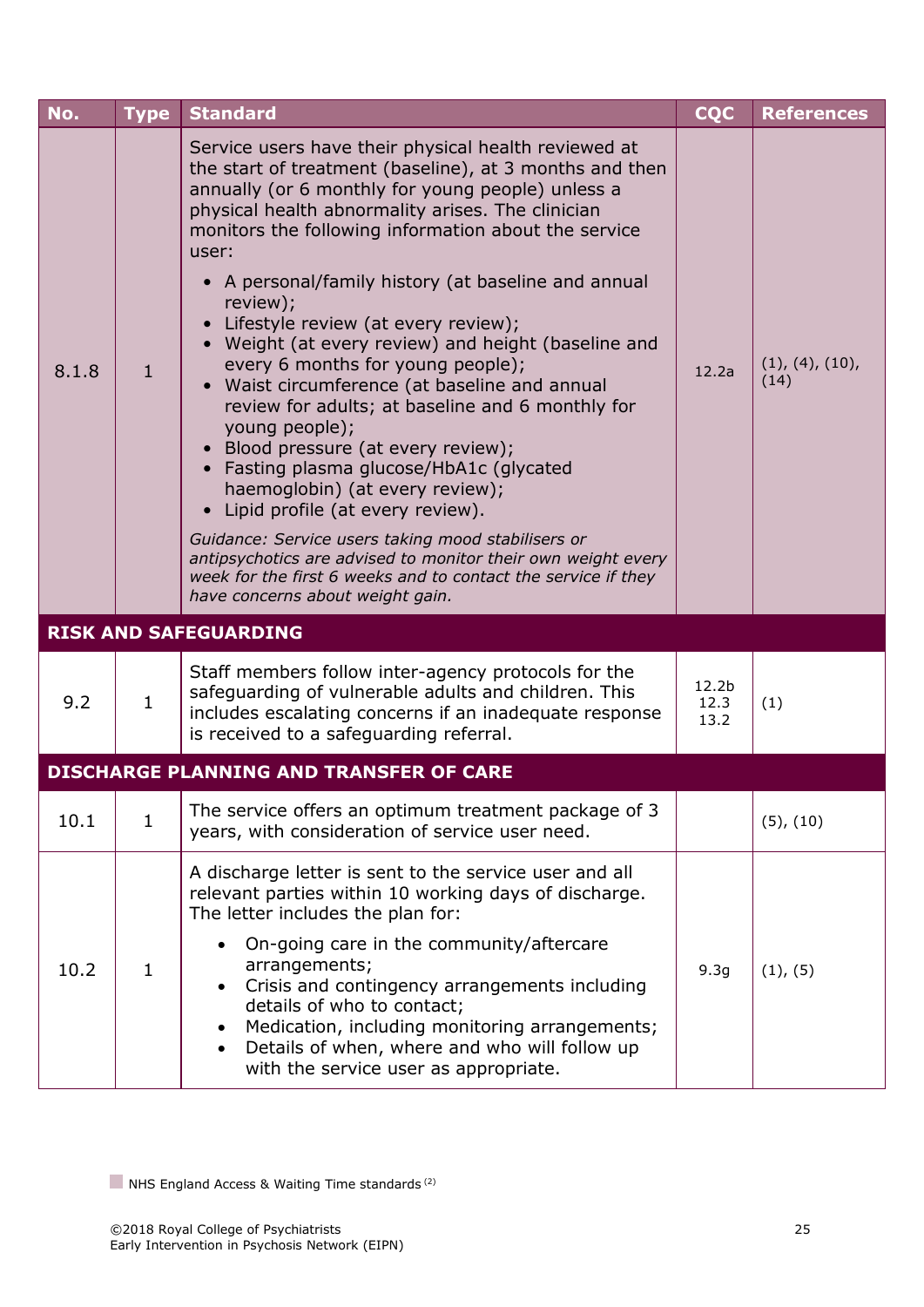| No. | Type | Standard | CQC | References |
|---|---|---|---|---|
| 8.1.8 | 1 | Service users have their physical health reviewed at the start of treatment (baseline), at 3 months and then annually (or 6 monthly for young people) unless a physical health abnormality arises. The clinician monitors the following information about the service user:<br>• A personal/family history (at baseline and annual review);<br>• Lifestyle review (at every review);<br>• Weight (at every review) and height (baseline and every 6 months for young people);<br>• Waist circumference (at baseline and annual review for adults; at baseline and 6 monthly for young people);<br>• Blood pressure (at every review);<br>• Fasting plasma glucose/HbA1c (glycated haemoglobin) (at every review);<br>• Lipid profile (at every review).<br>*Guidance: Service users taking mood stabilisers or antipsychotics are advised to monitor their own weight every week for the first 6 weeks and to contact the service if they have concerns about weight gain.* | 12.2a | (1), (4), (10), (14) |
| **RISK AND SAFEGUARDING** | | | | |
| 9.2 | 1 | Staff members follow inter-agency protocols for the safeguarding of vulnerable adults and children. This includes escalating concerns if an inadequate response is received to a safeguarding referral. | 12.2b<br>12.3<br>13.2 | (1) |
| **DISCHARGE PLANNING AND TRANSFER OF CARE** | | | | |
| 10.1 | 1 | The service offers an optimum treatment package of 3 years, with consideration of service user need. | | (5), (10) |
| 10.2 | 1 | A discharge letter is sent to the service user and all relevant parties within 10 working days of discharge. The letter includes the plan for:<br>• On-going care in the community/aftercare arrangements;<br>• Crisis and contingency arrangements including details of who to contact;<br>• Medication, including monitoring arrangements;<br>• Details of when, where and who will follow up with the service user as appropriate. | 9.3g | (1), (5) |

NHS England Access & Waiting Time standards [2]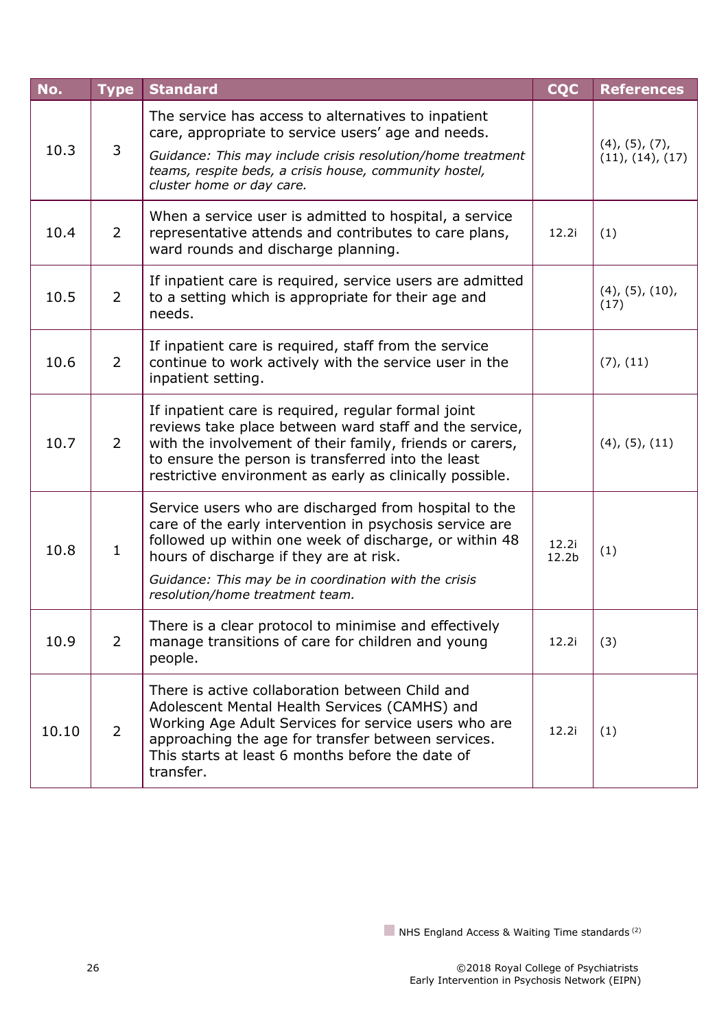| No. | Type | Standard | CQC | References |
|---|---|---|---|---|
| 10.3 | 3 | The service has access to alternatives to inpatient care, appropriate to service users' age and needs. *Guidance: This may include crisis resolution/home treatment teams, respite beds, a crisis house, community hostel, cluster home or day care.* | | (4), (5), (7), (11), (14), (17) |
| 10.4 | 2 | When a service user is admitted to hospital, a service representative attends and contributes to care plans, ward rounds and discharge planning. | 12.2i | (1) |
| 10.5 | 2 | If inpatient care is required, service users are admitted to a setting which is appropriate for their age and needs. | | (4), (5), (10), (17) |
| 10.6 | 2 | If inpatient care is required, staff from the service continue to work actively with the service user in the inpatient setting. | | (7), (11) |
| 10.7 | 2 | If inpatient care is required, regular formal joint reviews take place between ward staff and the service, with the involvement of their family, friends or carers, to ensure the person is transferred into the least restrictive environment as early as clinically possible. | | (4), (5), (11) |
| 10.8 | 1 | Service users who are discharged from hospital to the care of the early intervention in psychosis service are followed up within one week of discharge, or within 48 hours of discharge if they are at risk. *Guidance: This may be in coordination with the crisis resolution/home treatment team.* | 12.2i 12.2b | (1) |
| 10.9 | 2 | There is a clear protocol to minimise and effectively manage transitions of care for children and young people. | 12.2i | (3) |
| 10.10 | 2 | There is active collaboration between Child and Adolescent Mental Health Services (CAMHS) and Working Age Adult Services for service users who are approaching the age for transfer between services. This starts at least 6 months before the date of transfer. | 12.2i | (1) |

NHS England Access & Waiting Time standards [2]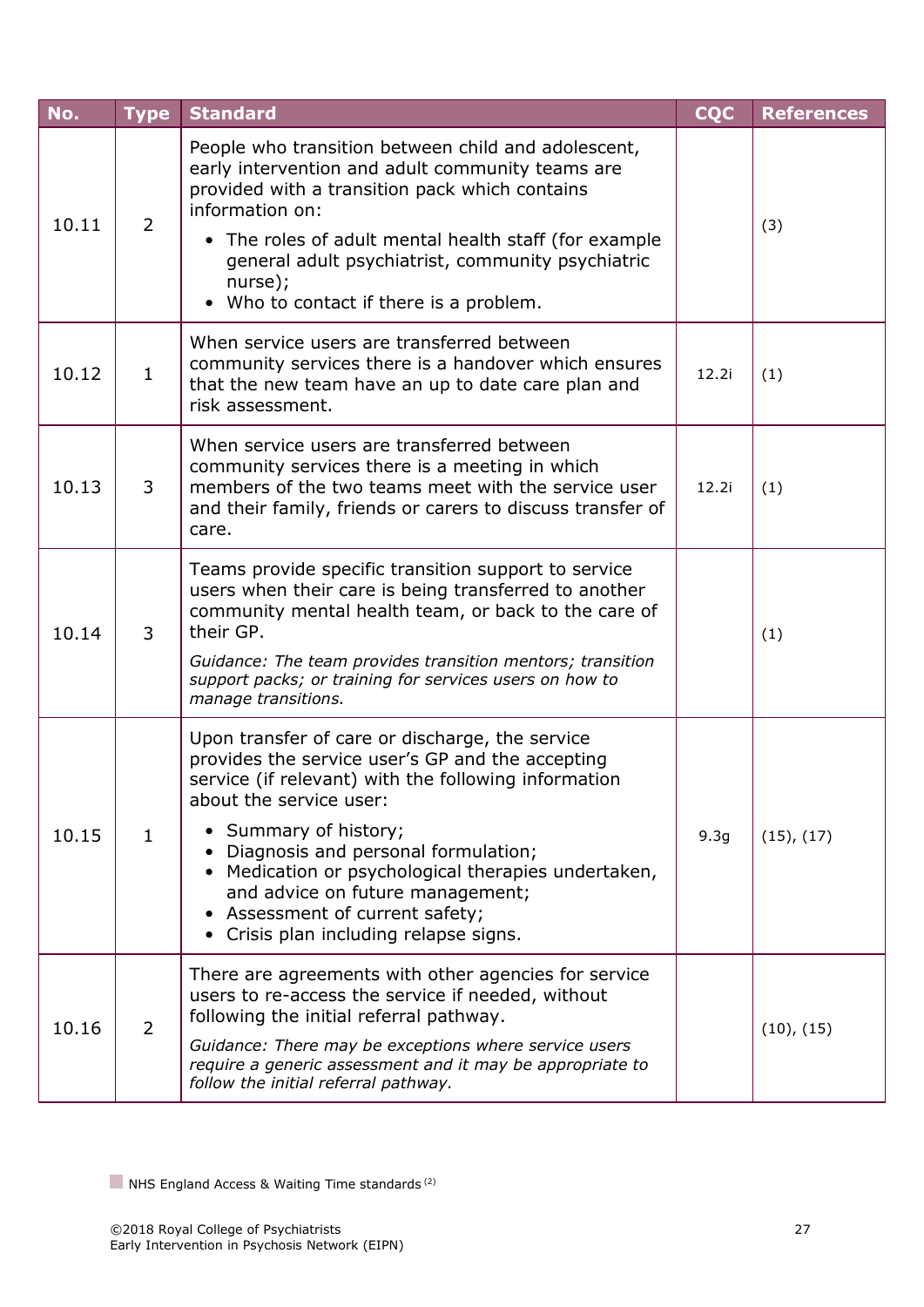| No. | Type | Standard | CQC | References |
|---|---|---|---|---|
| 10.11 | 2 | People who transition between child and adolescent, early intervention and adult community teams are provided with a transition pack which contains information on:<br>• The roles of adult mental health staff (for example general adult psychiatrist, community psychiatric nurse);<br>• Who to contact if there is a problem. | | (3) |
| 10.12 | 1 | When service users are transferred between community services there is a handover which ensures that the new team have an up to date care plan and risk assessment. | 12.2i | (1) |
| 10.13 | 3 | When service users are transferred between community services there is a meeting in which members of the two teams meet with the service user and their family, friends or carers to discuss transfer of care. | 12.2i | (1) |
| 10.14 | 3 | Teams provide specific transition support to service users when their care is being transferred to another community mental health team, or back to the care of their GP.<br>*Guidance: The team provides transition mentors; transition support packs; or training for services users on how to manage transitions.* | | (1) |
| 10.15 | 1 | Upon transfer of care or discharge, the service provides the service user's GP and the accepting service (if relevant) with the following information about the service user:<br>• Summary of history;<br>• Diagnosis and personal formulation;<br>• Medication or psychological therapies undertaken, and advice on future management;<br>• Assessment of current safety;<br>• Crisis plan including relapse signs. | 9.3g | (15), (17) |
| 10.16 | 2 | There are agreements with other agencies for service users to re-access the service if needed, without following the initial referral pathway.<br>*Guidance: There may be exceptions where service users require a generic assessment and it may be appropriate to follow the initial referral pathway.* | | (10), (15) |

NHS England Access & Waiting Time standards [2]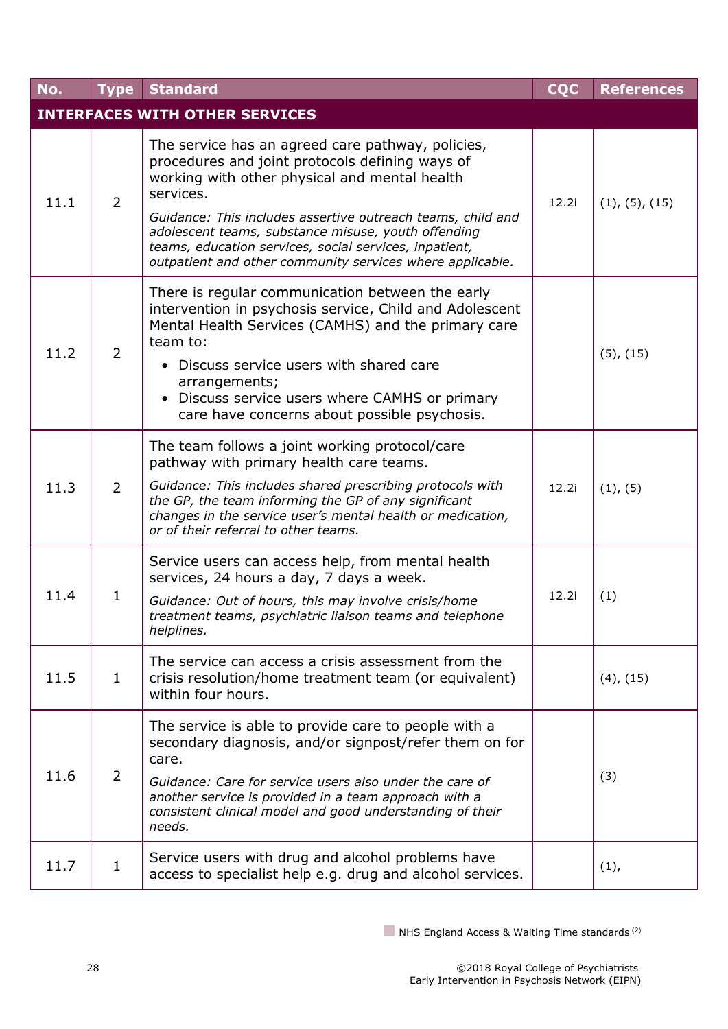| No. | Type | Standard | CQC | References |
|---|---|---|---|---|
| **INTERFACES WITH OTHER SERVICES** | | | | |
| 11.1 | 2 | The service has an agreed care pathway, policies, procedures and joint protocols defining ways of working with other physical and mental health services. *Guidance: This includes assertive outreach teams, child and adolescent teams, substance misuse, youth offending teams, education services, social services, inpatient, outpatient and other community services where applicable.* | 12.2i | (1), (5), (15) |
| 11.2 | 2 | There is regular communication between the early intervention in psychosis service, Child and Adolescent Mental Health Services (CAMHS) and the primary care team to: <br>• Discuss service users with shared care arrangements; <br>• Discuss service users where CAMHS or primary care have concerns about possible psychosis. | | (5), (15) |
| 11.3 | 2 | The team follows a joint working protocol/care pathway with primary health care teams. *Guidance: This includes shared prescribing protocols with the GP, the team informing the GP of any significant changes in the service user's mental health or medication, or of their referral to other teams.* | 12.2i | (1), (5) |
| 11.4 | 1 | Service users can access help, from mental health services, 24 hours a day, 7 days a week. *Guidance: Out of hours, this may involve crisis/home treatment teams, psychiatric liaison teams and telephone helplines.* | 12.2i | (1) |
| 11.5 | 1 | The service can access a crisis assessment from the crisis resolution/home treatment team (or equivalent) within four hours. | | (4), (15) |
| 11.6 | 2 | The service is able to provide care to people with a secondary diagnosis, and/or signpost/refer them on for care. *Guidance: Care for service users also under the care of another service is provided in a team approach with a consistent clinical model and good understanding of their needs.* | | (3) |
| 11.7 | 1 | Service users with drug and alcohol problems have access to specialist help e.g. drug and alcohol services. | | (1), |

NHS England Access & Waiting Time standards [2]

©2018 Royal College of Psychiatrists
Early Intervention in Psychosis Network (EIPN)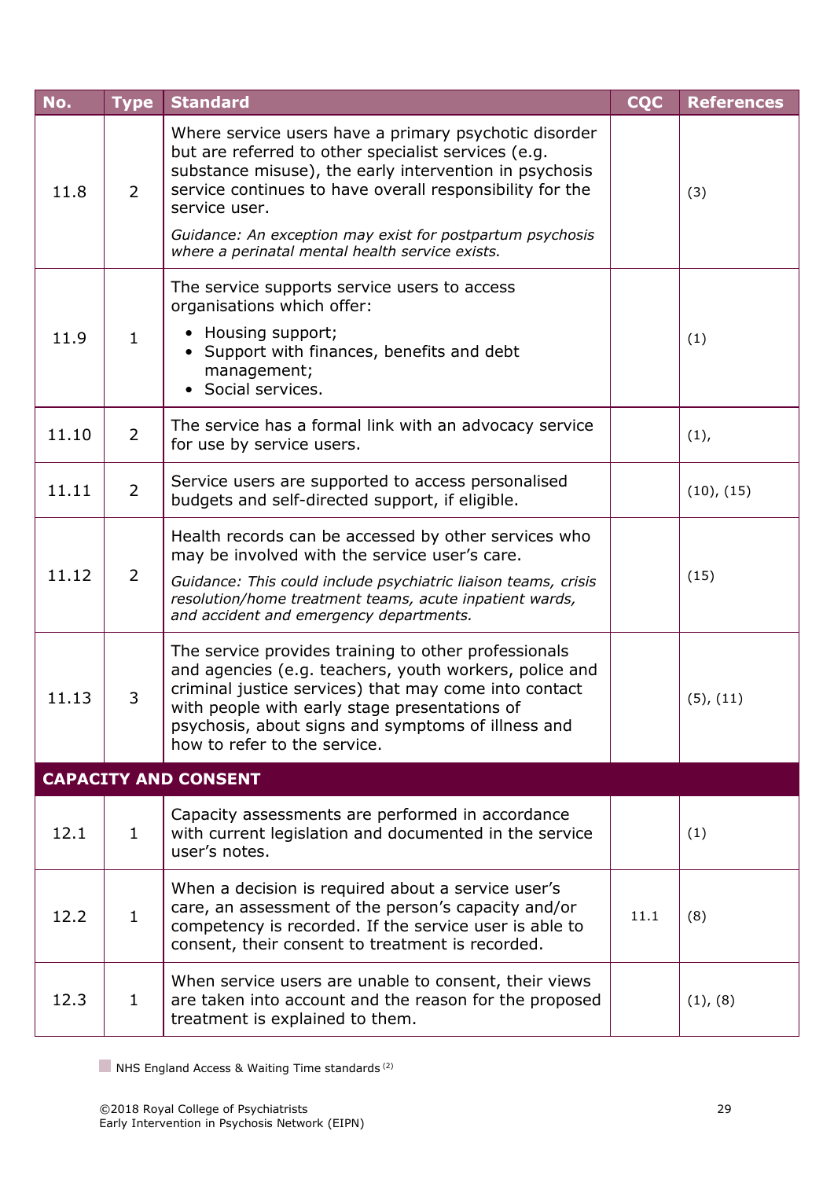| No. | Type | Standard | CQC | References |
|---|---|---|---|---|
| 11.8 | 2 | Where service users have a primary psychotic disorder but are referred to other specialist services (e.g. substance misuse), the early intervention in psychosis service continues to have overall responsibility for the service user.<br>*Guidance: An exception may exist for postpartum psychosis where a perinatal mental health service exists.* | | (3) |
| 11.9 | 1 | The service supports service users to access organisations which offer:<br>• Housing support;<br>• Support with finances, benefits and debt management;<br>• Social services. | | (1) |
| 11.10 | 2 | The service has a formal link with an advocacy service for use by service users. | | (1), |
| 11.11 | 2 | Service users are supported to access personalised budgets and self-directed support, if eligible. | | (10), (15) |
| 11.12 | 2 | Health records can be accessed by other services who may be involved with the service user's care.<br>*Guidance: This could include psychiatric liaison teams, crisis resolution/home treatment teams, acute inpatient wards, and accident and emergency departments.* | | (15) |
| 11.13 | 3 | The service provides training to other professionals and agencies (e.g. teachers, youth workers, police and criminal justice services) that may come into contact with people with early stage presentations of psychosis, about signs and symptoms of illness and how to refer to the service. | | (5), (11) |
| **CAPACITY AND CONSENT** | | | | |
| 12.1 | 1 | Capacity assessments are performed in accordance with current legislation and documented in the service user's notes. | | (1) |
| 12.2 | 1 | When a decision is required about a service user's care, an assessment of the person's capacity and/or competency is recorded. If the service user is able to consent, their consent to treatment is recorded. | 11.1 | (8) |
| 12.3 | 1 | When service users are unable to consent, their views are taken into account and the reason for the proposed treatment is explained to them. | | (1), (8) |

NHS England Access & Waiting Time standards [2]

©2018 Royal College of Psychiatrists
Early Intervention in Psychosis Network (EIPN)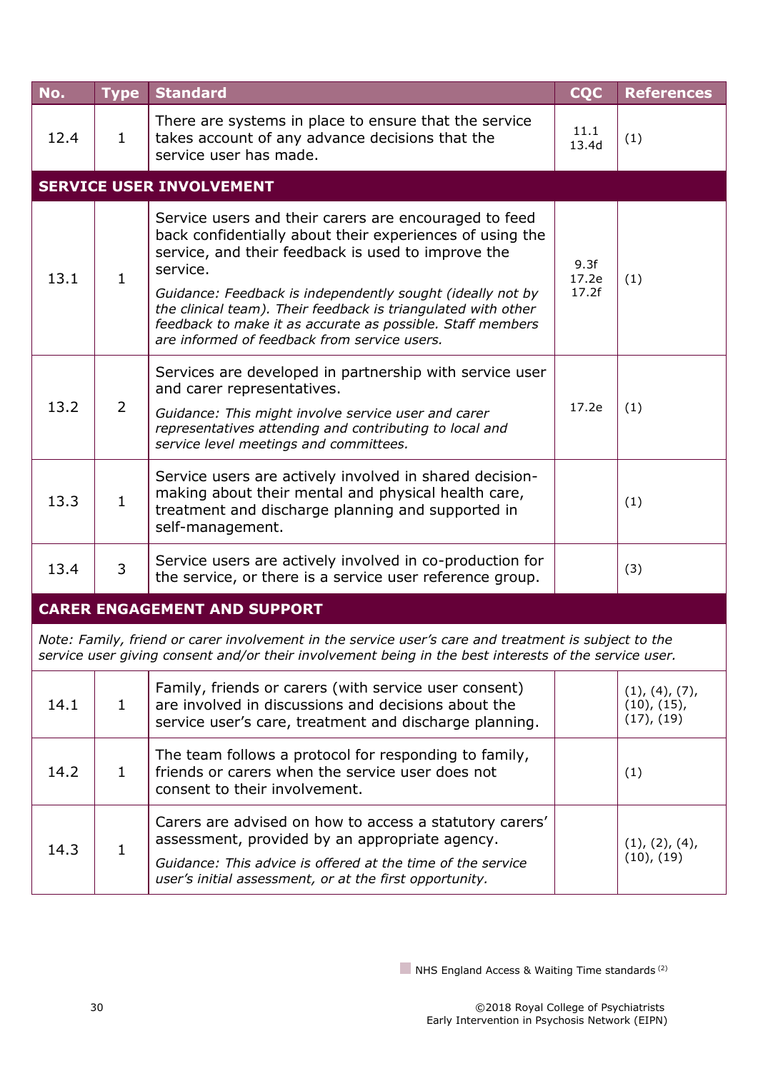| No. | Type | Standard | CQC | References |
|---|---|---|---|---|
| 12.4 | 1 | There are systems in place to ensure that the service takes account of any advance decisions that the service user has made. | 11.1 13.4d | (1) |
| **SERVICE USER INVOLVEMENT** | | | | |
| 13.1 | 1 | Service users and their carers are encouraged to feed back confidentially about their experiences of using the service, and their feedback is used to improve the service. *Guidance: Feedback is independently sought (ideally not by the clinical team). Their feedback is triangulated with other feedback to make it as accurate as possible. Staff members are informed of feedback from service users.* | 9.3f 17.2e 17.2f | (1) |
| 13.2 | 2 | Services are developed in partnership with service user and carer representatives. *Guidance: This might involve service user and carer representatives attending and contributing to local and service level meetings and committees.* | 17.2e | (1) |
| 13.3 | 1 | Service users are actively involved in shared decision-making about their mental and physical health care, treatment and discharge planning and supported in self-management. | | (1) |
| 13.4 | 3 | Service users are actively involved in co-production for the service, or there is a service user reference group. | | (3) |
| **CARER ENGAGEMENT AND SUPPORT** | | | | |
| *Note: Family, friend or carer involvement in the service user's care and treatment is subject to the service user giving consent and/or their involvement being in the best interests of the service user.* | | | | |
| 14.1 | 1 | Family, friends or carers (with service user consent) are involved in discussions and decisions about the service user's care, treatment and discharge planning. | | (1), (4), (7), (10), (15), (17), (19) |
| 14.2 | 1 | The team follows a protocol for responding to family, friends or carers when the service user does not consent to their involvement. | | (1) |
| 14.3 | 1 | Carers are advised on how to access a statutory carers' assessment, provided by an appropriate agency. *Guidance: This advice is offered at the time of the service user's initial assessment, or at the first opportunity.* | | (1), (2), (4), (10), (19) |

NHS England Access & Waiting Time standards [2]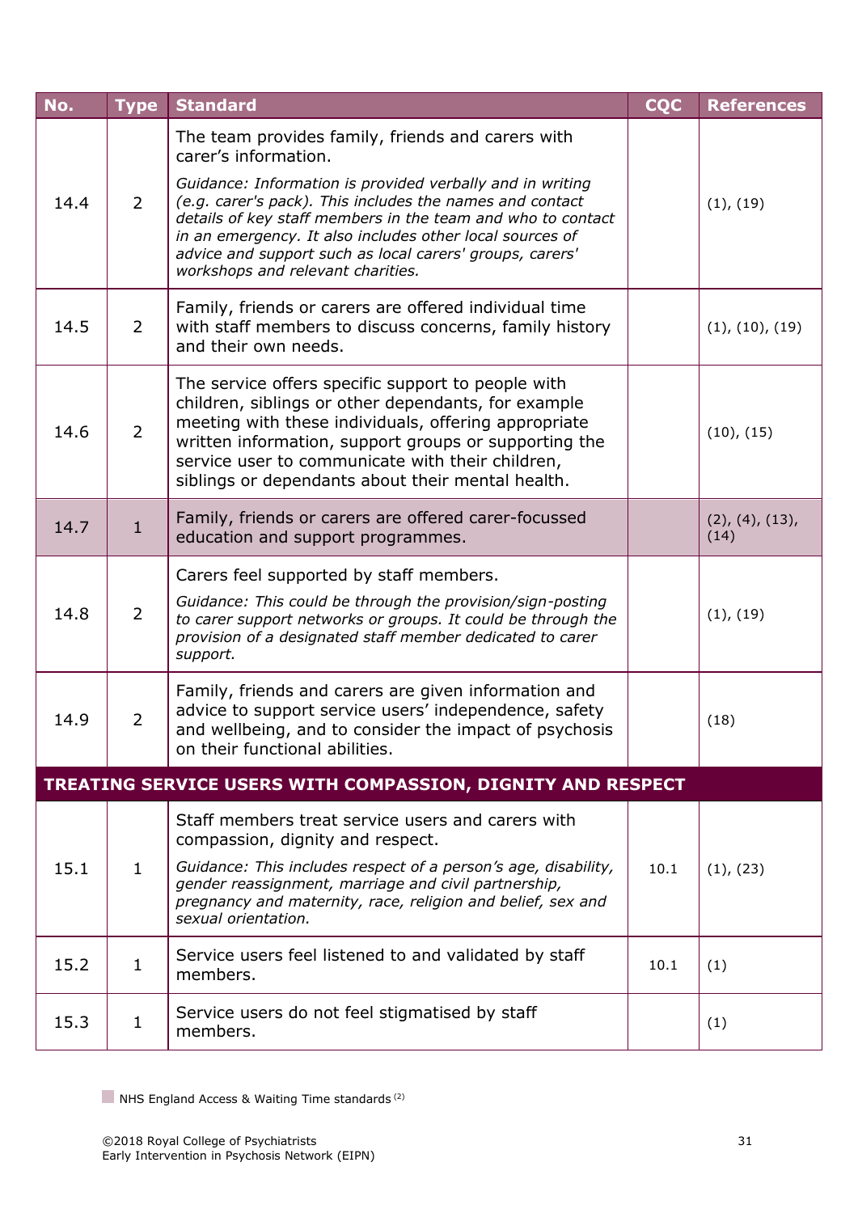| No. | Type | Standard | CQC | References |
|---|---|---|---|---|
| 14.4 | 2 | The team provides family, friends and carers with carer's information.<br><br>*Guidance: Information is provided verbally and in writing (e.g. carer's pack). This includes the names and contact details of key staff members in the team and who to contact in an emergency. It also includes other local sources of advice and support such as local carers' groups, carers' workshops and relevant charities.* | | (1), (19) |
| 14.5 | 2 | Family, friends or carers are offered individual time with staff members to discuss concerns, family history and their own needs. | | (1), (10), (19) |
| 14.6 | 2 | The service offers specific support to people with children, siblings or other dependants, for example meeting with these individuals, offering appropriate written information, support groups or supporting the service user to communicate with their children, siblings or dependants about their mental health. | | (10), (15) |
| 14.7 | 1 | Family, friends or carers are offered carer-focussed education and support programmes. | | (2), (4), (13), (14) |
| 14.8 | 2 | Carers feel supported by staff members.<br><br>*Guidance: This could be through the provision/sign-posting to carer support networks or groups. It could be through the provision of a designated staff member dedicated to carer support.* | | (1), (19) |
| 14.9 | 2 | Family, friends and carers are given information and advice to support service users' independence, safety and wellbeing, and to consider the impact of psychosis on their functional abilities. | | (18) |
| **TREATING SERVICE USERS WITH COMPASSION, DIGNITY AND RESPECT** | | | | |
| 15.1 | 1 | Staff members treat service users and carers with compassion, dignity and respect.<br><br>*Guidance: This includes respect of a person's age, disability, gender reassignment, marriage and civil partnership, pregnancy and maternity, race, religion and belief, sex and sexual orientation.* | 10.1 | (1), (23) |
| 15.2 | 1 | Service users feel listened to and validated by staff members. | 10.1 | (1) |
| 15.3 | 1 | Service users do not feel stigmatised by staff members. | | (1) |

NHS England Access & Waiting Time standards [2]

©2018 Royal College of Psychiatrists
Early Intervention in Psychosis Network (EIPN)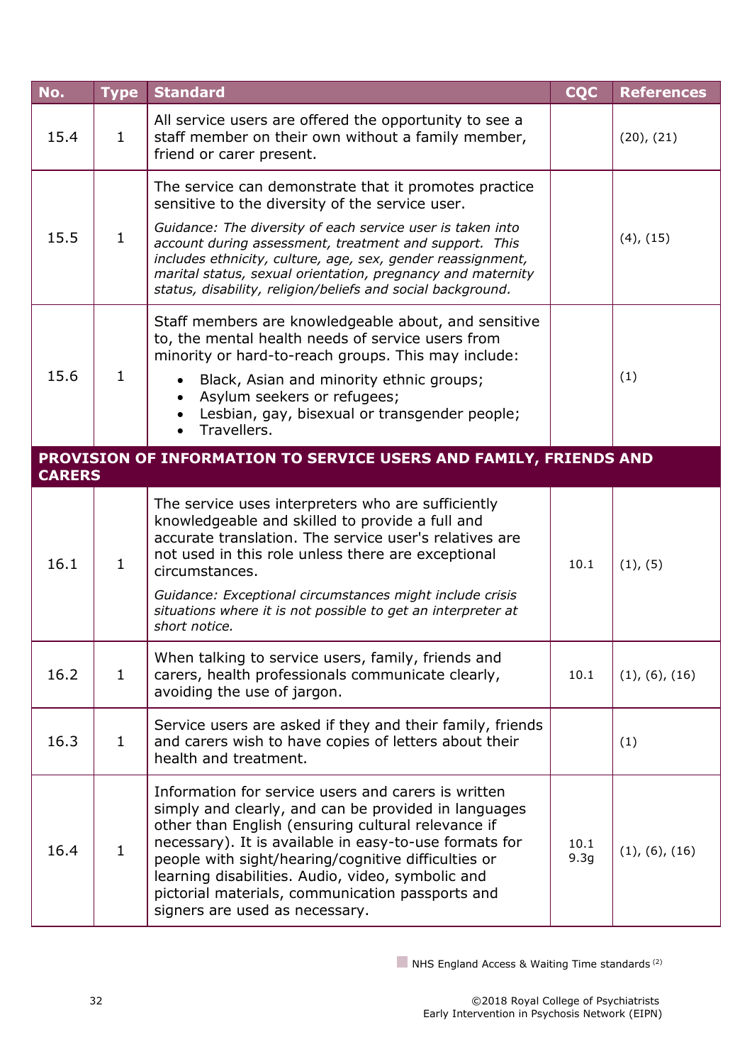| No. | Type | Standard | CQC | References |
|---|---|---|---|---|
| 15.4 | 1 | All service users are offered the opportunity to see a staff member on their own without a family member, friend or carer present. | | (20), (21) |
| 15.5 | 1 | The service can demonstrate that it promotes practice sensitive to the diversity of the service user.<br>*Guidance: The diversity of each service user is taken into account during assessment, treatment and support. This includes ethnicity, culture, age, sex, gender reassignment, marital status, sexual orientation, pregnancy and maternity status, disability, religion/beliefs and social background.* | | (4), (15) |
| 15.6 | 1 | Staff members are knowledgeable about, and sensitive to, the mental health needs of service users from minority or hard-to-reach groups. This may include:<br>• Black, Asian and minority ethnic groups;<br>• Asylum seekers or refugees;<br>• Lesbian, gay, bisexual or transgender people;<br>• Travellers. | | (1) |
| **PROVISION OF INFORMATION TO SERVICE USERS AND FAMILY, FRIENDS AND CARERS** | | | | |
| 16.1 | 1 | The service uses interpreters who are sufficiently knowledgeable and skilled to provide a full and accurate translation. The service user's relatives are not used in this role unless there are exceptional circumstances.<br>*Guidance: Exceptional circumstances might include crisis situations where it is not possible to get an interpreter at short notice.* | 10.1 | (1), (5) |
| 16.2 | 1 | When talking to service users, family, friends and carers, health professionals communicate clearly, avoiding the use of jargon. | 10.1 | (1), (6), (16) |
| 16.3 | 1 | Service users are asked if they and their family, friends and carers wish to have copies of letters about their health and treatment. | | (1) |
| 16.4 | 1 | Information for service users and carers is written simply and clearly, and can be provided in languages other than English (ensuring cultural relevance if necessary). It is available in easy-to-use formats for people with sight/hearing/cognitive difficulties or learning disabilities. Audio, video, symbolic and pictorial materials, communication passports and signers are used as necessary. | 10.1<br>9.3g | (1), (6), (16) |

NHS England Access & Waiting Time standards [2]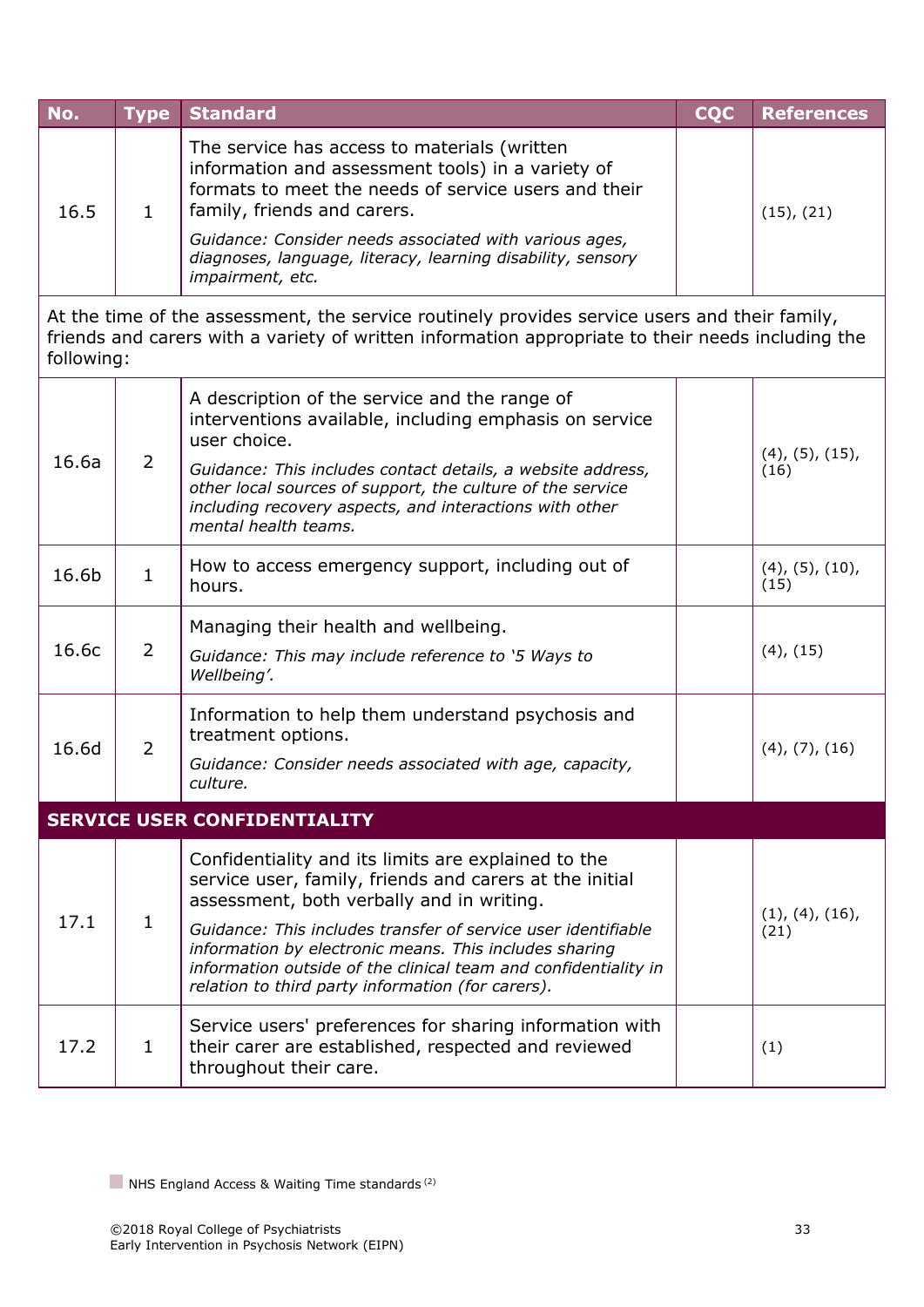| No. | Type | Standard | CQC | References |
|---|---|---|---|---|
| 16.5 | 1 | The service has access to materials (written information and assessment tools) in a variety of formats to meet the needs of service users and their family, friends and carers.<br>*Guidance: Consider needs associated with various ages, diagnoses, language, literacy, learning disability, sensory impairment, etc.* | | (15), (21) |
| At the time of the assessment, the service routinely provides service users and their family, friends and carers with a variety of written information appropriate to their needs including the following: | | | | |
| 16.6a | 2 | A description of the service and the range of interventions available, including emphasis on service user choice.<br>*Guidance: This includes contact details, a website address, other local sources of support, the culture of the service including recovery aspects, and interactions with other mental health teams.* | | (4), (5), (15), (16) |
| 16.6b | 1 | How to access emergency support, including out of hours. | | (4), (5), (10), (15) |
| 16.6c | 2 | Managing their health and wellbeing.<br>*Guidance: This may include reference to '5 Ways to Wellbeing'.* | | (4), (15) |
| 16.6d | 2 | Information to help them understand psychosis and treatment options.<br>*Guidance: Consider needs associated with age, capacity, culture.* | | (4), (7), (16) |
| **SERVICE USER CONFIDENTIALITY** | | | | |
| 17.1 | 1 | Confidentiality and its limits are explained to the service user, family, friends and carers at the initial assessment, both verbally and in writing.<br>*Guidance: This includes transfer of service user identifiable information by electronic means. This includes sharing information outside of the clinical team and confidentiality in relation to third party information (for carers).* | | (1), (4), (16), (21) |
| 17.2 | 1 | Service users' preferences for sharing information with their carer are established, respected and reviewed throughout their care. | | (1) |

NHS England Access & Waiting Time standards [2]

©2018 Royal College of Psychiatrists
Early Intervention in Psychosis Network (EIPN)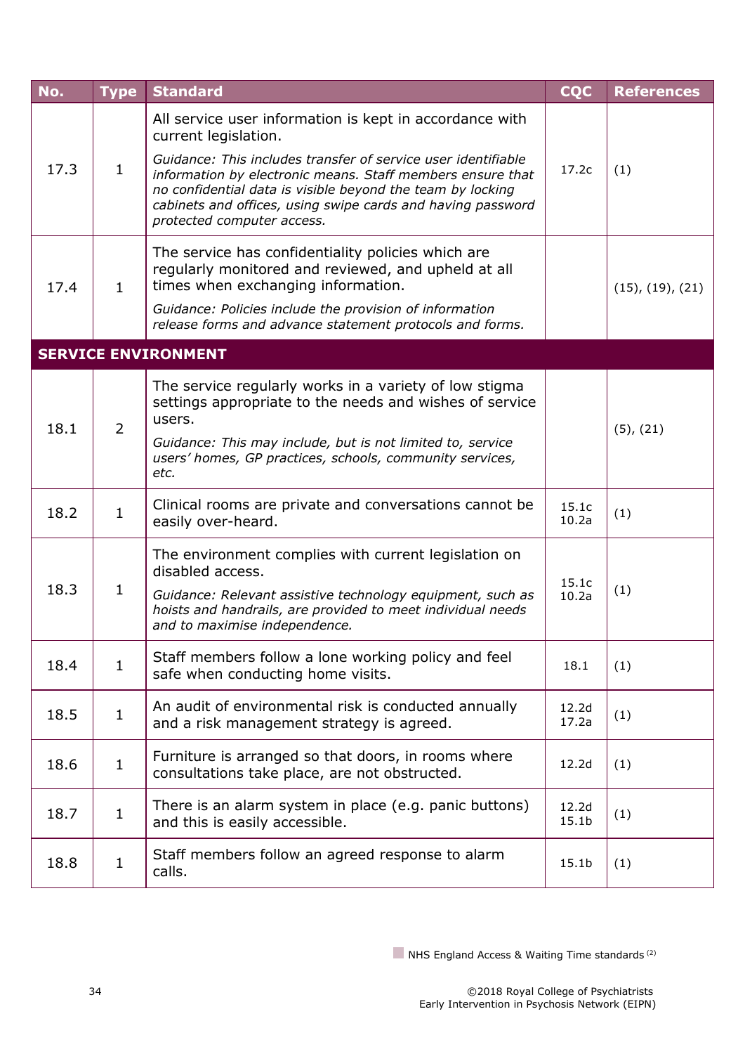| No. | Type | Standard | CQC | References |
|---|---|---|---|---|
| 17.3 | 1 | All service user information is kept in accordance with current legislation.<br>*Guidance: This includes transfer of service user identifiable information by electronic means. Staff members ensure that no confidential data is visible beyond the team by locking cabinets and offices, using swipe cards and having password protected computer access.* | 17.2c | (1) |
| 17.4 | 1 | The service has confidentiality policies which are regularly monitored and reviewed, and upheld at all times when exchanging information.<br>*Guidance: Policies include the provision of information release forms and advance statement protocols and forms.* | | (15), (19), (21) |
| **SERVICE ENVIRONMENT** | | | | |
| 18.1 | 2 | The service regularly works in a variety of low stigma settings appropriate to the needs and wishes of service users.<br>*Guidance: This may include, but is not limited to, service users' homes, GP practices, schools, community services, etc.* | | (5), (21) |
| 18.2 | 1 | Clinical rooms are private and conversations cannot be easily over-heard. | 15.1c<br>10.2a | (1) |
| 18.3 | 1 | The environment complies with current legislation on disabled access.<br>*Guidance: Relevant assistive technology equipment, such as hoists and handrails, are provided to meet individual needs and to maximise independence.* | 15.1c<br>10.2a | (1) |
| 18.4 | 1 | Staff members follow a lone working policy and feel safe when conducting home visits. | 18.1 | (1) |
| 18.5 | 1 | An audit of environmental risk is conducted annually and a risk management strategy is agreed. | 12.2d<br>17.2a | (1) |
| 18.6 | 1 | Furniture is arranged so that doors, in rooms where consultations take place, are not obstructed. | 12.2d | (1) |
| 18.7 | 1 | There is an alarm system in place (e.g. panic buttons) and this is easily accessible. | 12.2d<br>15.1b | (1) |
| 18.8 | 1 | Staff members follow an agreed response to alarm calls. | 15.1b | (1) |

NHS England Access & Waiting Time standards (2)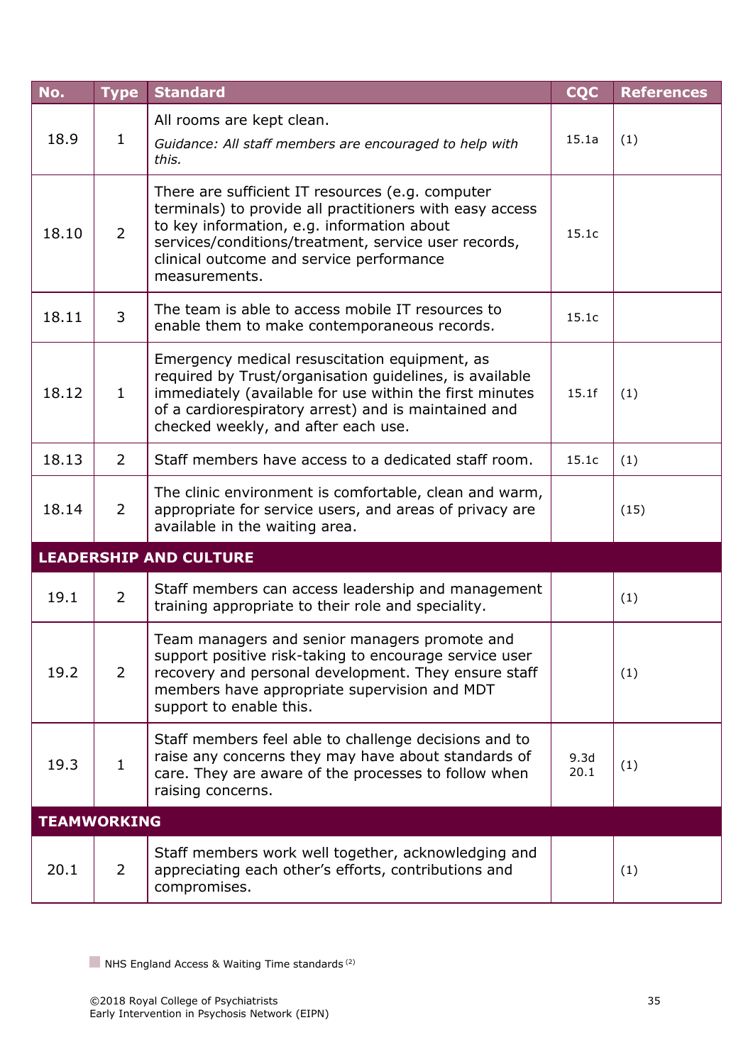| No. | Type | Standard | CQC | References |
|---|---|---|---|---|
| 18.9 | 1 | All rooms are kept clean.<br>*Guidance: All staff members are encouraged to help with this.* | 15.1a | (1) |
| 18.10 | 2 | There are sufficient IT resources (e.g. computer terminals) to provide all practitioners with easy access to key information, e.g. information about services/conditions/treatment, service user records, clinical outcome and service performance measurements. | 15.1c | |
| 18.11 | 3 | The team is able to access mobile IT resources to enable them to make contemporaneous records. | 15.1c | |
| 18.12 | 1 | Emergency medical resuscitation equipment, as required by Trust/organisation guidelines, is available immediately (available for use within the first minutes of a cardiorespiratory arrest) and is maintained and checked weekly, and after each use. | 15.1f | (1) |
| 18.13 | 2 | Staff members have access to a dedicated staff room. | 15.1c | (1) |
| 18.14 | 2 | The clinic environment is comfortable, clean and warm, appropriate for service users, and areas of privacy are available in the waiting area. | | (15) |
| **LEADERSHIP AND CULTURE** | | | | |
| 19.1 | 2 | Staff members can access leadership and management training appropriate to their role and speciality. | | (1) |
| 19.2 | 2 | Team managers and senior managers promote and support positive risk-taking to encourage service user recovery and personal development. They ensure staff members have appropriate supervision and MDT support to enable this. | | (1) |
| 19.3 | 1 | Staff members feel able to challenge decisions and to raise any concerns they may have about standards of care. They are aware of the processes to follow when raising concerns. | 9.3d<br>20.1 | (1) |
| **TEAMWORKING** | | | | |
| 20.1 | 2 | Staff members work well together, acknowledging and appreciating each other's efforts, contributions and compromises. | | (1) |

NHS England Access & Waiting Time standards [2]

©2018 Royal College of Psychiatrists
Early Intervention in Psychosis Network (EIPN)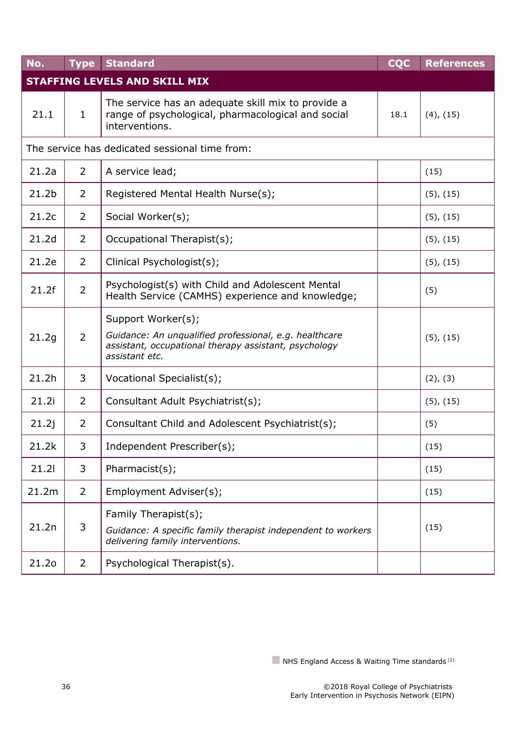| No. | Type | Standard | CQC | References |
|---|---|---|---|---|
| **STAFFING LEVELS AND SKILL MIX** | | | | |
| 21.1 | 1 | The service has an adequate skill mix to provide a range of psychological, pharmacological and social interventions. | 18.1 | (4), (15) |
| The service has dedicated sessional time from: | | | | |
| 21.2a | 2 | A service lead; | | (15) |
| 21.2b | 2 | Registered Mental Health Nurse(s); | | (5), (15) |
| 21.2c | 2 | Social Worker(s); | | (5), (15) |
| 21.2d | 2 | Occupational Therapist(s); | | (5), (15) |
| 21.2e | 2 | Clinical Psychologist(s); | | (5), (15) |
| 21.2f | 2 | Psychologist(s) with Child and Adolescent Mental Health Service (CAMHS) experience and knowledge; | | (5) |
| 21.2g | 2 | Support Worker(s);<br>*Guidance: An unqualified professional, e.g. healthcare assistant, occupational therapy assistant, psychology assistant etc.* | | (5), (15) |
| 21.2h | 3 | Vocational Specialist(s); | | (2), (3) |
| 21.2i | 2 | Consultant Adult Psychiatrist(s); | | (5), (15) |
| 21.2j | 2 | Consultant Child and Adolescent Psychiatrist(s); | | (5) |
| 21.2k | 3 | Independent Prescriber(s); | | (15) |
| 21.2l | 3 | Pharmacist(s); | | (15) |
| 21.2m | 2 | Employment Adviser(s); | | (15) |
| 21.2n | 3 | Family Therapist(s);<br>*Guidance: A specific family therapist independent to workers delivering family interventions.* | | (15) |
| 21.2o | 2 | Psychological Therapist(s). | | |

NHS England Access & Waiting Time standards [2]

©2018 Royal College of Psychiatrists
Early Intervention in Psychosis Network (EIPN)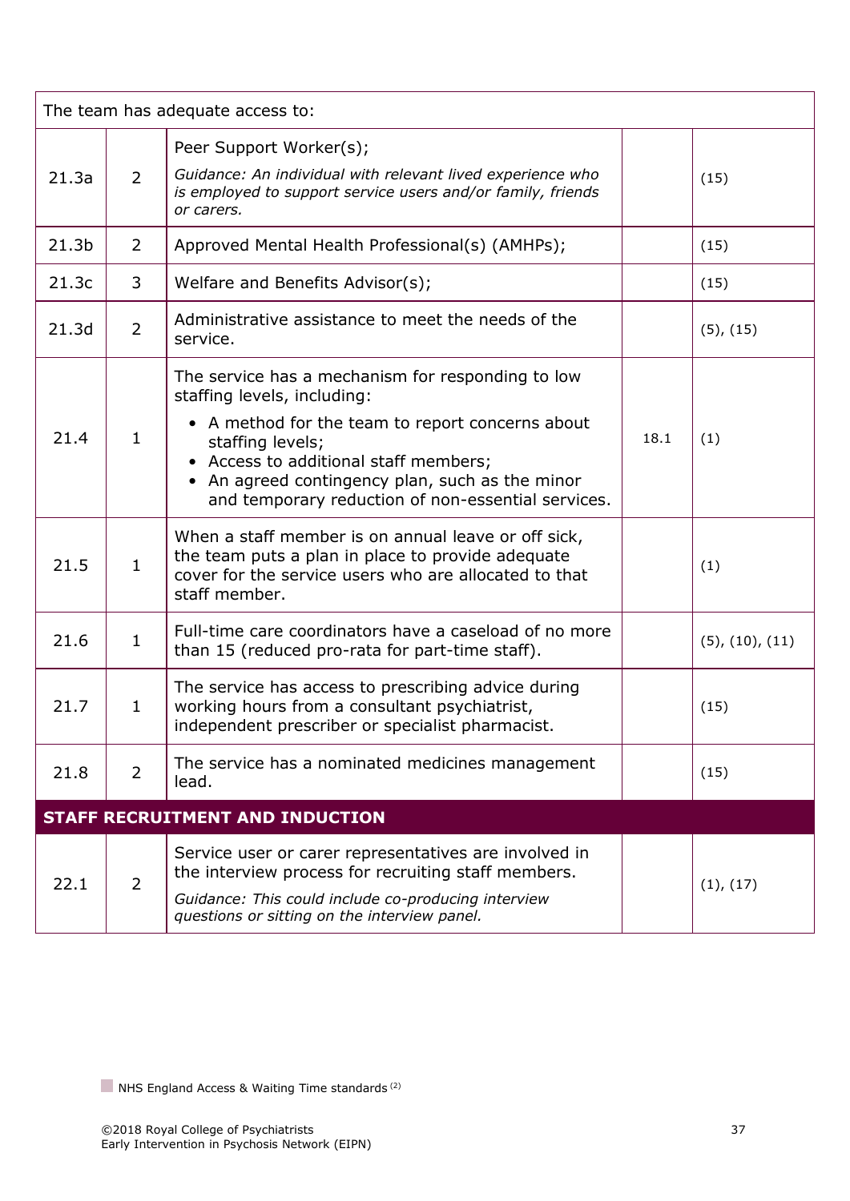| | | | | |
|---|---|---|---|---|
| The team has adequate access to: | | | | |
| 21.3a | 2 | Peer Support Worker(s);<br>*Guidance: An individual with relevant lived experience who is employed to support service users and/or family, friends or carers.* | | (15) |
| 21.3b | 2 | Approved Mental Health Professional(s) (AMHPs); | | (15) |
| 21.3c | 3 | Welfare and Benefits Advisor(s); | | (15) |
| 21.3d | 2 | Administrative assistance to meet the needs of the service. | | (5), (15) |
| 21.4 | 1 | The service has a mechanism for responding to low staffing levels, including:<br>• A method for the team to report concerns about staffing levels;<br>• Access to additional staff members;<br>• An agreed contingency plan, such as the minor and temporary reduction of non-essential services. | 18.1 | (1) |
| 21.5 | 1 | When a staff member is on annual leave or off sick, the team puts a plan in place to provide adequate cover for the service users who are allocated to that staff member. | | (1) |
| 21.6 | 1 | Full-time care coordinators have a caseload of no more than 15 (reduced pro-rata for part-time staff). | | (5), (10), (11) |
| 21.7 | 1 | The service has access to prescribing advice during working hours from a consultant psychiatrist, independent prescriber or specialist pharmacist. | | (15) |
| 21.8 | 2 | The service has a nominated medicines management lead. | | (15) |
| **STAFF RECRUITMENT AND INDUCTION** | | | | |
| 22.1 | 2 | Service user or carer representatives are involved in the interview process for recruiting staff members.<br>*Guidance: This could include co-producing interview questions or sitting on the interview panel.* | | (1), (17) |

NHS England Access & Waiting Time standards [2]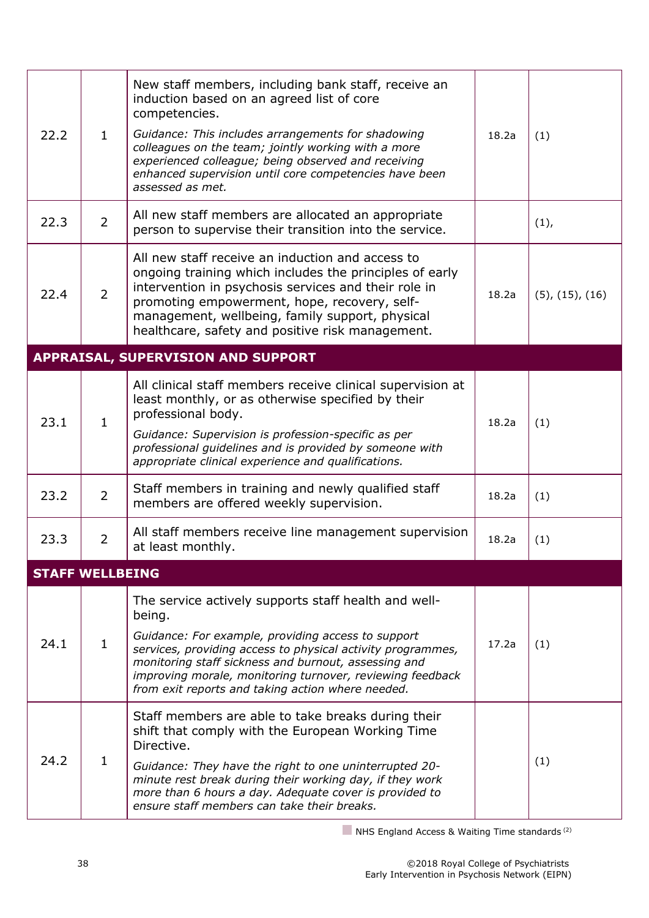| | | | | |
|---|---|---|---|---|
| 22.2 | 1 | New staff members, including bank staff, receive an induction based on an agreed list of core competencies.<br>*Guidance: This includes arrangements for shadowing colleagues on the team; jointly working with a more experienced colleague; being observed and receiving enhanced supervision until core competencies have been assessed as met.* | 18.2a | (1) |
| 22.3 | 2 | All new staff members are allocated an appropriate person to supervise their transition into the service. | | (1), |
| 22.4 | 2 | All new staff receive an induction and access to ongoing training which includes the principles of early intervention in psychosis services and their role in promoting empowerment, hope, recovery, self-management, wellbeing, family support, physical healthcare, safety and positive risk management. | 18.2a | (5), (15), (16) |
| **APPRAISAL, SUPERVISION AND SUPPORT** | | | | |
| 23.1 | 1 | All clinical staff members receive clinical supervision at least monthly, or as otherwise specified by their professional body.<br>*Guidance: Supervision is profession-specific as per professional guidelines and is provided by someone with appropriate clinical experience and qualifications.* | 18.2a | (1) |
| 23.2 | 2 | Staff members in training and newly qualified staff members are offered weekly supervision. | 18.2a | (1) |
| 23.3 | 2 | All staff members receive line management supervision at least monthly. | 18.2a | (1) |
| **STAFF WELLBEING** | | | | |
| 24.1 | 1 | The service actively supports staff health and well-being.<br>*Guidance: For example, providing access to support services, providing access to physical activity programmes, monitoring staff sickness and burnout, assessing and improving morale, monitoring turnover, reviewing feedback from exit reports and taking action where needed.* | 17.2a | (1) |
| 24.2 | 1 | Staff members are able to take breaks during their shift that comply with the European Working Time Directive.<br>*Guidance: They have the right to one uninterrupted 20-minute rest break during their working day, if they work more than 6 hours a day. Adequate cover is provided to ensure staff members can take their breaks.* | | (1) |

NHS England Access & Waiting Time standards [2]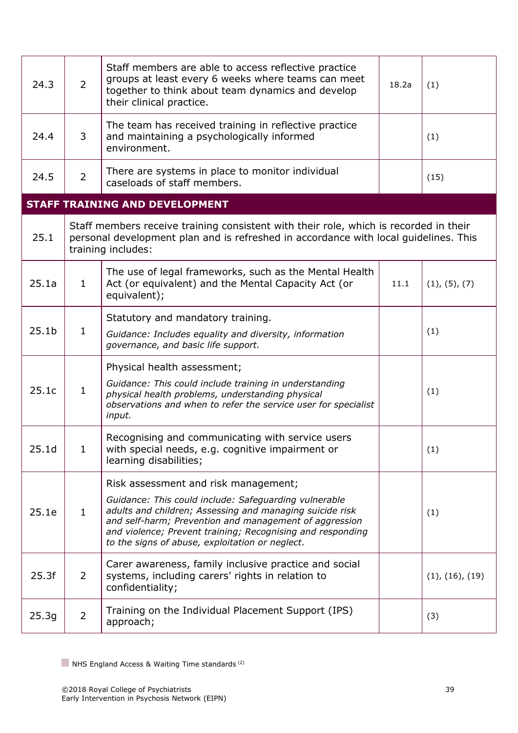| | | | | |
|---|---|---|---|---|
| 24.3 | 2 | Staff members are able to access reflective practice groups at least every 6 weeks where teams can meet together to think about team dynamics and develop their clinical practice. | 18.2a | (1) |
| 24.4 | 3 | The team has received training in reflective practice and maintaining a psychologically informed environment. | | (1) |
| 24.5 | 2 | There are systems in place to monitor individual caseloads of staff members. | | (15) |
| **STAFF TRAINING AND DEVELOPMENT** | | | | |
| 25.1 | Staff members receive training consistent with their role, which is recorded in their personal development plan and is refreshed in accordance with local guidelines. This training includes: | | | |
| 25.1a | 1 | The use of legal frameworks, such as the Mental Health Act (or equivalent) and the Mental Capacity Act (or equivalent); | 11.1 | (1), (5), (7) |
| 25.1b | 1 | Statutory and mandatory training.<br>*Guidance: Includes equality and diversity, information governance, and basic life support.* | | (1) |
| 25.1c | 1 | Physical health assessment;<br>*Guidance: This could include training in understanding physical health problems, understanding physical observations and when to refer the service user for specialist input.* | | (1) |
| 25.1d | 1 | Recognising and communicating with service users with special needs, e.g. cognitive impairment or learning disabilities; | | (1) |
| 25.1e | 1 | Risk assessment and risk management;<br>*Guidance: This could include: Safeguarding vulnerable adults and children; Assessing and managing suicide risk and self-harm; Prevention and management of aggression and violence; Prevent training; Recognising and responding to the signs of abuse, exploitation or neglect.* | | (1) |
| 25.3f | 2 | Carer awareness, family inclusive practice and social systems, including carers' rights in relation to confidentiality; | | (1), (16), (19) |
| 25.3g | 2 | Training on the Individual Placement Support (IPS) approach; | | (3) |

NHS England Access & Waiting Time standards [2]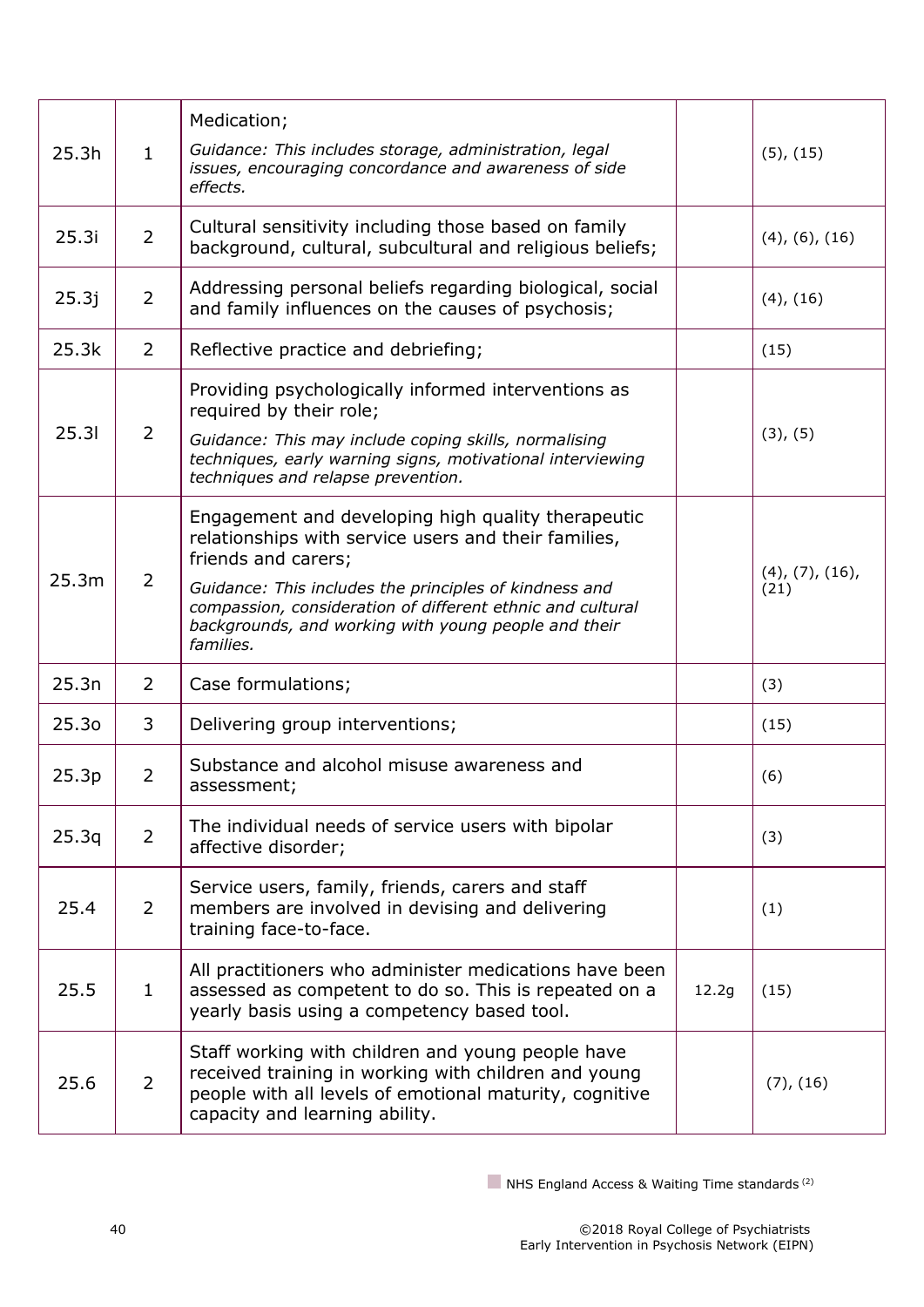| | | | | |
|---|---|---|---|---|
| 25.3h | 1 | Medication;<br>*Guidance: This includes storage, administration, legal issues, encouraging concordance and awareness of side effects.* | | (5), (15) |
| 25.3i | 2 | Cultural sensitivity including those based on family background, cultural, subcultural and religious beliefs; | | (4), (6), (16) |
| 25.3j | 2 | Addressing personal beliefs regarding biological, social and family influences on the causes of psychosis; | | (4), (16) |
| 25.3k | 2 | Reflective practice and debriefing; | | (15) |
| 25.3l | 2 | Providing psychologically informed interventions as required by their role;<br>*Guidance: This may include coping skills, normalising techniques, early warning signs, motivational interviewing techniques and relapse prevention.* | | (3), (5) |
| 25.3m | 2 | Engagement and developing high quality therapeutic relationships with service users and their families, friends and carers;<br>*Guidance: This includes the principles of kindness and compassion, consideration of different ethnic and cultural backgrounds, and working with young people and their families.* | | (4), (7), (16), (21) |
| 25.3n | 2 | Case formulations; | | (3) |
| 25.3o | 3 | Delivering group interventions; | | (15) |
| 25.3p | 2 | Substance and alcohol misuse awareness and assessment; | | (6) |
| 25.3q | 2 | The individual needs of service users with bipolar affective disorder; | | (3) |
| 25.4 | 2 | Service users, family, friends, carers and staff members are involved in devising and delivering training face-to-face. | | (1) |
| 25.5 | 1 | All practitioners who administer medications have been assessed as competent to do so. This is repeated on a yearly basis using a competency based tool. | 12.2g | (15) |
| 25.6 | 2 | Staff working with children and young people have received training in working with children and young people with all levels of emotional maturity, cognitive capacity and learning ability. | | (7), (16) |

NHS England Access & Waiting Time standards [2]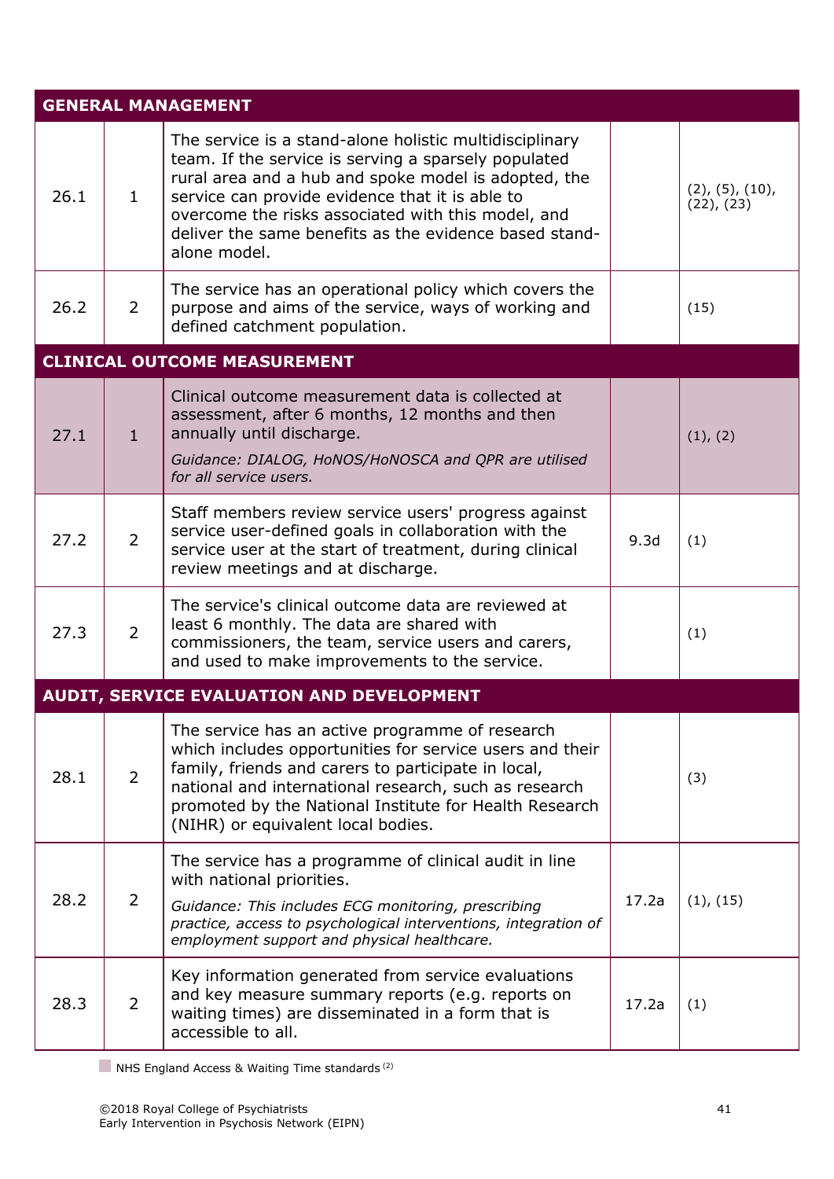| GENERAL MANAGEMENT | | | | |
|---|---|---|---|---|
| 26.1 | 1 | The service is a stand-alone holistic multidisciplinary team. If the service is serving a sparsely populated rural area and a hub and spoke model is adopted, the service can provide evidence that it is able to overcome the risks associated with this model, and deliver the same benefits as the evidence based stand-alone model. | | (2), (5), (10), (22), (23) |
| 26.2 | 2 | The service has an operational policy which covers the purpose and aims of the service, ways of working and defined catchment population. | | (15) |
| **CLINICAL OUTCOME MEASUREMENT** | | | | |
| 27.1 | 1 | Clinical outcome measurement data is collected at assessment, after 6 months, 12 months and then annually until discharge. *Guidance: DIALOG, HoNOS/HoNOSCA and QPR are utilised for all service users.* | | (1), (2) |
| 27.2 | 2 | Staff members review service users' progress against service user-defined goals in collaboration with the service user at the start of treatment, during clinical review meetings and at discharge. | 9.3d | (1) |
| 27.3 | 2 | The service's clinical outcome data are reviewed at least 6 monthly. The data are shared with commissioners, the team, service users and carers, and used to make improvements to the service. | | (1) |
| **AUDIT, SERVICE EVALUATION AND DEVELOPMENT** | | | | |
| 28.1 | 2 | The service has an active programme of research which includes opportunities for service users and their family, friends and carers to participate in local, national and international research, such as research promoted by the National Institute for Health Research (NIHR) or equivalent local bodies. | | (3) |
| 28.2 | 2 | The service has a programme of clinical audit in line with national priorities. *Guidance: This includes ECG monitoring, prescribing practice, access to psychological interventions, integration of employment support and physical healthcare.* | 17.2a | (1), (15) |
| 28.3 | 2 | Key information generated from service evaluations and key measure summary reports (e.g. reports on waiting times) are disseminated in a form that is accessible to all. | 17.2a | (1) |

NHS England Access & Waiting Time standards [2]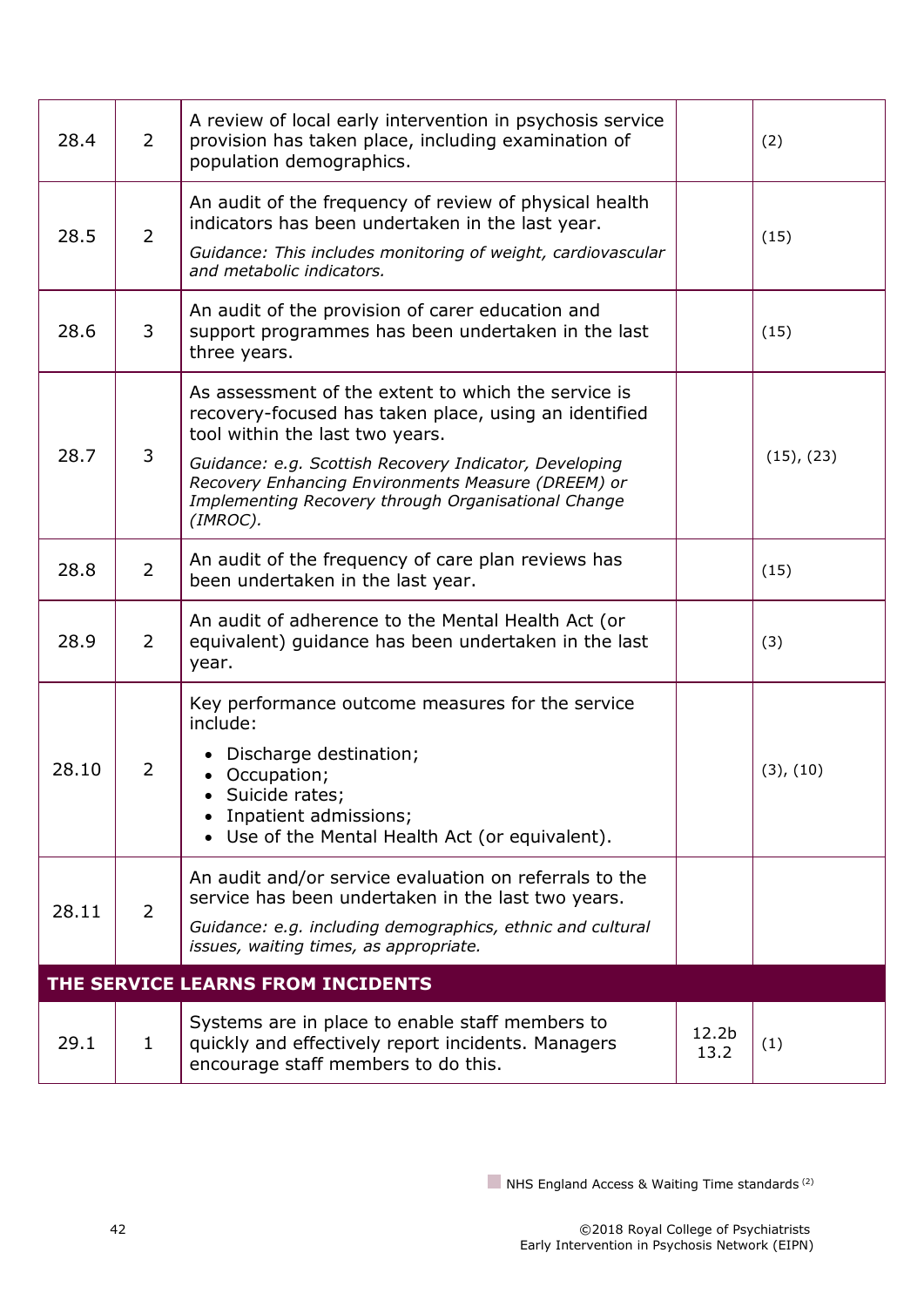| | | | | |
|---|---|---|---|---|
| 28.4 | 2 | A review of local early intervention in psychosis service provision has taken place, including examination of population demographics. | | (2) |
| 28.5 | 2 | An audit of the frequency of review of physical health indicators has been undertaken in the last year.<br>*Guidance: This includes monitoring of weight, cardiovascular and metabolic indicators.* | | (15) |
| 28.6 | 3 | An audit of the provision of carer education and support programmes has been undertaken in the last three years. | | (15) |
| 28.7 | 3 | As assessment of the extent to which the service is recovery-focused has taken place, using an identified tool within the last two years.<br>*Guidance: e.g. Scottish Recovery Indicator, Developing Recovery Enhancing Environments Measure (DREEM) or Implementing Recovery through Organisational Change (IMROC).* | | (15), (23) |
| 28.8 | 2 | An audit of the frequency of care plan reviews has been undertaken in the last year. | | (15) |
| 28.9 | 2 | An audit of adherence to the Mental Health Act (or equivalent) guidance has been undertaken in the last year. | | (3) |
| 28.10 | 2 | Key performance outcome measures for the service include:<br>• Discharge destination;<br>• Occupation;<br>• Suicide rates;<br>• Inpatient admissions;<br>• Use of the Mental Health Act (or equivalent). | | (3), (10) |
| 28.11 | 2 | An audit and/or service evaluation on referrals to the service has been undertaken in the last two years.<br>*Guidance: e.g. including demographics, ethnic and cultural issues, waiting times, as appropriate.* | | |
| **THE SERVICE LEARNS FROM INCIDENTS** | | | | |
| 29.1 | 1 | Systems are in place to enable staff members to quickly and effectively report incidents. Managers encourage staff members to do this. | 12.2b<br>13.2 | (1) |

NHS England Access & Waiting Time standards [2]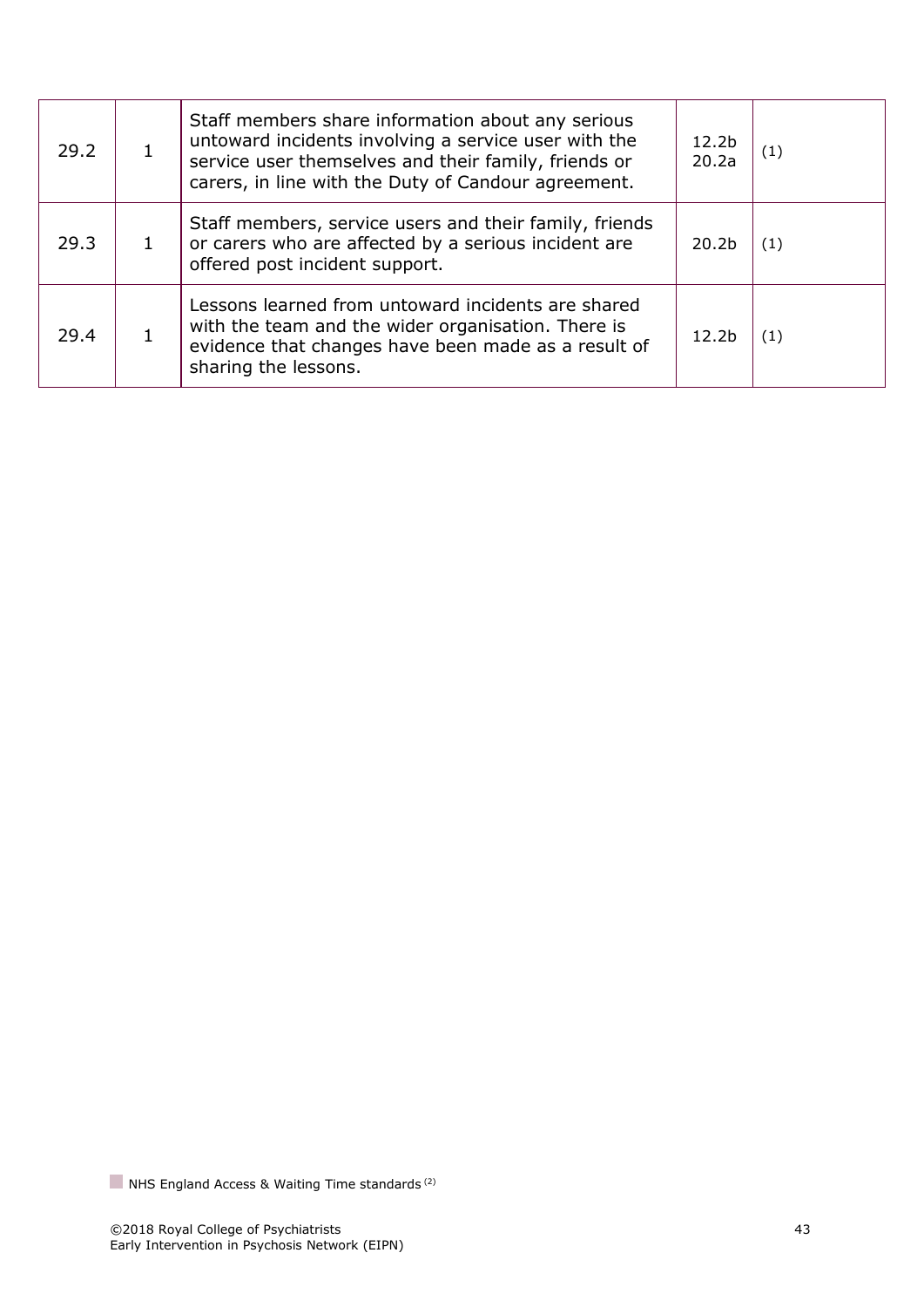| | | | | |
|---|---|---|---|---|
| 29.2 | 1 | Staff members share information about any serious untoward incidents involving a service user with the service user themselves and their family, friends or carers, in line with the Duty of Candour agreement. | 12.2b 20.2a | (1) |
| 29.3 | 1 | Staff members, service users and their family, friends or carers who are affected by a serious incident are offered post incident support. | 20.2b | (1) |
| 29.4 | 1 | Lessons learned from untoward incidents are shared with the team and the wider organisation. There is evidence that changes have been made as a result of sharing the lessons. | 12.2b | (1) |

NHS England Access & Waiting Time standards [2]

©2018 Royal College of Psychiatrists
Early Intervention in Psychosis Network (EIPN)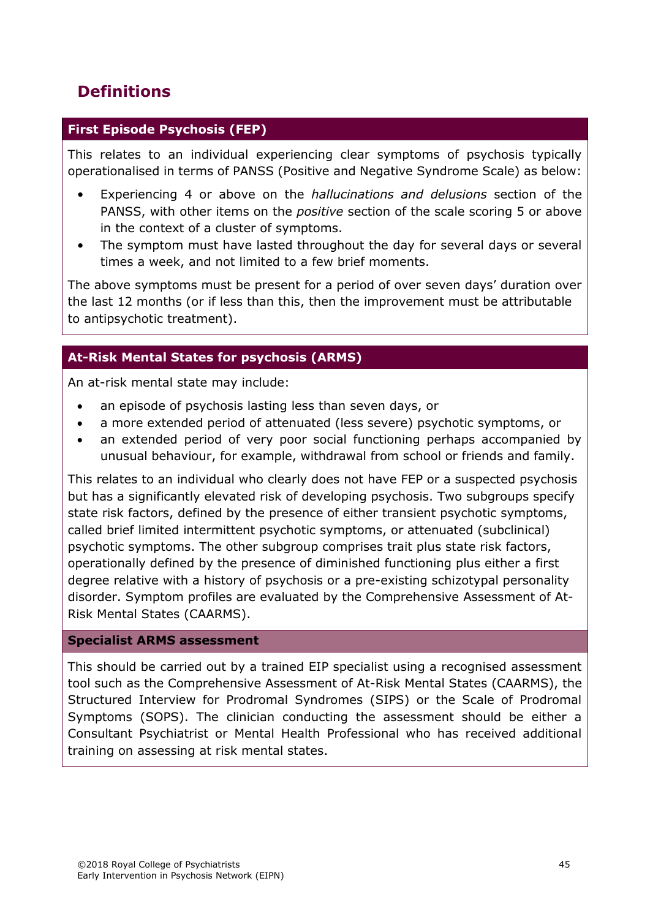## Definitions

### First Episode Psychosis (FEP)

This relates to an individual experiencing clear symptoms of psychosis typically operationalised in terms of PANSS (Positive and Negative Syndrome Scale) as below:

- Experiencing 4 or above on the *hallucinations and delusions* section of the PANSS, with other items on the *positive* section of the scale scoring 5 or above in the context of a cluster of symptoms.
- The symptom must have lasted throughout the day for several days or several times a week, and not limited to a few brief moments.

The above symptoms must be present for a period of over seven days' duration over the last 12 months (or if less than this, then the improvement must be attributable to antipsychotic treatment).

### At-Risk Mental States for psychosis (ARMS)

An at-risk mental state may include:

- an episode of psychosis lasting less than seven days, or
- a more extended period of attenuated (less severe) psychotic symptoms, or
- an extended period of very poor social functioning perhaps accompanied by unusual behaviour, for example, withdrawal from school or friends and family.

This relates to an individual who clearly does not have FEP or a suspected psychosis but has a significantly elevated risk of developing psychosis. Two subgroups specify state risk factors, defined by the presence of either transient psychotic symptoms, called brief limited intermittent psychotic symptoms, or attenuated (subclinical) psychotic symptoms. The other subgroup comprises trait plus state risk factors, operationally defined by the presence of diminished functioning plus either a first degree relative with a history of psychosis or a pre-existing schizotypal personality disorder. Symptom profiles are evaluated by the Comprehensive Assessment of At-Risk Mental States (CAARMS).

#### Specialist ARMS assessment

This should be carried out by a trained EIP specialist using a recognised assessment tool such as the Comprehensive Assessment of At-Risk Mental States (CAARMS), the Structured Interview for Prodromal Syndromes (SIPS) or the Scale of Prodromal Symptoms (SOPS). The clinician conducting the assessment should be either a Consultant Psychiatrist or Mental Health Professional who has received additional training on assessing at risk mental states.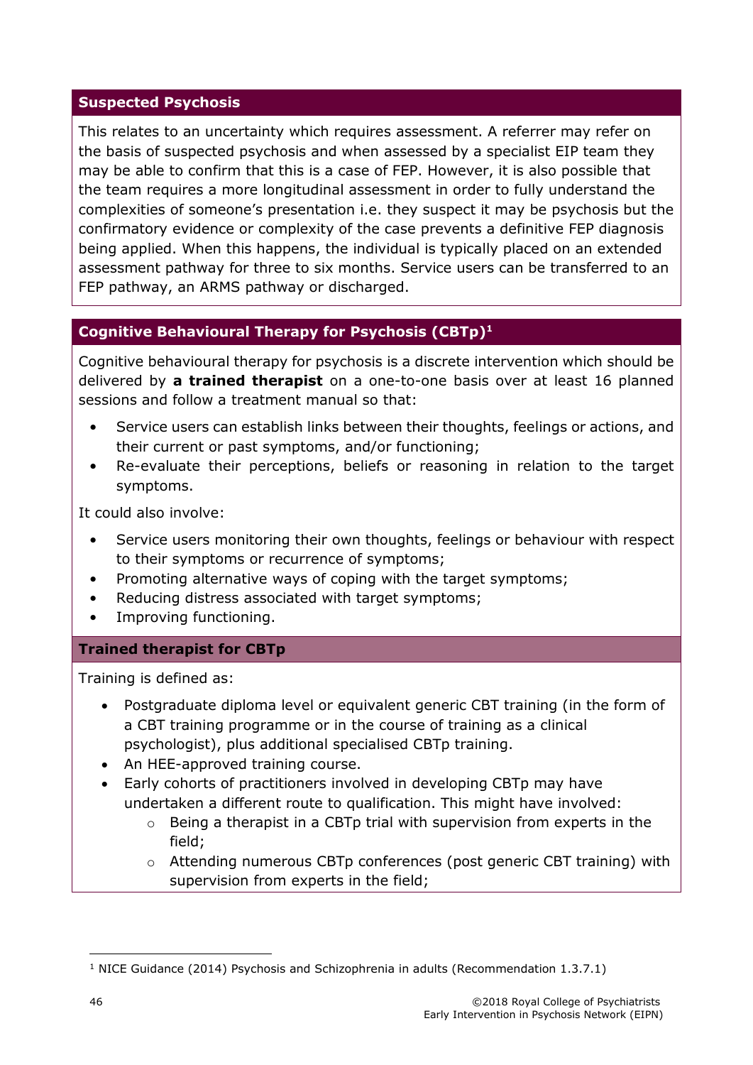## Suspected Psychosis

This relates to an uncertainty which requires assessment. A referrer may refer on the basis of suspected psychosis and when assessed by a specialist EIP team they may be able to confirm that this is a case of FEP. However, it is also possible that the team requires a more longitudinal assessment in order to fully understand the complexities of someone's presentation i.e. they suspect it may be psychosis but the confirmatory evidence or complexity of the case prevents a definitive FEP diagnosis being applied. When this happens, the individual is typically placed on an extended assessment pathway for three to six months. Service users can be transferred to an FEP pathway, an ARMS pathway or discharged.

## Cognitive Behavioural Therapy for Psychosis (CBTp)[1]

Cognitive behavioural therapy for psychosis is a discrete intervention which should be delivered by **a trained therapist** on a one-to-one basis over at least 16 planned sessions and follow a treatment manual so that:

- Service users can establish links between their thoughts, feelings or actions, and their current or past symptoms, and/or functioning;
- Re-evaluate their perceptions, beliefs or reasoning in relation to the target symptoms.

It could also involve:

- Service users monitoring their own thoughts, feelings or behaviour with respect to their symptoms or recurrence of symptoms;
- Promoting alternative ways of coping with the target symptoms;
- Reducing distress associated with target symptoms;
- Improving functioning.

### Trained therapist for CBTp

Training is defined as:

- Postgraduate diploma level or equivalent generic CBT training (in the form of a CBT training programme or in the course of training as a clinical psychologist), plus additional specialised CBTp training.
- An HEE-approved training course.
- Early cohorts of practitioners involved in developing CBTp may have undertaken a different route to qualification. This might have involved:
  - Being a therapist in a CBTp trial with supervision from experts in the field;
  - Attending numerous CBTp conferences (post generic CBT training) with supervision from experts in the field;

[1] NICE Guidance (2014) Psychosis and Schizophrenia in adults (Recommendation 1.3.7.1)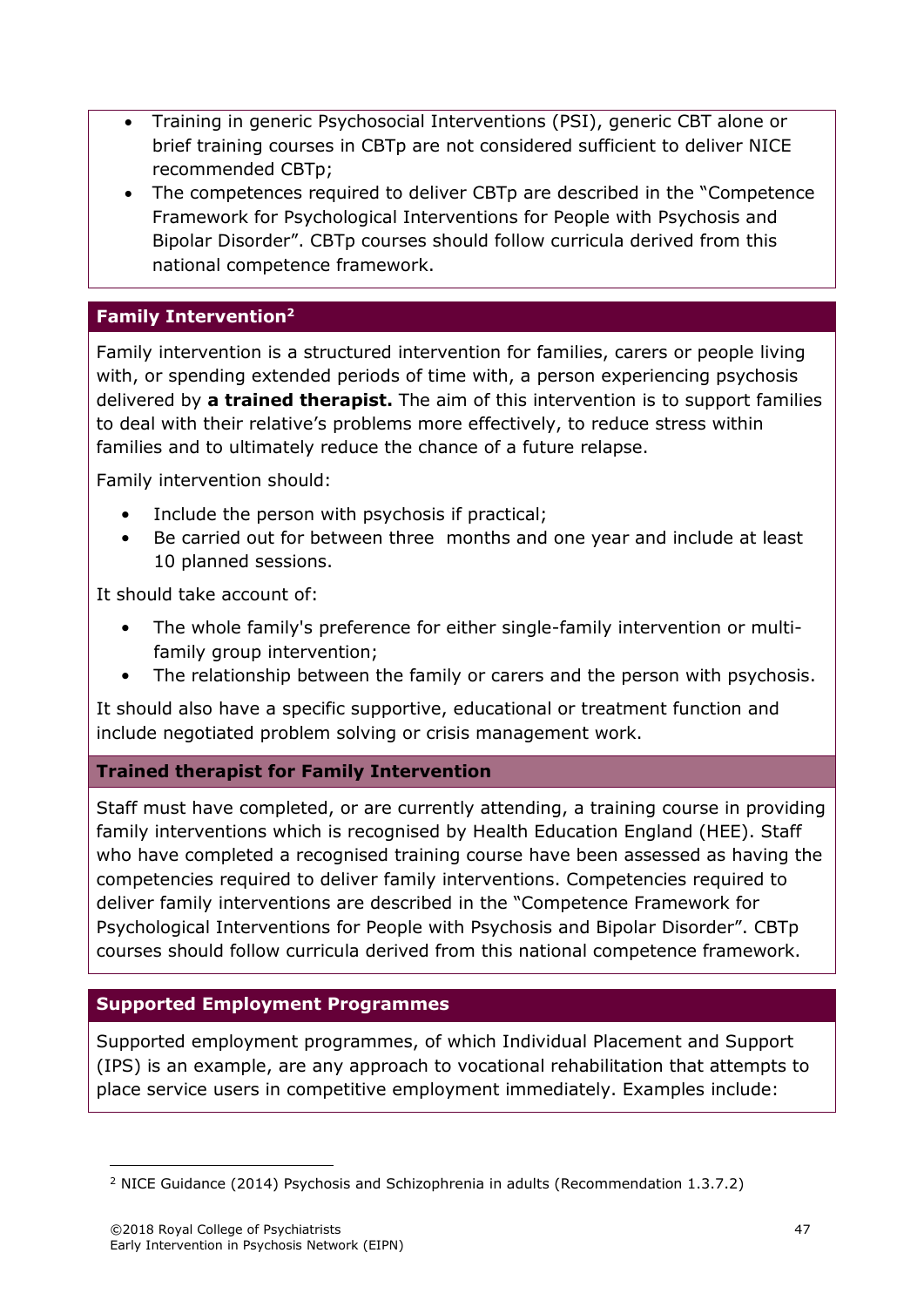- Training in generic Psychosocial Interventions (PSI), generic CBT alone or brief training courses in CBTp are not considered sufficient to deliver NICE recommended CBTp;
- The competences required to deliver CBTp are described in the "Competence Framework for Psychological Interventions for People with Psychosis and Bipolar Disorder". CBTp courses should follow curricula derived from this national competence framework.

### Family Intervention[2]

Family intervention is a structured intervention for families, carers or people living with, or spending extended periods of time with, a person experiencing psychosis delivered by **a trained therapist.** The aim of this intervention is to support families to deal with their relative's problems more effectively, to reduce stress within families and to ultimately reduce the chance of a future relapse.

Family intervention should:

- Include the person with psychosis if practical;
- Be carried out for between three months and one year and include at least 10 planned sessions.

It should take account of:

- The whole family's preference for either single-family intervention or multi-family group intervention;
- The relationship between the family or carers and the person with psychosis.

It should also have a specific supportive, educational or treatment function and include negotiated problem solving or crisis management work.

#### Trained therapist for Family Intervention

Staff must have completed, or are currently attending, a training course in providing family interventions which is recognised by Health Education England (HEE). Staff who have completed a recognised training course have been assessed as having the competencies required to deliver family interventions. Competencies required to deliver family interventions are described in the "Competence Framework for Psychological Interventions for People with Psychosis and Bipolar Disorder". CBTp courses should follow curricula derived from this national competence framework.

### Supported Employment Programmes

Supported employment programmes, of which Individual Placement and Support (IPS) is an example, are any approach to vocational rehabilitation that attempts to place service users in competitive employment immediately. Examples include:

---

[2] NICE Guidance (2014) Psychosis and Schizophrenia in adults (Recommendation 1.3.7.2)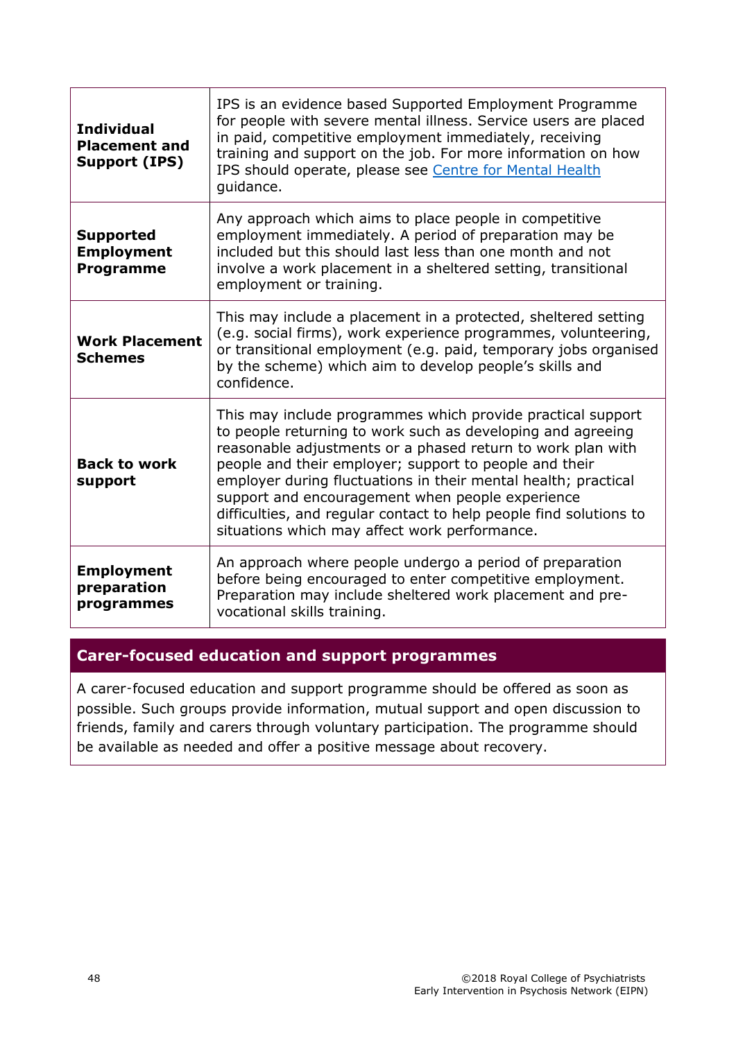| | |
|---|---|
| **Individual Placement and Support (IPS)** | IPS is an evidence based Supported Employment Programme for people with severe mental illness. Service users are placed in paid, competitive employment immediately, receiving training and support on the job. For more information on how IPS should operate, please see Centre for Mental Health guidance. |
| **Supported Employment Programme** | Any approach which aims to place people in competitive employment immediately. A period of preparation may be included but this should last less than one month and not involve a work placement in a sheltered setting, transitional employment or training. |
| **Work Placement Schemes** | This may include a placement in a protected, sheltered setting (e.g. social firms), work experience programmes, volunteering, or transitional employment (e.g. paid, temporary jobs organised by the scheme) which aim to develop people's skills and confidence. |
| **Back to work support** | This may include programmes which provide practical support to people returning to work such as developing and agreeing reasonable adjustments or a phased return to work plan with people and their employer; support to people and their employer during fluctuations in their mental health; practical support and encouragement when people experience difficulties, and regular contact to help people find solutions to situations which may affect work performance. |
| **Employment preparation programmes** | An approach where people undergo a period of preparation before being encouraged to enter competitive employment. Preparation may include sheltered work placement and pre-vocational skills training. |

## Carer-focused education and support programmes

A carer-focused education and support programme should be offered as soon as possible. Such groups provide information, mutual support and open discussion to friends, family and carers through voluntary participation. The programme should be available as needed and offer a positive message about recovery.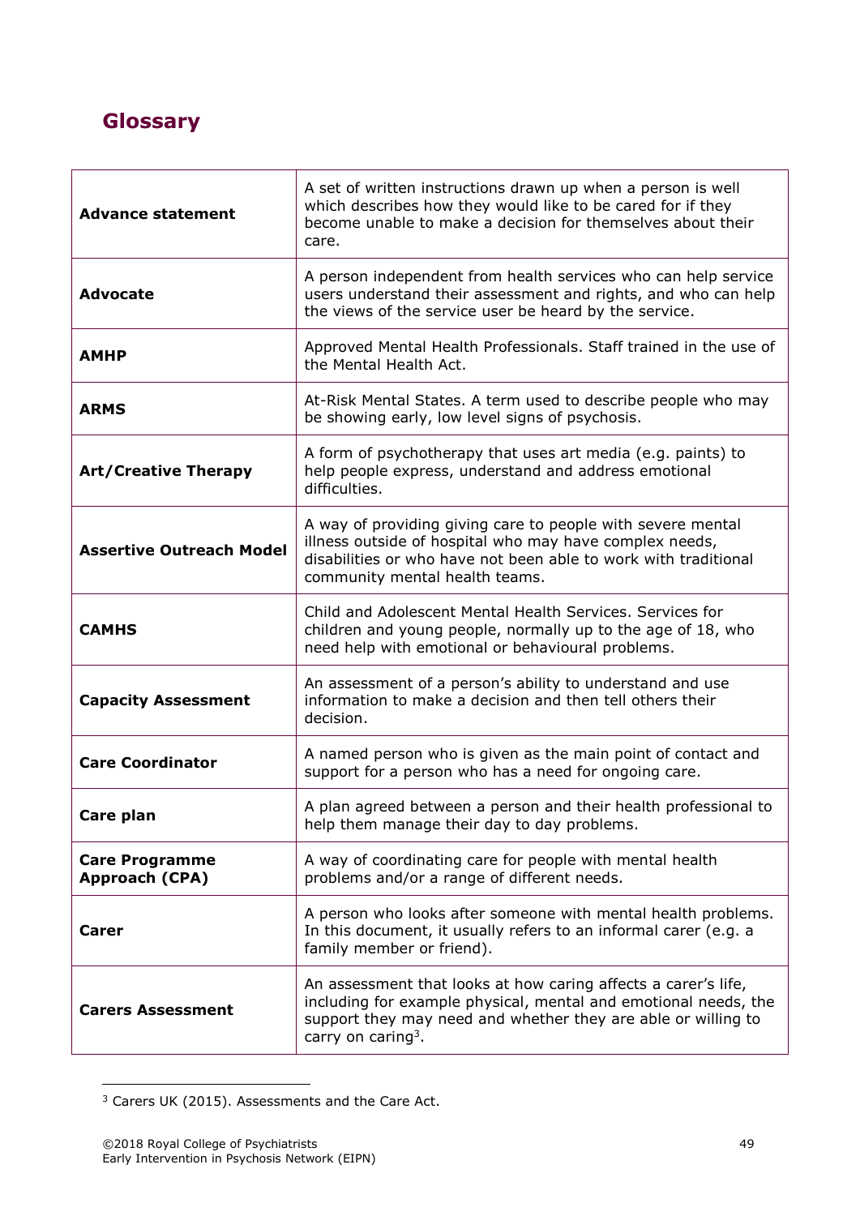## Glossary

| | |
|---|---|
| **Advance statement** | A set of written instructions drawn up when a person is well which describes how they would like to be cared for if they become unable to make a decision for themselves about their care. |
| **Advocate** | A person independent from health services who can help service users understand their assessment and rights, and who can help the views of the service user be heard by the service. |
| **AMHP** | Approved Mental Health Professionals. Staff trained in the use of the Mental Health Act. |
| **ARMS** | At-Risk Mental States. A term used to describe people who may be showing early, low level signs of psychosis. |
| **Art/Creative Therapy** | A form of psychotherapy that uses art media (e.g. paints) to help people express, understand and address emotional difficulties. |
| **Assertive Outreach Model** | A way of providing giving care to people with severe mental illness outside of hospital who may have complex needs, disabilities or who have not been able to work with traditional community mental health teams. |
| **CAMHS** | Child and Adolescent Mental Health Services. Services for children and young people, normally up to the age of 18, who need help with emotional or behavioural problems. |
| **Capacity Assessment** | An assessment of a person's ability to understand and use information to make a decision and then tell others their decision. |
| **Care Coordinator** | A named person who is given as the main point of contact and support for a person who has a need for ongoing care. |
| **Care plan** | A plan agreed between a person and their health professional to help them manage their day to day problems. |
| **Care Programme Approach (CPA)** | A way of coordinating care for people with mental health problems and/or a range of different needs. |
| **Carer** | A person who looks after someone with mental health problems. In this document, it usually refers to an informal carer (e.g. a family member or friend). |
| **Carers Assessment** | An assessment that looks at how caring affects a carer's life, including for example physical, mental and emotional needs, the support they may need and whether they are able or willing to carry on caring[3]. |

[3] Carers UK (2015). Assessments and the Care Act.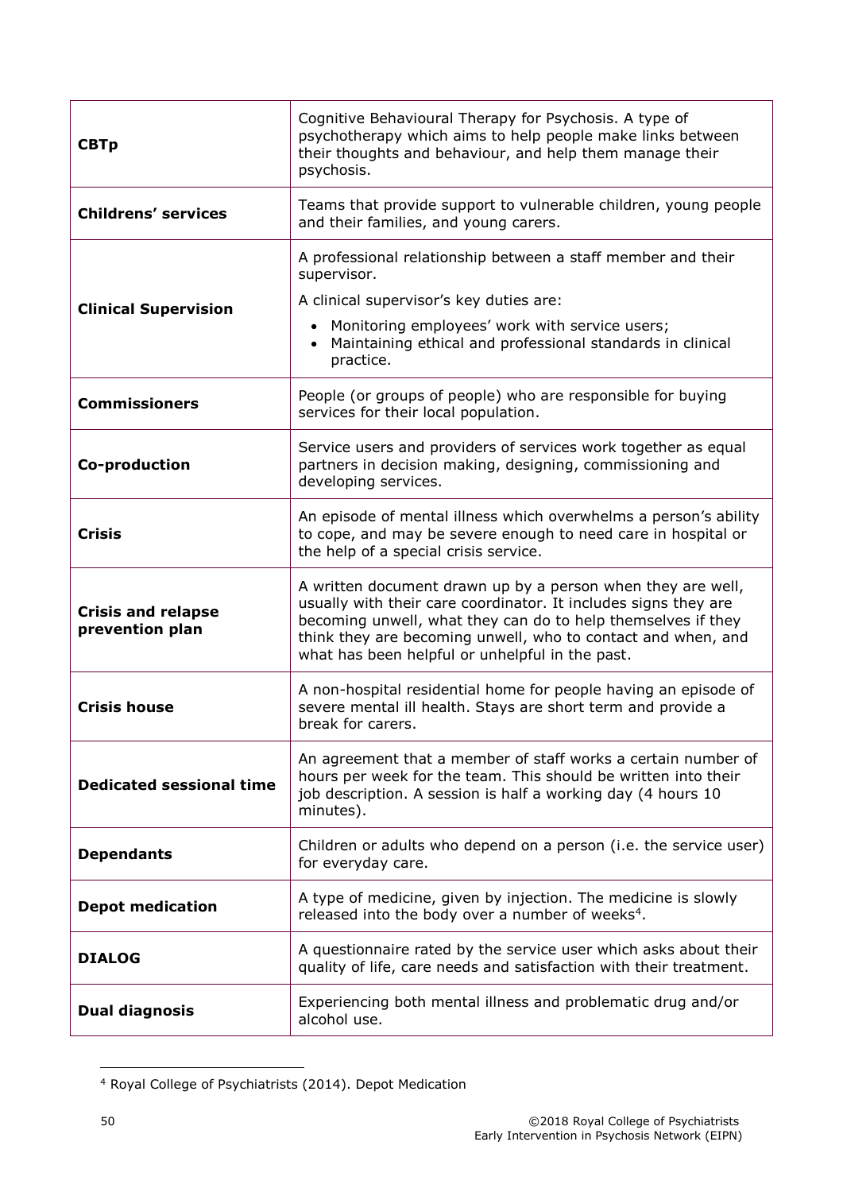| | |
|---|---|
| **CBTp** | Cognitive Behavioural Therapy for Psychosis. A type of psychotherapy which aims to help people make links between their thoughts and behaviour, and help them manage their psychosis. |
| **Childrens' services** | Teams that provide support to vulnerable children, young people and their families, and young carers. |
| **Clinical Supervision** | A professional relationship between a staff member and their supervisor.<br>A clinical supervisor's key duties are:<br>• Monitoring employees' work with service users;<br>• Maintaining ethical and professional standards in clinical practice. |
| **Commissioners** | People (or groups of people) who are responsible for buying services for their local population. |
| **Co-production** | Service users and providers of services work together as equal partners in decision making, designing, commissioning and developing services. |
| **Crisis** | An episode of mental illness which overwhelms a person's ability to cope, and may be severe enough to need care in hospital or the help of a special crisis service. |
| **Crisis and relapse prevention plan** | A written document drawn up by a person when they are well, usually with their care coordinator. It includes signs they are becoming unwell, what they can do to help themselves if they think they are becoming unwell, who to contact and when, and what has been helpful or unhelpful in the past. |
| **Crisis house** | A non-hospital residential home for people having an episode of severe mental ill health. Stays are short term and provide a break for carers. |
| **Dedicated sessional time** | An agreement that a member of staff works a certain number of hours per week for the team. This should be written into their job description. A session is half a working day (4 hours 10 minutes). |
| **Dependants** | Children or adults who depend on a person (i.e. the service user) for everyday care. |
| **Depot medication** | A type of medicine, given by injection. The medicine is slowly released into the body over a number of weeks[4]. |
| **DIALOG** | A questionnaire rated by the service user which asks about their quality of life, care needs and satisfaction with their treatment. |
| **Dual diagnosis** | Experiencing both mental illness and problematic drug and/or alcohol use. |

[4] Royal College of Psychiatrists (2014). Depot Medication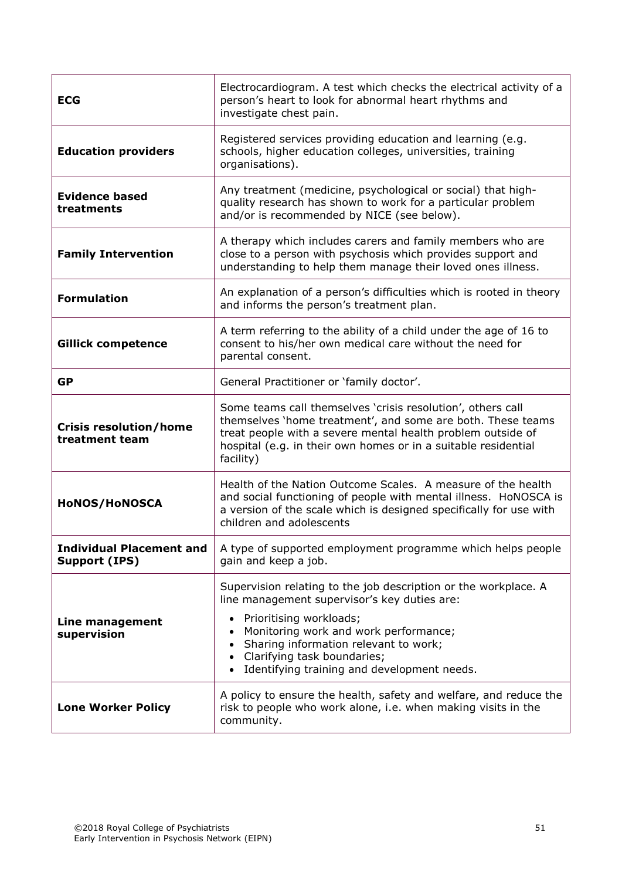| | |
|---|---|
| **ECG** | Electrocardiogram. A test which checks the electrical activity of a person's heart to look for abnormal heart rhythms and investigate chest pain. |
| **Education providers** | Registered services providing education and learning (e.g. schools, higher education colleges, universities, training organisations). |
| **Evidence based treatments** | Any treatment (medicine, psychological or social) that high-quality research has shown to work for a particular problem and/or is recommended by NICE (see below). |
| **Family Intervention** | A therapy which includes carers and family members who are close to a person with psychosis which provides support and understanding to help them manage their loved ones illness. |
| **Formulation** | An explanation of a person's difficulties which is rooted in theory and informs the person's treatment plan. |
| **Gillick competence** | A term referring to the ability of a child under the age of 16 to consent to his/her own medical care without the need for parental consent. |
| **GP** | General Practitioner or 'family doctor'. |
| **Crisis resolution/home treatment team** | Some teams call themselves 'crisis resolution', others call themselves 'home treatment', and some are both. These teams treat people with a severe mental health problem outside of hospital (e.g. in their own homes or in a suitable residential facility) |
| **HoNOS/HoNOSCA** | Health of the Nation Outcome Scales. A measure of the health and social functioning of people with mental illness. HoNOSCA is a version of the scale which is designed specifically for use with children and adolescents |
| **Individual Placement and Support (IPS)** | A type of supported employment programme which helps people gain and keep a job. |
| **Line management supervision** | Supervision relating to the job description or the workplace. A line management supervisor's key duties are:<br>• Prioritising workloads;<br>• Monitoring work and work performance;<br>• Sharing information relevant to work;<br>• Clarifying task boundaries;<br>• Identifying training and development needs. |
| **Lone Worker Policy** | A policy to ensure the health, safety and welfare, and reduce the risk to people who work alone, i.e. when making visits in the community. |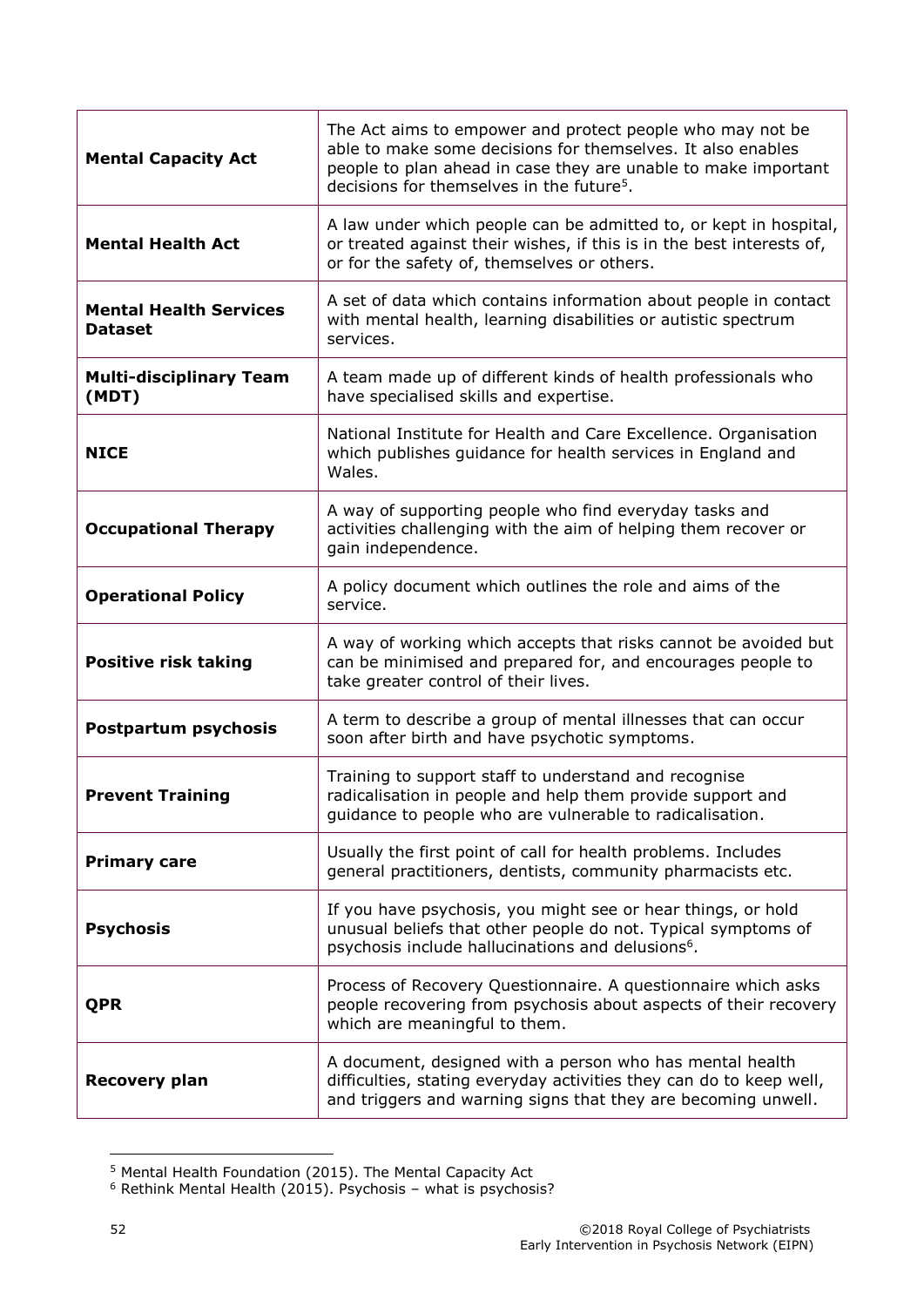| | |
|---|---|
| **Mental Capacity Act** | The Act aims to empower and protect people who may not be able to make some decisions for themselves. It also enables people to plan ahead in case they are unable to make important decisions for themselves in the future[5]. |
| **Mental Health Act** | A law under which people can be admitted to, or kept in hospital, or treated against their wishes, if this is in the best interests of, or for the safety of, themselves or others. |
| **Mental Health Services Dataset** | A set of data which contains information about people in contact with mental health, learning disabilities or autistic spectrum services. |
| **Multi-disciplinary Team (MDT)** | A team made up of different kinds of health professionals who have specialised skills and expertise. |
| **NICE** | National Institute for Health and Care Excellence. Organisation which publishes guidance for health services in England and Wales. |
| **Occupational Therapy** | A way of supporting people who find everyday tasks and activities challenging with the aim of helping them recover or gain independence. |
| **Operational Policy** | A policy document which outlines the role and aims of the service. |
| **Positive risk taking** | A way of working which accepts that risks cannot be avoided but can be minimised and prepared for, and encourages people to take greater control of their lives. |
| **Postpartum psychosis** | A term to describe a group of mental illnesses that can occur soon after birth and have psychotic symptoms. |
| **Prevent Training** | Training to support staff to understand and recognise radicalisation in people and help them provide support and guidance to people who are vulnerable to radicalisation. |
| **Primary care** | Usually the first point of call for health problems. Includes general practitioners, dentists, community pharmacists etc. |
| **Psychosis** | If you have psychosis, you might see or hear things, or hold unusual beliefs that other people do not. Typical symptoms of psychosis include hallucinations and delusions[6]. |
| **QPR** | Process of Recovery Questionnaire. A questionnaire which asks people recovering from psychosis about aspects of their recovery which are meaningful to them. |
| **Recovery plan** | A document, designed with a person who has mental health difficulties, stating everyday activities they can do to keep well, and triggers and warning signs that they are becoming unwell. |

[5] Mental Health Foundation (2015). The Mental Capacity Act

[6] Rethink Mental Health (2015). Psychosis – what is psychosis?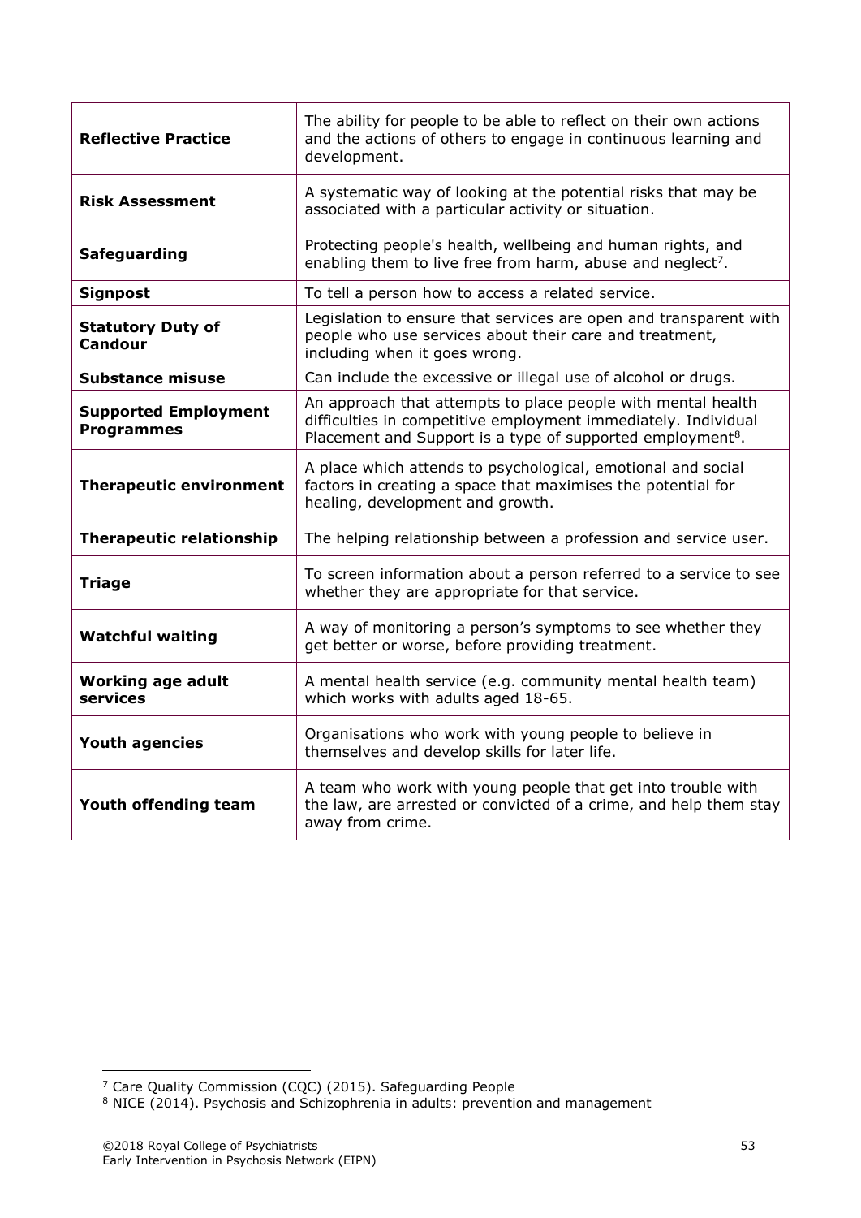| | |
|---|---|
| **Reflective Practice** | The ability for people to be able to reflect on their own actions and the actions of others to engage in continuous learning and development. |
| **Risk Assessment** | A systematic way of looking at the potential risks that may be associated with a particular activity or situation. |
| **Safeguarding** | Protecting people's health, wellbeing and human rights, and enabling them to live free from harm, abuse and neglect[7]. |
| **Signpost** | To tell a person how to access a related service. |
| **Statutory Duty of Candour** | Legislation to ensure that services are open and transparent with people who use services about their care and treatment, including when it goes wrong. |
| **Substance misuse** | Can include the excessive or illegal use of alcohol or drugs. |
| **Supported Employment Programmes** | An approach that attempts to place people with mental health difficulties in competitive employment immediately. Individual Placement and Support is a type of supported employment[8]. |
| **Therapeutic environment** | A place which attends to psychological, emotional and social factors in creating a space that maximises the potential for healing, development and growth. |
| **Therapeutic relationship** | The helping relationship between a profession and service user. |
| **Triage** | To screen information about a person referred to a service to see whether they are appropriate for that service. |
| **Watchful waiting** | A way of monitoring a person's symptoms to see whether they get better or worse, before providing treatment. |
| **Working age adult services** | A mental health service (e.g. community mental health team) which works with adults aged 18-65. |
| **Youth agencies** | Organisations who work with young people to believe in themselves and develop skills for later life. |
| **Youth offending team** | A team who work with young people that get into trouble with the law, are arrested or convicted of a crime, and help them stay away from crime. |

[7] Care Quality Commission (CQC) (2015). Safeguarding People

[8] NICE (2014). Psychosis and Schizophrenia in adults: prevention and management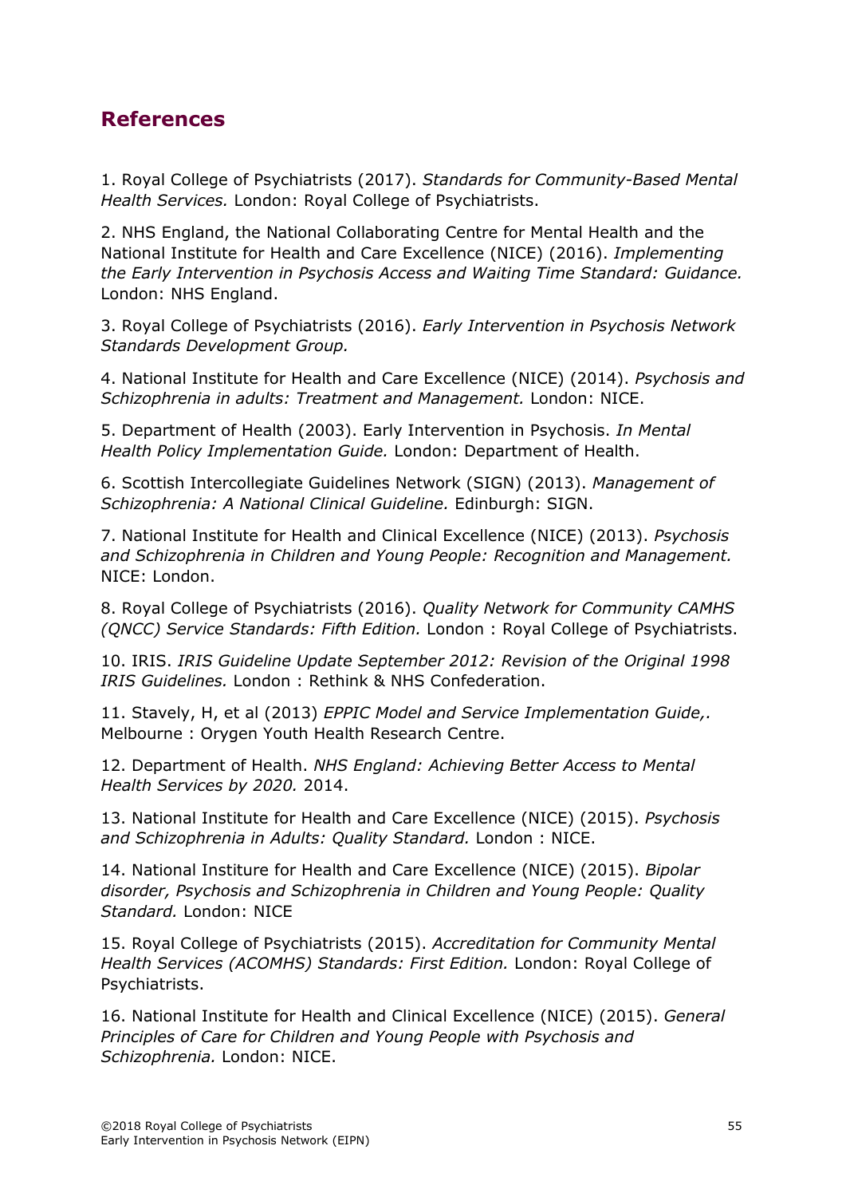## References

1. Royal College of Psychiatrists (2017). *Standards for Community-Based Mental Health Services.* London: Royal College of Psychiatrists.

2. NHS England, the National Collaborating Centre for Mental Health and the National Institute for Health and Care Excellence (NICE) (2016). *Implementing the Early Intervention in Psychosis Access and Waiting Time Standard: Guidance.* London: NHS England.

3. Royal College of Psychiatrists (2016). *Early Intervention in Psychosis Network Standards Development Group.*

4. National Institute for Health and Care Excellence (NICE) (2014). *Psychosis and Schizophrenia in adults: Treatment and Management.* London: NICE.

5. Department of Health (2003). Early Intervention in Psychosis. *In Mental Health Policy Implementation Guide.* London: Department of Health.

6. Scottish Intercollegiate Guidelines Network (SIGN) (2013). *Management of Schizophrenia: A National Clinical Guideline.* Edinburgh: SIGN.

7. National Institute for Health and Clinical Excellence (NICE) (2013). *Psychosis and Schizophrenia in Children and Young People: Recognition and Management.* NICE: London.

8. Royal College of Psychiatrists (2016). *Quality Network for Community CAMHS (QNCC) Service Standards: Fifth Edition.* London : Royal College of Psychiatrists.

10. IRIS. *IRIS Guideline Update September 2012: Revision of the Original 1998 IRIS Guidelines.* London : Rethink & NHS Confederation.

11. Stavely, H, et al (2013) *EPPIC Model and Service Implementation Guide,.* Melbourne : Orygen Youth Health Research Centre.

12. Department of Health. *NHS England: Achieving Better Access to Mental Health Services by 2020.* 2014.

13. National Institute for Health and Care Excellence (NICE) (2015). *Psychosis and Schizophrenia in Adults: Quality Standard.* London : NICE.

14. National Institure for Health and Care Excellence (NICE) (2015). *Bipolar disorder, Psychosis and Schizophrenia in Children and Young People: Quality Standard.* London: NICE

15. Royal College of Psychiatrists (2015). *Accreditation for Community Mental Health Services (ACOMHS) Standards: First Edition.* London: Royal College of Psychiatrists.

16. National Institute for Health and Clinical Excellence (NICE) (2015). *General Principles of Care for Children and Young People with Psychosis and Schizophrenia.* London: NICE.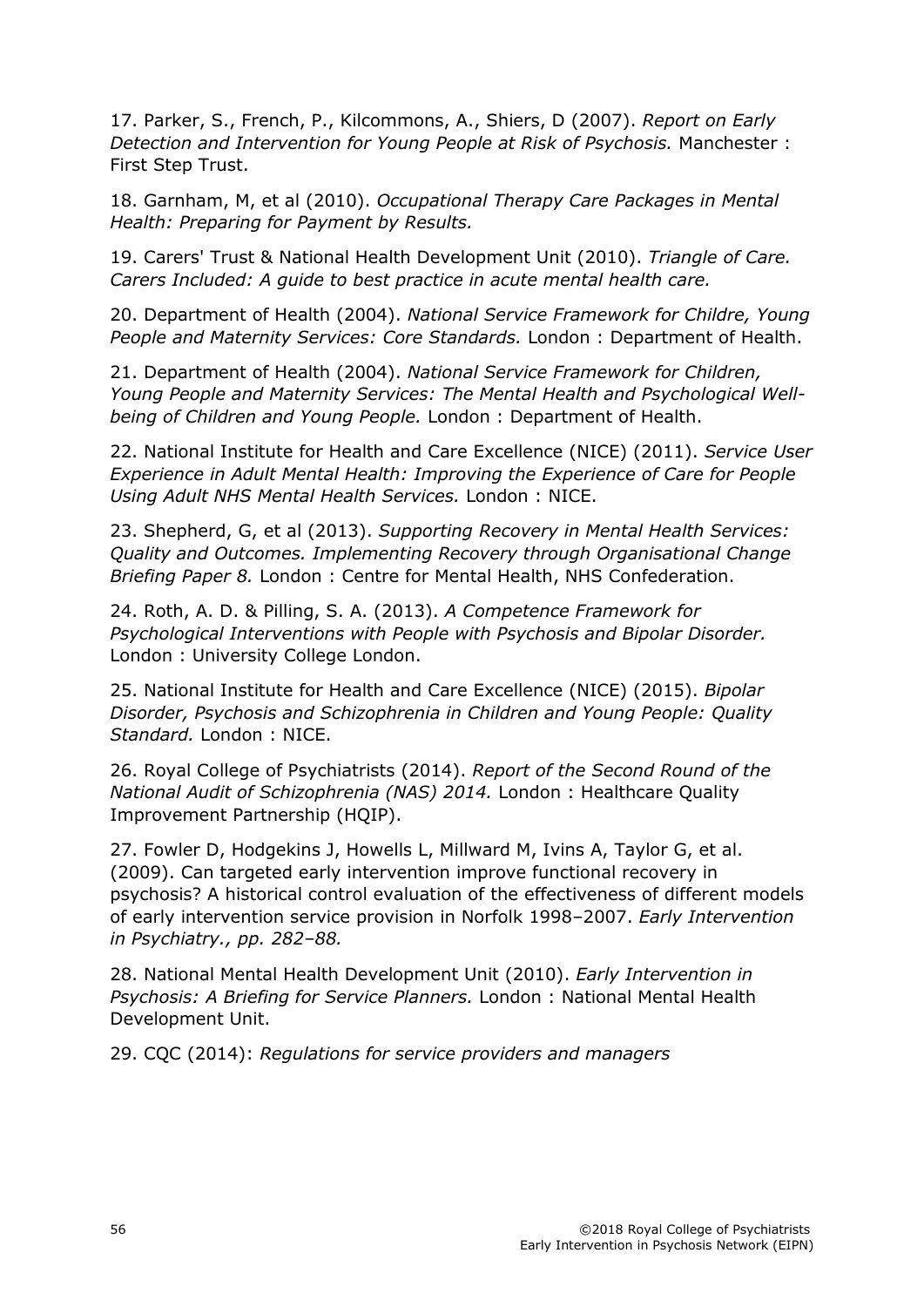17. Parker, S., French, P., Kilcommons, A., Shiers, D (2007). *Report on Early Detection and Intervention for Young People at Risk of Psychosis.* Manchester : First Step Trust.

18. Garnham, M, et al (2010). *Occupational Therapy Care Packages in Mental Health: Preparing for Payment by Results.*

19. Carers' Trust & National Health Development Unit (2010). *Triangle of Care. Carers Included: A guide to best practice in acute mental health care.*

20. Department of Health (2004). *National Service Framework for Childre, Young People and Maternity Services: Core Standards.* London : Department of Health.

21. Department of Health (2004). *National Service Framework for Children, Young People and Maternity Services: The Mental Health and Psychological Well-being of Children and Young People.* London : Department of Health.

22. National Institute for Health and Care Excellence (NICE) (2011). *Service User Experience in Adult Mental Health: Improving the Experience of Care for People Using Adult NHS Mental Health Services.* London : NICE.

23. Shepherd, G, et al (2013). *Supporting Recovery in Mental Health Services: Quality and Outcomes. Implementing Recovery through Organisational Change Briefing Paper 8.* London : Centre for Mental Health, NHS Confederation.

24. Roth, A. D. & Pilling, S. A. (2013). *A Competence Framework for Psychological Interventions with People with Psychosis and Bipolar Disorder.* London : University College London.

25. National Institute for Health and Care Excellence (NICE) (2015). *Bipolar Disorder, Psychosis and Schizophrenia in Children and Young People: Quality Standard.* London : NICE.

26. Royal College of Psychiatrists (2014). *Report of the Second Round of the National Audit of Schizophrenia (NAS) 2014.* London : Healthcare Quality Improvement Partnership (HQIP).

27. Fowler D, Hodgekins J, Howells L, Millward M, Ivins A, Taylor G, et al. (2009). Can targeted early intervention improve functional recovery in psychosis? A historical control evaluation of the effectiveness of different models of early intervention service provision in Norfolk 1998–2007. *Early Intervention in Psychiatry., pp. 282–88.*

28. National Mental Health Development Unit (2010). *Early Intervention in Psychosis: A Briefing for Service Planners.* London : National Mental Health Development Unit.

29. CQC (2014): *Regulations for service providers and managers*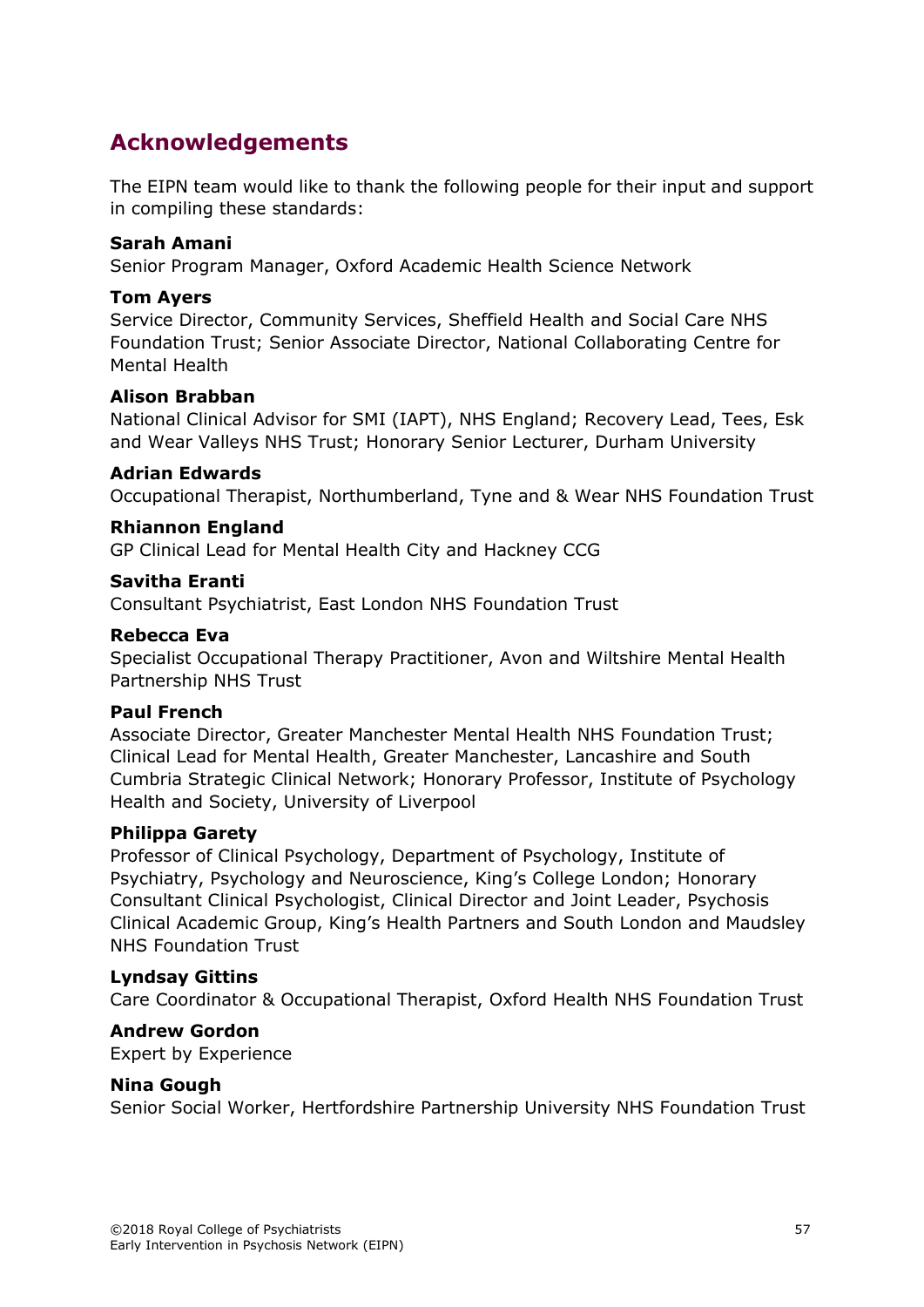## Acknowledgements

The EIPN team would like to thank the following people for their input and support in compiling these standards:

**Sarah Amani**
Senior Program Manager, Oxford Academic Health Science Network

**Tom Ayers**
Service Director, Community Services, Sheffield Health and Social Care NHS Foundation Trust; Senior Associate Director, National Collaborating Centre for Mental Health

**Alison Brabban**
National Clinical Advisor for SMI (IAPT), NHS England; Recovery Lead, Tees, Esk and Wear Valleys NHS Trust; Honorary Senior Lecturer, Durham University

**Adrian Edwards**
Occupational Therapist, Northumberland, Tyne and & Wear NHS Foundation Trust

**Rhiannon England**
GP Clinical Lead for Mental Health City and Hackney CCG

**Savitha Eranti**
Consultant Psychiatrist, East London NHS Foundation Trust

**Rebecca Eva**
Specialist Occupational Therapy Practitioner, Avon and Wiltshire Mental Health Partnership NHS Trust

**Paul French**
Associate Director, Greater Manchester Mental Health NHS Foundation Trust; Clinical Lead for Mental Health, Greater Manchester, Lancashire and South Cumbria Strategic Clinical Network; Honorary Professor, Institute of Psychology Health and Society, University of Liverpool

**Philippa Garety**
Professor of Clinical Psychology, Department of Psychology, Institute of Psychiatry, Psychology and Neuroscience, King's College London; Honorary Consultant Clinical Psychologist, Clinical Director and Joint Leader, Psychosis Clinical Academic Group, King's Health Partners and South London and Maudsley NHS Foundation Trust

**Lyndsay Gittins**
Care Coordinator & Occupational Therapist, Oxford Health NHS Foundation Trust

**Andrew Gordon**
Expert by Experience

**Nina Gough**
Senior Social Worker, Hertfordshire Partnership University NHS Foundation Trust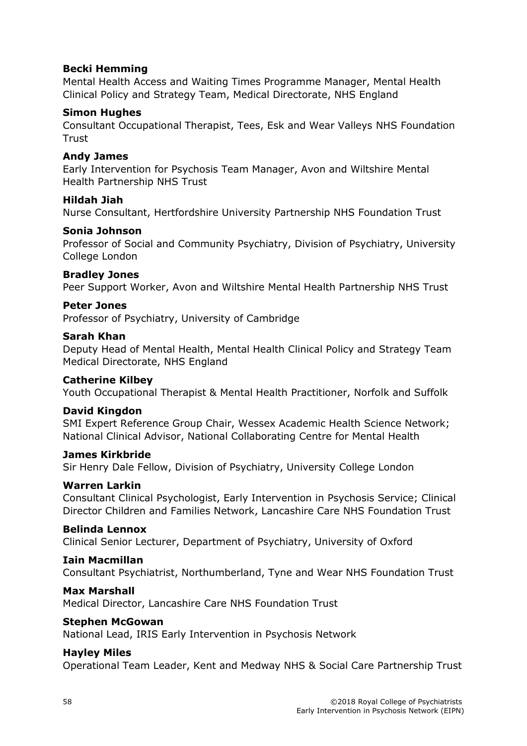**Becki Hemming**
Mental Health Access and Waiting Times Programme Manager, Mental Health Clinical Policy and Strategy Team, Medical Directorate, NHS England

**Simon Hughes**
Consultant Occupational Therapist, Tees, Esk and Wear Valleys NHS Foundation Trust

**Andy James**
Early Intervention for Psychosis Team Manager, Avon and Wiltshire Mental Health Partnership NHS Trust

**Hildah Jiah**
Nurse Consultant, Hertfordshire University Partnership NHS Foundation Trust

**Sonia Johnson**
Professor of Social and Community Psychiatry, Division of Psychiatry, University College London

**Bradley Jones**
Peer Support Worker, Avon and Wiltshire Mental Health Partnership NHS Trust

**Peter Jones**
Professor of Psychiatry, University of Cambridge

**Sarah Khan**
Deputy Head of Mental Health, Mental Health Clinical Policy and Strategy Team Medical Directorate, NHS England

**Catherine Kilbey**
Youth Occupational Therapist & Mental Health Practitioner, Norfolk and Suffolk

**David Kingdon**
SMI Expert Reference Group Chair, Wessex Academic Health Science Network; National Clinical Advisor, National Collaborating Centre for Mental Health

**James Kirkbride**
Sir Henry Dale Fellow, Division of Psychiatry, University College London

**Warren Larkin**
Consultant Clinical Psychologist, Early Intervention in Psychosis Service; Clinical Director Children and Families Network, Lancashire Care NHS Foundation Trust

**Belinda Lennox**
Clinical Senior Lecturer, Department of Psychiatry, University of Oxford

**Iain Macmillan**
Consultant Psychiatrist, Northumberland, Tyne and Wear NHS Foundation Trust

**Max Marshall**
Medical Director, Lancashire Care NHS Foundation Trust

**Stephen McGowan**
National Lead, IRIS Early Intervention in Psychosis Network

**Hayley Miles**
Operational Team Leader, Kent and Medway NHS & Social Care Partnership Trust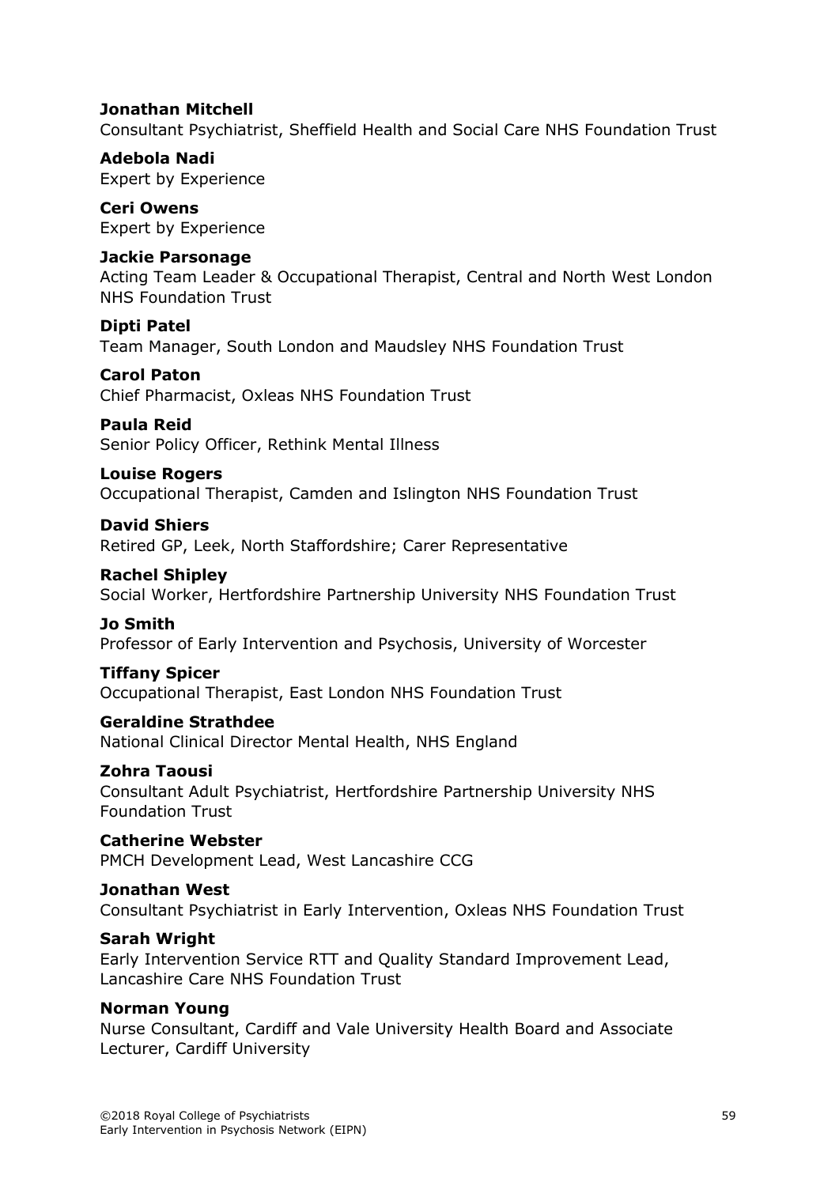**Jonathan Mitchell**
Consultant Psychiatrist, Sheffield Health and Social Care NHS Foundation Trust

**Adebola Nadi**
Expert by Experience

**Ceri Owens**
Expert by Experience

**Jackie Parsonage**
Acting Team Leader & Occupational Therapist, Central and North West London NHS Foundation Trust

**Dipti Patel**
Team Manager, South London and Maudsley NHS Foundation Trust

**Carol Paton**
Chief Pharmacist, Oxleas NHS Foundation Trust

**Paula Reid**
Senior Policy Officer, Rethink Mental Illness

**Louise Rogers**
Occupational Therapist, Camden and Islington NHS Foundation Trust

**David Shiers**
Retired GP, Leek, North Staffordshire; Carer Representative

**Rachel Shipley**
Social Worker, Hertfordshire Partnership University NHS Foundation Trust

**Jo Smith**
Professor of Early Intervention and Psychosis, University of Worcester

**Tiffany Spicer**
Occupational Therapist, East London NHS Foundation Trust

**Geraldine Strathdee**
National Clinical Director Mental Health, NHS England

**Zohra Taousi**
Consultant Adult Psychiatrist, Hertfordshire Partnership University NHS Foundation Trust

**Catherine Webster**
PMCH Development Lead, West Lancashire CCG

**Jonathan West**
Consultant Psychiatrist in Early Intervention, Oxleas NHS Foundation Trust

**Sarah Wright**
Early Intervention Service RTT and Quality Standard Improvement Lead, Lancashire Care NHS Foundation Trust

**Norman Young**
Nurse Consultant, Cardiff and Vale University Health Board and Associate Lecturer, Cardiff University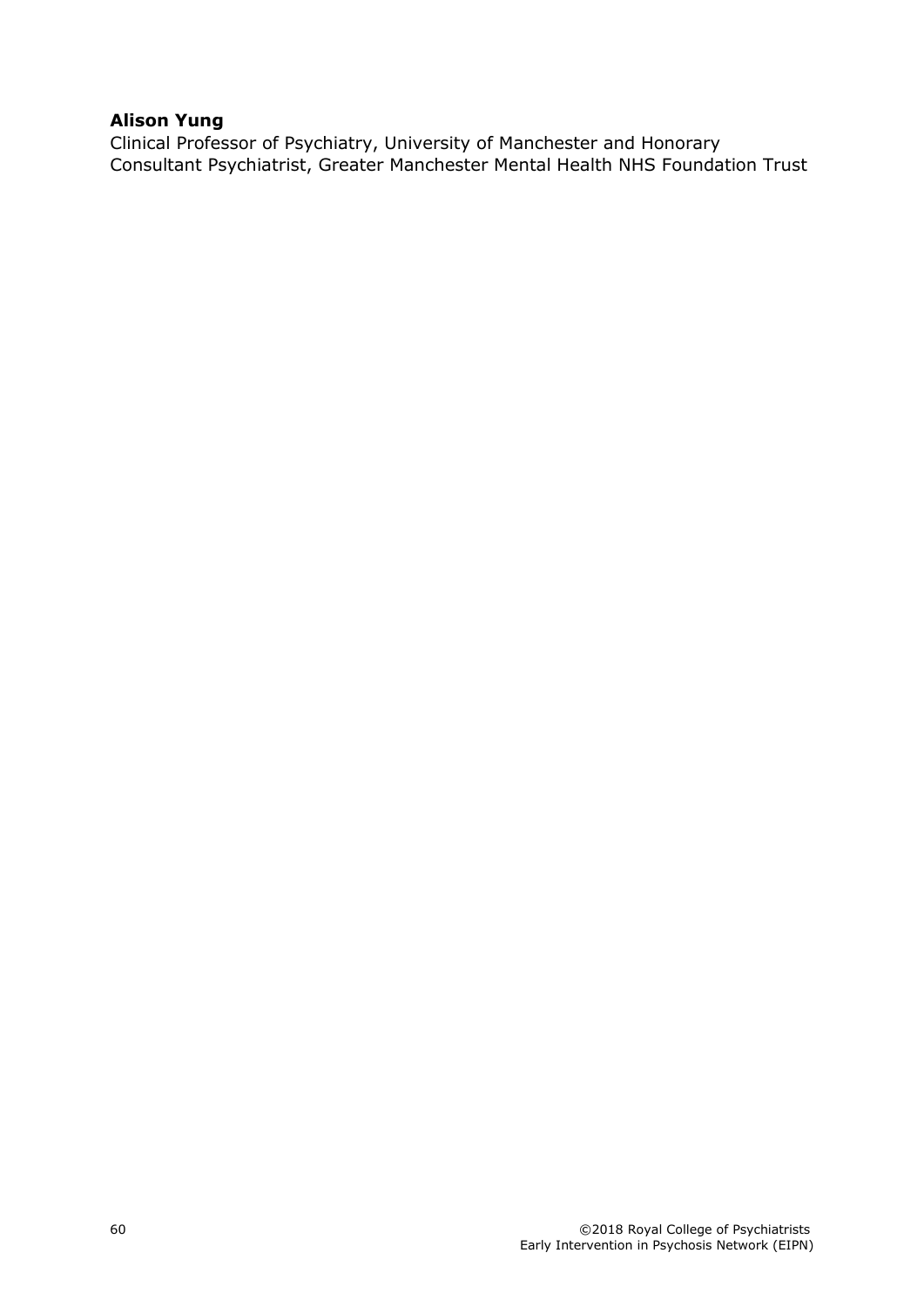**Alison Yung**
Clinical Professor of Psychiatry, University of Manchester and Honorary Consultant Psychiatrist, Greater Manchester Mental Health NHS Foundation Trust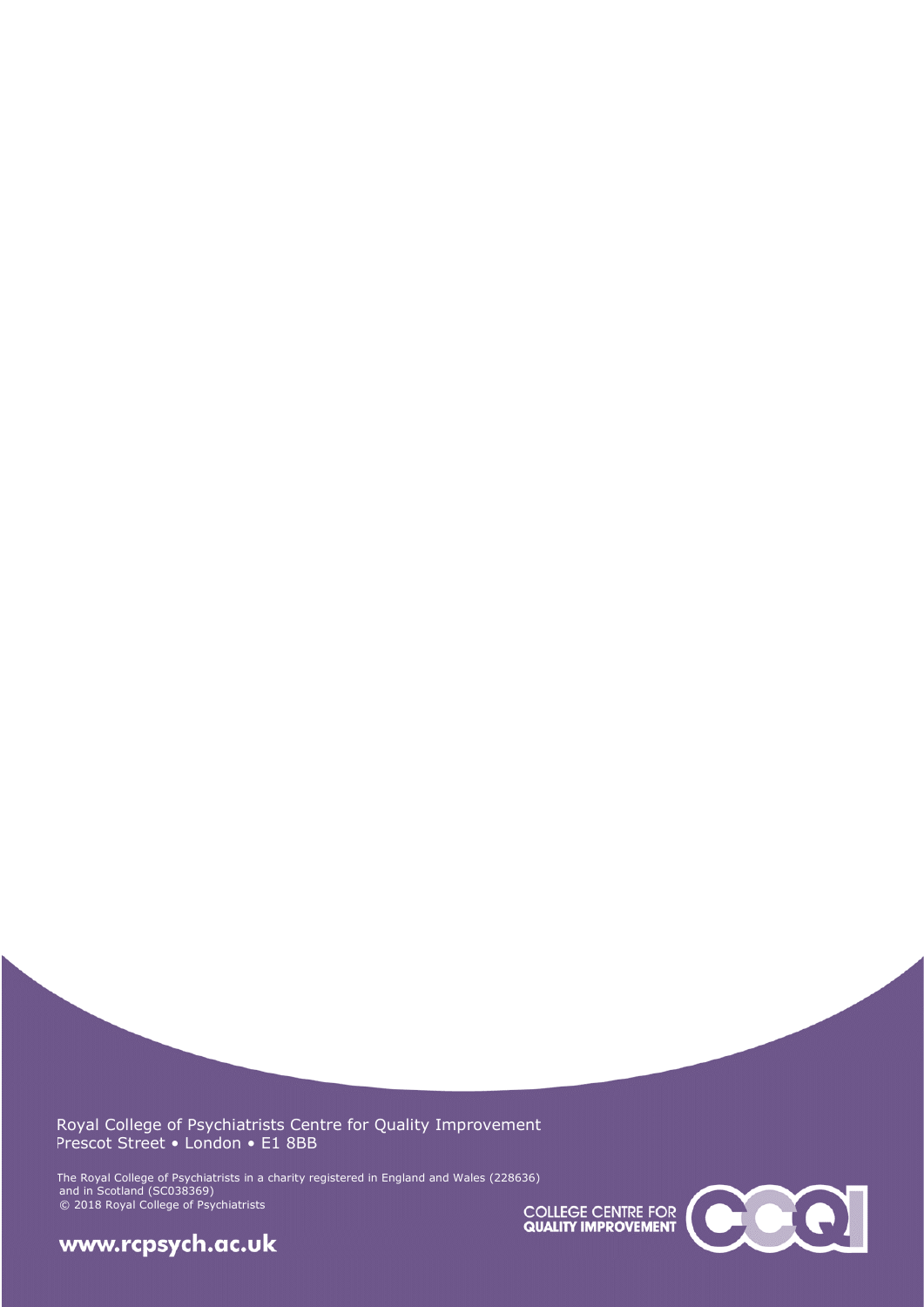Royal College of Psychiatrists Centre for Quality Improvement
Prescot Street • London • E1 8BB

The Royal College of Psychiatrists in a charity registered in England and Wales (228636)
and in Scotland (SC038369)
© 2018 Royal College of Psychiatrists

www.rcpsych.ac.uk

COLLEGE CENTRE FOR
QUALITY IMPROVEMENT